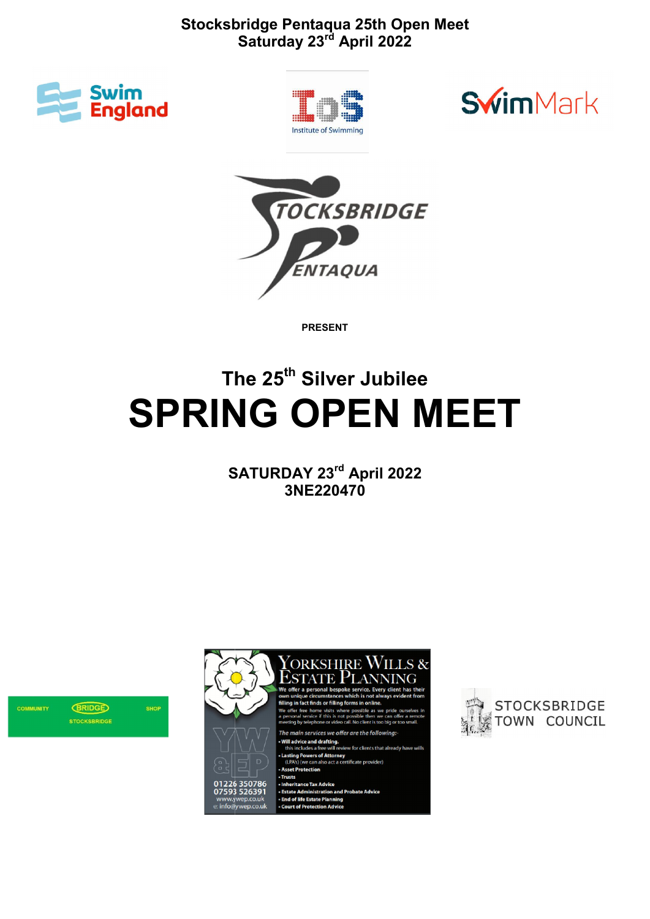**Stocksbridge Pentaqua 25th Open Meet**
**Saturday 23rd April 2022**

**PRESENT**

## The 25th Silver Jubilee

# SPRING OPEN MEET

**SATURDAY 23rd April 2022**
**3NE220470**

COMMUNITY BRIDGE SHOP
STOCKSBRIDGE

YORKSHIRE WILLS & ESTATE PLANNING

We offer a personal bespoke service. Every client has their own unique circumstances which is not always evident from filling in fact finds or filling forms in online.

We offer free home visits where possible as we pride ourselves in a personal service if this is not possible then we can offer a remote meeting by telephone or video call. No client is too big or too small.

*The main services we offer are the following:-*

- **Will advice and drafting.** this includes a free will review for clients that already have wills
- **Lasting Powers of Attorney** (LPA's) (we can also act a certificate provider)
- **Asset Protection**
- **Trusts**
- **Inheritance Tax Advice**
- **Estate Administration and Probate Advice**
- **End of life Estate Planning**
- **Court of Protection Advice**

YW & EP
01226 350786
07593 526391
www.ywep.co.uk
e: info@ywep.co.uk

STOCKSBRIDGE TOWN COUNCIL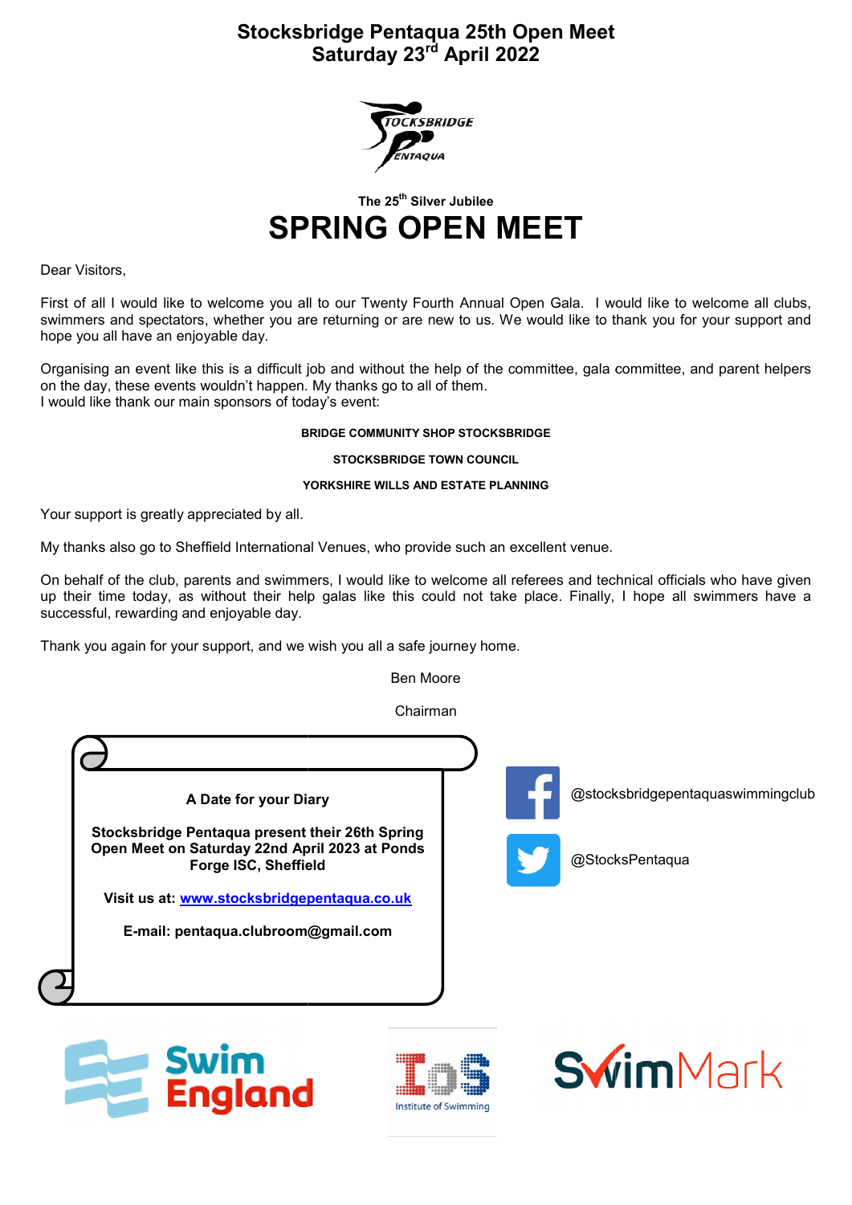# Stocksbridge Pentaqua 25th Open Meet
## Saturday 23rd April 2022

The 25th Silver Jubilee

# SPRING OPEN MEET

Dear Visitors,

First of all I would like to welcome you all to our Twenty Fourth Annual Open Gala. I would like to welcome all clubs, swimmers and spectators, whether you are returning or are new to us. We would like to thank you for your support and hope you all have an enjoyable day.

Organising an event like this is a difficult job and without the help of the committee, gala committee, and parent helpers on the day, these events wouldn't happen. My thanks go to all of them.
I would like thank our main sponsors of today's event:

**BRIDGE COMMUNITY SHOP STOCKSBRIDGE**

**STOCKSBRIDGE TOWN COUNCIL**

**YORKSHIRE WILLS AND ESTATE PLANNING**

Your support is greatly appreciated by all.

My thanks also go to Sheffield International Venues, who provide such an excellent venue.

On behalf of the club, parents and swimmers, I would like to welcome all referees and technical officials who have given up their time today, as without their help galas like this could not take place. Finally, I hope all swimmers have a successful, rewarding and enjoyable day.

Thank you again for your support, and we wish you all a safe journey home.

Ben Moore

Chairman

**A Date for your Diary**

**Stocksbridge Pentaqua present their 26th Spring Open Meet on Saturday 22nd April 2023 at Ponds Forge ISC, Sheffield**

**Visit us at: www.stocksbridgepentaqua.co.uk**

**E-mail: pentaqua.clubroom@gmail.com**

@stocksbridgepentaquaswimmingclub

@StocksPentaqua

Swim England

Institute of Swimming

SwimMark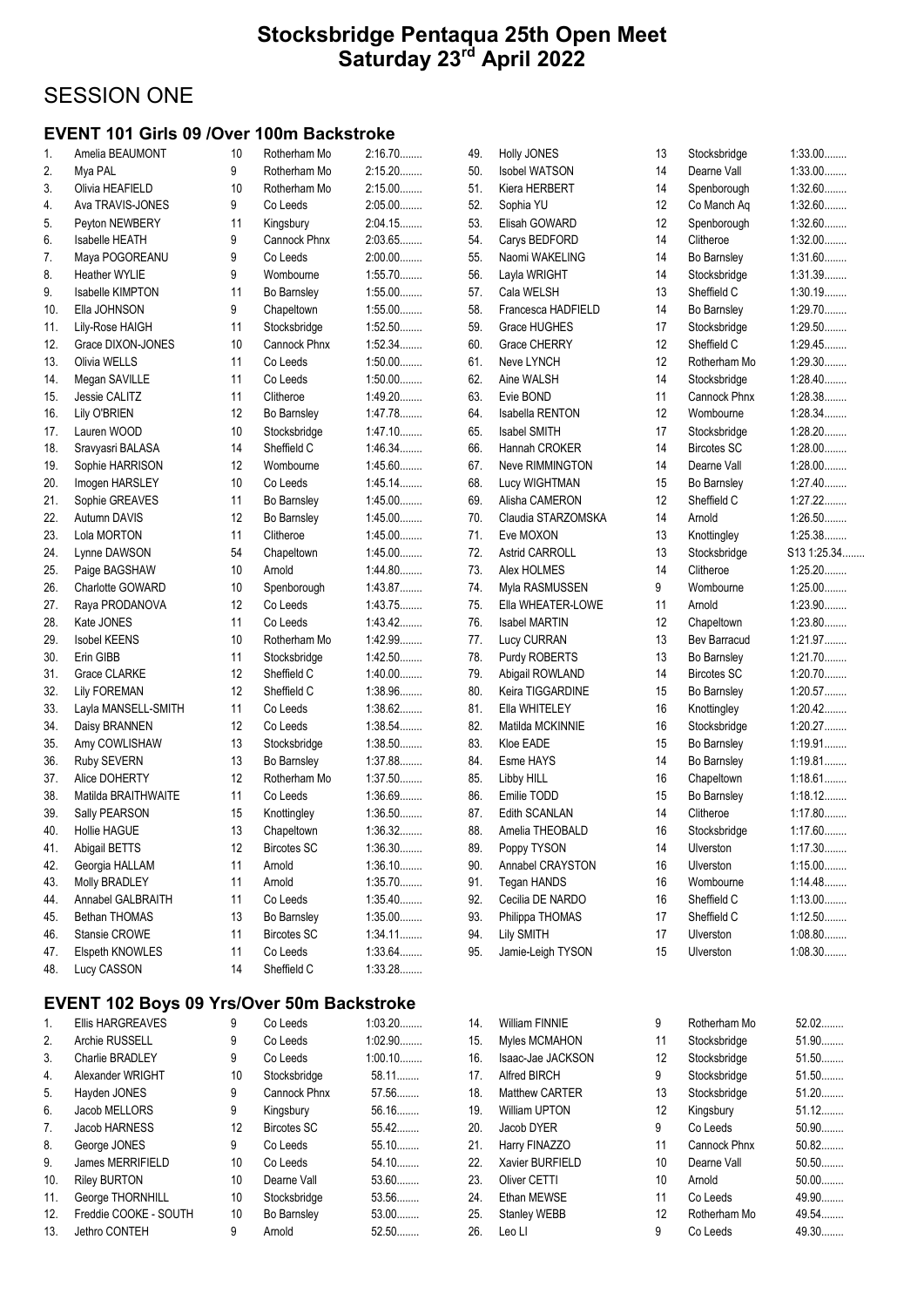# Stocksbridge Pentaqua 25th Open Meet
## Saturday 23rd April 2022

## SESSION ONE

### EVENT 101 Girls 09 /Over 100m Backstroke

| No. | Name | Age | Club | Time |
|---|---|---|---|---|
| 1. | Amelia BEAUMONT | 10 | Rotherham Mo | 2:16.70........ |
| 2. | Mya PAL | 9 | Rotherham Mo | 2:15.20........ |
| 3. | Olivia HEAFIELD | 10 | Rotherham Mo | 2:15.00........ |
| 4. | Ava TRAVIS-JONES | 9 | Co Leeds | 2:05.00........ |
| 5. | Peyton NEWBERY | 11 | Kingsbury | 2:04.15........ |
| 6. | Isabelle HEATH | 9 | Cannock Phnx | 2:03.65........ |
| 7. | Maya POGOREANU | 9 | Co Leeds | 2:00.00........ |
| 8. | Heather WYLIE | 9 | Wombourne | 1:55.70........ |
| 9. | Isabelle KIMPTON | 11 | Bo Barnsley | 1:55.00........ |
| 10. | Ella JOHNSON | 9 | Chapeltown | 1:55.00........ |
| 11. | Lily-Rose HAIGH | 11 | Stocksbridge | 1:52.50........ |
| 12. | Grace DIXON-JONES | 10 | Cannock Phnx | 1:52.34........ |
| 13. | Olivia WELLS | 11 | Co Leeds | 1:50.00........ |
| 14. | Megan SAVILLE | 11 | Co Leeds | 1:50.00........ |
| 15. | Jessie CALITZ | 11 | Clitheroe | 1:49.20........ |
| 16. | Lily O'BRIEN | 12 | Bo Barnsley | 1:47.78........ |
| 17. | Lauren WOOD | 10 | Stocksbridge | 1:47.10........ |
| 18. | Sravyasri BALASA | 14 | Sheffield C | 1:46.34........ |
| 19. | Sophie HARRISON | 12 | Wombourne | 1:45.60........ |
| 20. | Imogen HARSLEY | 10 | Co Leeds | 1:45.14........ |
| 21. | Sophie GREAVES | 11 | Bo Barnsley | 1:45.00........ |
| 22. | Autumn DAVIS | 12 | Bo Barnsley | 1:45.00........ |
| 23. | Lola MORTON | 11 | Clitheroe | 1:45.00........ |
| 24. | Lynne DAWSON | 54 | Chapeltown | 1:45.00........ |
| 25. | Paige BAGSHAW | 10 | Arnold | 1:44.80........ |
| 26. | Charlotte GOWARD | 10 | Spenborough | 1:43.87........ |
| 27. | Raya PRODANOVA | 12 | Co Leeds | 1:43.75........ |
| 28. | Kate JONES | 11 | Co Leeds | 1:43.42........ |
| 29. | Isobel KEENS | 10 | Rotherham Mo | 1:42.99........ |
| 30. | Erin GIBB | 11 | Stocksbridge | 1:42.50........ |
| 31. | Grace CLARKE | 12 | Sheffield C | 1:40.00........ |
| 32. | Lily FOREMAN | 12 | Sheffield C | 1:38.96........ |
| 33. | Layla MANSELL-SMITH | 11 | Co Leeds | 1:38.62........ |
| 34. | Daisy BRANNEN | 12 | Co Leeds | 1:38.54........ |
| 35. | Amy COWLISHAW | 13 | Stocksbridge | 1:38.50........ |
| 36. | Ruby SEVERN | 13 | Bo Barnsley | 1:37.88........ |
| 37. | Alice DOHERTY | 12 | Rotherham Mo | 1:37.50........ |
| 38. | Matilda BRAITHWAITE | 11 | Co Leeds | 1:36.69........ |
| 39. | Sally PEARSON | 15 | Knottingley | 1:36.50........ |
| 40. | Hollie HAGUE | 13 | Chapeltown | 1:36.32........ |
| 41. | Abigail BETTS | 12 | Bircotes SC | 1:36.30........ |
| 42. | Georgia HALLAM | 11 | Arnold | 1:36.10........ |
| 43. | Molly BRADLEY | 11 | Arnold | 1:35.70........ |
| 44. | Annabel GALBRAITH | 11 | Co Leeds | 1:35.40........ |
| 45. | Bethan THOMAS | 13 | Bo Barnsley | 1:35.00........ |
| 46. | Stansie CROWE | 11 | Bircotes SC | 1:34.11........ |
| 47. | Elspeth KNOWLES | 11 | Co Leeds | 1:33.64........ |
| 48. | Lucy CASSON | 14 | Sheffield C | 1:33.28........ |
| 49. | Holly JONES | 13 | Stocksbridge | 1:33.00........ |
| 50. | Isobel WATSON | 14 | Dearne Vall | 1:33.00........ |
| 51. | Kiera HERBERT | 14 | Spenborough | 1:32.60........ |
| 52. | Sophia YU | 12 | Co Manch Aq | 1:32.60........ |
| 53. | Elisah GOWARD | 12 | Spenborough | 1:32.60........ |
| 54. | Carys BEDFORD | 14 | Clitheroe | 1:32.00........ |
| 55. | Naomi WAKELING | 14 | Bo Barnsley | 1:31.60........ |
| 56. | Layla WRIGHT | 14 | Stocksbridge | 1:31.39........ |
| 57. | Cala WELSH | 13 | Sheffield C | 1:30.19........ |
| 58. | Francesca HADFIELD | 14 | Bo Barnsley | 1:29.70........ |
| 59. | Grace HUGHES | 17 | Stocksbridge | 1:29.50........ |
| 60. | Grace CHERRY | 12 | Sheffield C | 1:29.45........ |
| 61. | Neve LYNCH | 12 | Rotherham Mo | 1:29.30........ |
| 62. | Aine WALSH | 14 | Stocksbridge | 1:28.40........ |
| 63. | Evie BOND | 11 | Cannock Phnx | 1:28.38........ |
| 64. | Isabella RENTON | 12 | Wombourne | 1:28.34........ |
| 65. | Isabel SMITH | 17 | Stocksbridge | 1:28.20........ |
| 66. | Hannah CROKER | 14 | Bircotes SC | 1:28.00........ |
| 67. | Neve RIMMINGTON | 14 | Dearne Vall | 1:28.00........ |
| 68. | Lucy WIGHTMAN | 15 | Bo Barnsley | 1:27.40........ |
| 69. | Alisha CAMERON | 12 | Sheffield C | 1:27.22........ |
| 70. | Claudia STARZOMSKA | 14 | Arnold | 1:26.50........ |
| 71. | Eve MOXON | 13 | Knottingley | 1:25.38........ |
| 72. | Astrid CARROLL | 13 | Stocksbridge | S13 1:25.34........ |
| 73. | Alex HOLMES | 14 | Clitheroe | 1:25.20........ |
| 74. | Myla RASMUSSEN | 9 | Wombourne | 1:25.00........ |
| 75. | Ella WHEATER-LOWE | 11 | Arnold | 1:23.90........ |
| 76. | Isabel MARTIN | 12 | Chapeltown | 1:23.80........ |
| 77. | Lucy CURRAN | 13 | Bev Barracud | 1:21.97........ |
| 78. | Purdy ROBERTS | 13 | Bo Barnsley | 1:21.70........ |
| 79. | Abigail ROWLAND | 14 | Bircotes SC | 1:20.70........ |
| 80. | Keira TIGGARDINE | 15 | Bo Barnsley | 1:20.57........ |
| 81. | Ella WHITELEY | 16 | Knottingley | 1:20.42........ |
| 82. | Matilda MCKINNIE | 16 | Stocksbridge | 1:20.27........ |
| 83. | Kloe EADE | 15 | Bo Barnsley | 1:19.91........ |
| 84. | Esme HAYS | 14 | Bo Barnsley | 1:19.81........ |
| 85. | Libby HILL | 16 | Chapeltown | 1:18.61........ |
| 86. | Emilie TODD | 15 | Bo Barnsley | 1:18.12........ |
| 87. | Edith SCANLAN | 14 | Clitheroe | 1:17.80........ |
| 88. | Amelia THEOBALD | 16 | Stocksbridge | 1:17.60........ |
| 89. | Poppy TYSON | 14 | Ulverston | 1:17.30........ |
| 90. | Annabel CRAYSTON | 16 | Ulverston | 1:15.00........ |
| 91. | Tegan HANDS | 16 | Wombourne | 1:14.48........ |
| 92. | Cecilia DE NARDO | 16 | Sheffield C | 1:13.00........ |
| 93. | Philippa THOMAS | 17 | Sheffield C | 1:12.50........ |
| 94. | Lily SMITH | 17 | Ulverston | 1:08.80........ |
| 95. | Jamie-Leigh TYSON | 15 | Ulverston | 1:08.30........ |

### EVENT 102 Boys 09 Yrs/Over 50m Backstroke

| No. | Name | Age | Club | Time |
|---|---|---|---|---|
| 1. | Ellis HARGREAVES | 9 | Co Leeds | 1:03.20........ |
| 2. | Archie RUSSELL | 9 | Co Leeds | 1:02.90........ |
| 3. | Charlie BRADLEY | 9 | Co Leeds | 1:00.10........ |
| 4. | Alexander WRIGHT | 10 | Stocksbridge | 58.11........ |
| 5. | Hayden JONES | 9 | Cannock Phnx | 57.56........ |
| 6. | Jacob MELLORS | 9 | Kingsbury | 56.16........ |
| 7. | Jacob HARNESS | 12 | Bircotes SC | 55.42........ |
| 8. | George JONES | 9 | Co Leeds | 55.10........ |
| 9. | James MERRIFIELD | 10 | Co Leeds | 54.10........ |
| 10. | Riley BURTON | 10 | Dearne Vall | 53.60........ |
| 11. | George THORNHILL | 10 | Stocksbridge | 53.56........ |
| 12. | Freddie COOKE - SOUTH | 10 | Bo Barnsley | 53.00........ |
| 13. | Jethro CONTEH | 9 | Arnold | 52.50........ |
| 14. | William FINNIE | 9 | Rotherham Mo | 52.02........ |
| 15. | Myles MCMAHON | 11 | Stocksbridge | 51.90........ |
| 16. | Isaac-Jae JACKSON | 12 | Stocksbridge | 51.50........ |
| 17. | Alfred BIRCH | 9 | Stocksbridge | 51.50........ |
| 18. | Matthew CARTER | 13 | Stocksbridge | 51.20........ |
| 19. | William UPTON | 12 | Kingsbury | 51.12........ |
| 20. | Jacob DYER | 9 | Co Leeds | 50.90........ |
| 21. | Harry FINAZZO | 11 | Cannock Phnx | 50.82........ |
| 22. | Xavier BURFIELD | 10 | Dearne Vall | 50.50........ |
| 23. | Oliver CETTI | 10 | Arnold | 50.00........ |
| 24. | Ethan MEWSE | 11 | Co Leeds | 49.90........ |
| 25. | Stanley WEBB | 12 | Rotherham Mo | 49.54........ |
| 26. | Leo LI | 9 | Co Leeds | 49.30........ |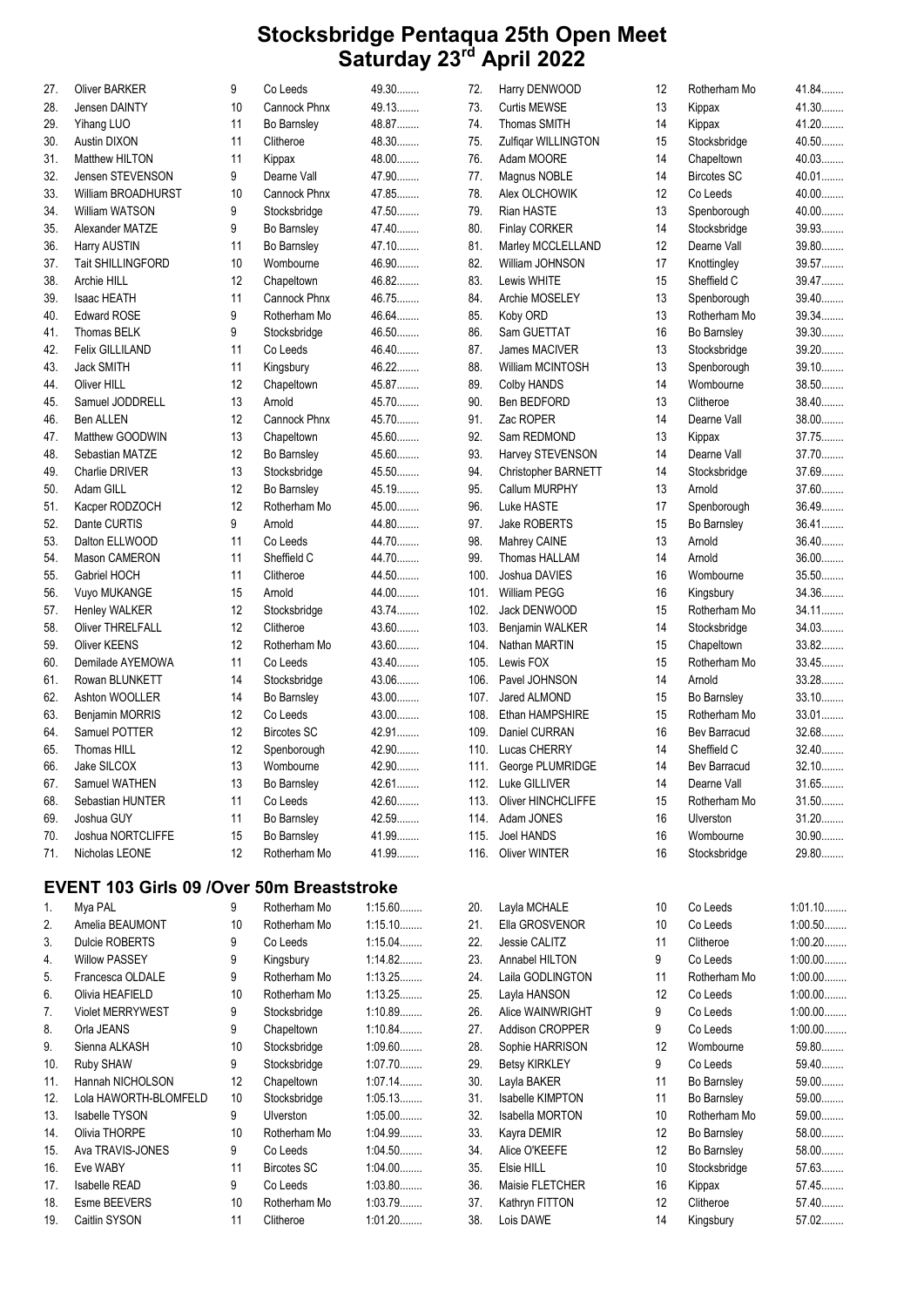# Stocksbridge Pentaqua 25th Open Meet
## Saturday 23rd April 2022

| | | | | |
|---|---|---|---|---|
| 27. | Oliver BARKER | 9 | Co Leeds | 49.30........ |
| 28. | Jensen DAINTY | 10 | Cannock Phnx | 49.13........ |
| 29. | Yihang LUO | 11 | Bo Barnsley | 48.87........ |
| 30. | Austin DIXON | 11 | Clitheroe | 48.30........ |
| 31. | Matthew HILTON | 11 | Kippax | 48.00........ |
| 32. | Jensen STEVENSON | 9 | Dearne Vall | 47.90........ |
| 33. | William BROADHURST | 10 | Cannock Phnx | 47.85........ |
| 34. | William WATSON | 9 | Stocksbridge | 47.50........ |
| 35. | Alexander MATZE | 9 | Bo Barnsley | 47.40........ |
| 36. | Harry AUSTIN | 11 | Bo Barnsley | 47.10........ |
| 37. | Tait SHILLINGFORD | 10 | Wombourne | 46.90........ |
| 38. | Archie HILL | 12 | Chapeltown | 46.82........ |
| 39. | Isaac HEATH | 11 | Cannock Phnx | 46.75........ |
| 40. | Edward ROSE | 9 | Rotherham Mo | 46.64........ |
| 41. | Thomas BELK | 9 | Stocksbridge | 46.50........ |
| 42. | Felix GILLILAND | 11 | Co Leeds | 46.40........ |
| 43. | Jack SMITH | 11 | Kingsbury | 46.22........ |
| 44. | Oliver HILL | 12 | Chapeltown | 45.87........ |
| 45. | Samuel JODDRELL | 13 | Arnold | 45.70........ |
| 46. | Ben ALLEN | 12 | Cannock Phnx | 45.70........ |
| 47. | Matthew GOODWIN | 13 | Chapeltown | 45.60........ |
| 48. | Sebastian MATZE | 12 | Bo Barnsley | 45.60........ |
| 49. | Charlie DRIVER | 13 | Stocksbridge | 45.50........ |
| 50. | Adam GILL | 12 | Bo Barnsley | 45.19........ |
| 51. | Kacper RODZOCH | 12 | Rotherham Mo | 45.00........ |
| 52. | Dante CURTIS | 9 | Arnold | 44.80........ |
| 53. | Dalton ELLWOOD | 11 | Co Leeds | 44.70........ |
| 54. | Mason CAMERON | 11 | Sheffield C | 44.70........ |
| 55. | Gabriel HOCH | 11 | Clitheroe | 44.50........ |
| 56. | Vuyo MUKANGE | 15 | Arnold | 44.00........ |
| 57. | Henley WALKER | 12 | Stocksbridge | 43.74........ |
| 58. | Oliver THRELFALL | 12 | Clitheroe | 43.60........ |
| 59. | Oliver KEENS | 12 | Rotherham Mo | 43.60........ |
| 60. | Demilade AYEMOWA | 11 | Co Leeds | 43.40........ |
| 61. | Rowan BLUNKETT | 14 | Stocksbridge | 43.06........ |
| 62. | Ashton WOOLLER | 14 | Bo Barnsley | 43.00........ |
| 63. | Benjamin MORRIS | 12 | Co Leeds | 43.00........ |
| 64. | Samuel POTTER | 12 | Bircotes SC | 42.91........ |
| 65. | Thomas HILL | 12 | Spenborough | 42.90........ |
| 66. | Jake SILCOX | 13 | Wombourne | 42.90........ |
| 67. | Samuel WATHEN | 13 | Bo Barnsley | 42.61........ |
| 68. | Sebastian HUNTER | 11 | Co Leeds | 42.60........ |
| 69. | Joshua GUY | 11 | Bo Barnsley | 42.59........ |
| 70. | Joshua NORTCLIFFE | 15 | Bo Barnsley | 41.99........ |
| 71. | Nicholas LEONE | 12 | Rotherham Mo | 41.99........ |
| 72. | Harry DENWOOD | 12 | Rotherham Mo | 41.84........ |
| 73. | Curtis MEWSE | 13 | Kippax | 41.30........ |
| 74. | Thomas SMITH | 14 | Kippax | 41.20........ |
| 75. | Zulfiqar WILLINGTON | 15 | Stocksbridge | 40.50........ |
| 76. | Adam MOORE | 14 | Chapeltown | 40.03........ |
| 77. | Magnus NOBLE | 14 | Bircotes SC | 40.01........ |
| 78. | Alex OLCHOWIK | 12 | Co Leeds | 40.00........ |
| 79. | Rian HASTE | 13 | Spenborough | 40.00........ |
| 80. | Finlay CORKER | 14 | Stocksbridge | 39.93........ |
| 81. | Marley MCCLELLAND | 12 | Dearne Vall | 39.80........ |
| 82. | William JOHNSON | 17 | Knottingley | 39.57........ |
| 83. | Lewis WHITE | 15 | Sheffield C | 39.47........ |
| 84. | Archie MOSELEY | 13 | Spenborough | 39.40........ |
| 85. | Koby ORD | 13 | Rotherham Mo | 39.34........ |
| 86. | Sam GUETTAT | 16 | Bo Barnsley | 39.30........ |
| 87. | James MACIVER | 13 | Stocksbridge | 39.20........ |
| 88. | William MCINTOSH | 13 | Spenborough | 39.10........ |
| 89. | Colby HANDS | 14 | Wombourne | 38.50........ |
| 90. | Ben BEDFORD | 13 | Clitheroe | 38.40........ |
| 91. | Zac ROPER | 14 | Dearne Vall | 38.00........ |
| 92. | Sam REDMOND | 13 | Kippax | 37.75........ |
| 93. | Harvey STEVENSON | 14 | Dearne Vall | 37.70........ |
| 94. | Christopher BARNETT | 14 | Stocksbridge | 37.69........ |
| 95. | Callum MURPHY | 13 | Arnold | 37.60........ |
| 96. | Luke HASTE | 17 | Spenborough | 36.49........ |
| 97. | Jake ROBERTS | 15 | Bo Barnsley | 36.41........ |
| 98. | Mahrey CAINE | 13 | Arnold | 36.40........ |
| 99. | Thomas HALLAM | 14 | Arnold | 36.00........ |
| 100. | Joshua DAVIES | 16 | Wombourne | 35.50........ |
| 101. | William PEGG | 16 | Kingsbury | 34.36........ |
| 102. | Jack DENWOOD | 15 | Rotherham Mo | 34.11........ |
| 103. | Benjamin WALKER | 14 | Stocksbridge | 34.03........ |
| 104. | Nathan MARTIN | 15 | Chapeltown | 33.82........ |
| 105. | Lewis FOX | 15 | Rotherham Mo | 33.45........ |
| 106. | Pavel JOHNSON | 14 | Arnold | 33.28........ |
| 107. | Jared ALMOND | 15 | Bo Barnsley | 33.10........ |
| 108. | Ethan HAMPSHIRE | 15 | Rotherham Mo | 33.01........ |
| 109. | Daniel CURRAN | 16 | Bev Barracud | 32.68........ |
| 110. | Lucas CHERRY | 14 | Sheffield C | 32.40........ |
| 111. | George PLUMRIDGE | 14 | Bev Barracud | 32.10........ |
| 112. | Luke GILLIVER | 14 | Dearne Vall | 31.65........ |
| 113. | Oliver HINCHCLIFFE | 15 | Rotherham Mo | 31.50........ |
| 114. | Adam JONES | 16 | Ulverston | 31.20........ |
| 115. | Joel HANDS | 16 | Wombourne | 30.90........ |
| 116. | Oliver WINTER | 16 | Stocksbridge | 29.80........ |

## EVENT 103 Girls 09 /Over 50m Breaststroke

| | | | | |
|---|---|---|---|---|
| 1. | Mya PAL | 9 | Rotherham Mo | 1:15.60........ |
| 2. | Amelia BEAUMONT | 10 | Rotherham Mo | 1:15.10........ |
| 3. | Dulcie ROBERTS | 9 | Co Leeds | 1:15.04........ |
| 4. | Willow PASSEY | 9 | Kingsbury | 1:14.82........ |
| 5. | Francesca OLDALE | 9 | Rotherham Mo | 1:13.25........ |
| 6. | Olivia HEAFIELD | 10 | Rotherham Mo | 1:13.25........ |
| 7. | Violet MERRYWEST | 9 | Stocksbridge | 1:10.89........ |
| 8. | Orla JEANS | 9 | Chapeltown | 1:10.84........ |
| 9. | Sienna ALKASH | 10 | Stocksbridge | 1:09.60........ |
| 10. | Ruby SHAW | 9 | Stocksbridge | 1:07.70........ |
| 11. | Hannah NICHOLSON | 12 | Chapeltown | 1:07.14........ |
| 12. | Lola HAWORTH-BLOMFELD | 10 | Stocksbridge | 1:05.13........ |
| 13. | Isabelle TYSON | 9 | Ulverston | 1:05.00........ |
| 14. | Olivia THORPE | 10 | Rotherham Mo | 1:04.99........ |
| 15. | Ava TRAVIS-JONES | 9 | Co Leeds | 1:04.50........ |
| 16. | Eve WABY | 11 | Bircotes SC | 1:04.00........ |
| 17. | Isabelle READ | 9 | Co Leeds | 1:03.80........ |
| 18. | Esme BEEVERS | 10 | Rotherham Mo | 1:03.79........ |
| 19. | Caitlin SYSON | 11 | Clitheroe | 1:01.20........ |
| 20. | Layla MCHALE | 10 | Co Leeds | 1:01.10........ |
| 21. | Ella GROSVENOR | 10 | Co Leeds | 1:00.50........ |
| 22. | Jessie CALITZ | 11 | Clitheroe | 1:00.20........ |
| 23. | Annabel HILTON | 9 | Co Leeds | 1:00.00........ |
| 24. | Laila GODLINGTON | 11 | Rotherham Mo | 1:00.00........ |
| 25. | Layla HANSON | 12 | Co Leeds | 1:00.00........ |
| 26. | Alice WAINWRIGHT | 9 | Co Leeds | 1:00.00........ |
| 27. | Addison CROPPER | 9 | Co Leeds | 1:00.00........ |
| 28. | Sophie HARRISON | 12 | Wombourne | 59.80........ |
| 29. | Betsy KIRKLEY | 9 | Co Leeds | 59.40........ |
| 30. | Layla BAKER | 11 | Bo Barnsley | 59.00........ |
| 31. | Isabelle KIMPTON | 11 | Bo Barnsley | 59.00........ |
| 32. | Isabella MORTON | 10 | Rotherham Mo | 59.00........ |
| 33. | Kayra DEMIR | 12 | Bo Barnsley | 58.00........ |
| 34. | Alice O'KEEFE | 12 | Bo Barnsley | 58.00........ |
| 35. | Elsie HILL | 10 | Stocksbridge | 57.63........ |
| 36. | Maisie FLETCHER | 16 | Kippax | 57.45........ |
| 37. | Kathryn FITTON | 12 | Clitheroe | 57.40........ |
| 38. | Lois DAWE | 14 | Kingsbury | 57.02........ |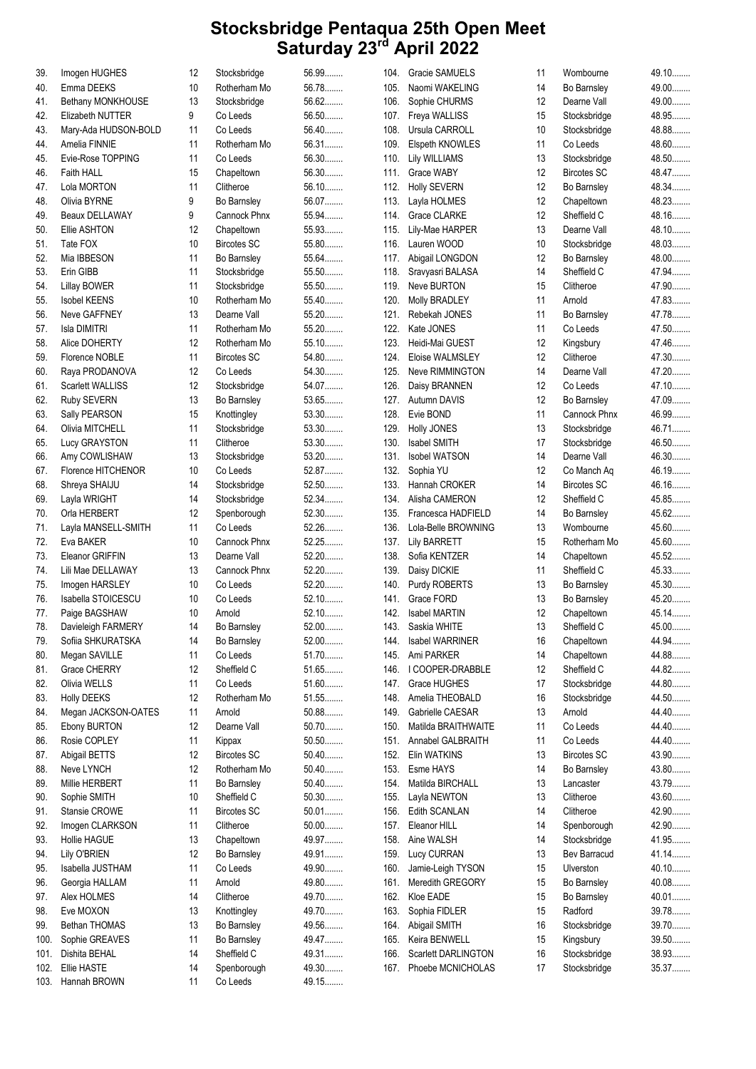# Stocksbridge Pentaqua 25th Open Meet
## Saturday 23rd April 2022

| Pos | Name | Age | Club | Score |
|---|---|---|---|---|
| 39. | Imogen HUGHES | 12 | Stocksbridge | 56.99........ |
| 40. | Emma DEEKS | 10 | Rotherham Mo | 56.78........ |
| 41. | Bethany MONKHOUSE | 13 | Stocksbridge | 56.62........ |
| 42. | Elizabeth NUTTER | 9 | Co Leeds | 56.50........ |
| 43. | Mary-Ada HUDSON-BOLD | 11 | Co Leeds | 56.40........ |
| 44. | Amelia FINNIE | 11 | Rotherham Mo | 56.31........ |
| 45. | Evie-Rose TOPPING | 11 | Co Leeds | 56.30........ |
| 46. | Faith HALL | 15 | Chapeltown | 56.30........ |
| 47. | Lola MORTON | 11 | Clitheroe | 56.10........ |
| 48. | Olivia BYRNE | 9 | Bo Barnsley | 56.07........ |
| 49. | Beaux DELLAWAY | 9 | Cannock Phnx | 55.94........ |
| 50. | Ellie ASHTON | 12 | Chapeltown | 55.93........ |
| 51. | Tate FOX | 10 | Bircotes SC | 55.80........ |
| 52. | Mia IBBESON | 11 | Bo Barnsley | 55.64........ |
| 53. | Erin GIBB | 11 | Stocksbridge | 55.50........ |
| 54. | Lillay BOWER | 11 | Stocksbridge | 55.50........ |
| 55. | Isobel KEENS | 10 | Rotherham Mo | 55.40........ |
| 56. | Neve GAFFNEY | 13 | Dearne Vall | 55.20........ |
| 57. | Isla DIMITRI | 11 | Rotherham Mo | 55.20........ |
| 58. | Alice DOHERTY | 12 | Rotherham Mo | 55.10........ |
| 59. | Florence NOBLE | 11 | Bircotes SC | 54.80........ |
| 60. | Raya PRODANOVA | 12 | Co Leeds | 54.30........ |
| 61. | Scarlett WALLISS | 12 | Stocksbridge | 54.07........ |
| 62. | Ruby SEVERN | 13 | Bo Barnsley | 53.65........ |
| 63. | Sally PEARSON | 15 | Knottingley | 53.30........ |
| 64. | Olivia MITCHELL | 11 | Stocksbridge | 53.30........ |
| 65. | Lucy GRAYSTON | 11 | Clitheroe | 53.30........ |
| 66. | Amy COWLISHAW | 13 | Stocksbridge | 53.20........ |
| 67. | Florence HITCHENOR | 10 | Co Leeds | 52.87........ |
| 68. | Shreya SHAIJU | 14 | Stocksbridge | 52.50........ |
| 69. | Layla WRIGHT | 14 | Stocksbridge | 52.34........ |
| 70. | Orla HERBERT | 12 | Spenborough | 52.30........ |
| 71. | Layla MANSELL-SMITH | 11 | Co Leeds | 52.26........ |
| 72. | Eva BAKER | 10 | Cannock Phnx | 52.25........ |
| 73. | Eleanor GRIFFIN | 13 | Dearne Vall | 52.20........ |
| 74. | Lili Mae DELLAWAY | 13 | Cannock Phnx | 52.20........ |
| 75. | Imogen HARSLEY | 10 | Co Leeds | 52.20........ |
| 76. | Isabella STOICESCU | 10 | Co Leeds | 52.10........ |
| 77. | Paige BAGSHAW | 10 | Arnold | 52.10........ |
| 78. | Davieleigh FARMERY | 14 | Bo Barnsley | 52.00........ |
| 79. | Sofiia SHKURATSKA | 14 | Bo Barnsley | 52.00........ |
| 80. | Megan SAVILLE | 11 | Co Leeds | 51.70........ |
| 81. | Grace CHERRY | 12 | Sheffield C | 51.65........ |
| 82. | Olivia WELLS | 11 | Co Leeds | 51.60........ |
| 83. | Holly DEEKS | 12 | Rotherham Mo | 51.55........ |
| 84. | Megan JACKSON-OATES | 11 | Arnold | 50.88........ |
| 85. | Ebony BURTON | 12 | Dearne Vall | 50.70........ |
| 86. | Rosie COPLEY | 11 | Kippax | 50.50........ |
| 87. | Abigail BETTS | 12 | Bircotes SC | 50.40........ |
| 88. | Neve LYNCH | 12 | Rotherham Mo | 50.40........ |
| 89. | Millie HERBERT | 11 | Bo Barnsley | 50.40........ |
| 90. | Sophie SMITH | 10 | Sheffield C | 50.30........ |
| 91. | Stansie CROWE | 11 | Bircotes SC | 50.01........ |
| 92. | Imogen CLARKSON | 11 | Clitheroe | 50.00........ |
| 93. | Hollie HAGUE | 13 | Chapeltown | 49.97........ |
| 94. | Lily O'BRIEN | 12 | Bo Barnsley | 49.91........ |
| 95. | Isabella JUSTHAM | 11 | Co Leeds | 49.90........ |
| 96. | Georgia HALLAM | 11 | Arnold | 49.80........ |
| 97. | Alex HOLMES | 14 | Clitheroe | 49.70........ |
| 98. | Eve MOXON | 13 | Knottingley | 49.70........ |
| 99. | Bethan THOMAS | 13 | Bo Barnsley | 49.56........ |
| 100. | Sophie GREAVES | 11 | Bo Barnsley | 49.47........ |
| 101. | Dishita BEHAL | 14 | Sheffield C | 49.31........ |
| 102. | Ellie HASTE | 14 | Spenborough | 49.30........ |
| 103. | Hannah BROWN | 11 | Co Leeds | 49.15........ |
| 104. | Gracie SAMUELS | 11 | Wombourne | 49.10........ |
| 105. | Naomi WAKELING | 14 | Bo Barnsley | 49.00........ |
| 106. | Sophie CHURMS | 12 | Dearne Vall | 49.00........ |
| 107. | Freya WALLISS | 15 | Stocksbridge | 48.95........ |
| 108. | Ursula CARROLL | 10 | Stocksbridge | 48.88........ |
| 109. | Elspeth KNOWLES | 11 | Co Leeds | 48.60........ |
| 110. | Lily WILLIAMS | 13 | Stocksbridge | 48.50........ |
| 111. | Grace WABY | 12 | Bircotes SC | 48.47........ |
| 112. | Holly SEVERN | 12 | Bo Barnsley | 48.34........ |
| 113. | Layla HOLMES | 12 | Chapeltown | 48.23........ |
| 114. | Grace CLARKE | 12 | Sheffield C | 48.16........ |
| 115. | Lily-Mae HARPER | 13 | Dearne Vall | 48.10........ |
| 116. | Lauren WOOD | 10 | Stocksbridge | 48.03........ |
| 117. | Abigail LONGDON | 12 | Bo Barnsley | 48.00........ |
| 118. | Sravyasri BALASA | 14 | Sheffield C | 47.94........ |
| 119. | Neve BURTON | 15 | Clitheroe | 47.90........ |
| 120. | Molly BRADLEY | 11 | Arnold | 47.83........ |
| 121. | Rebekah JONES | 11 | Bo Barnsley | 47.78........ |
| 122. | Kate JONES | 11 | Co Leeds | 47.50........ |
| 123. | Heidi-Mai GUEST | 12 | Kingsbury | 47.46........ |
| 124. | Eloise WALMSLEY | 12 | Clitheroe | 47.30........ |
| 125. | Neve RIMMINGTON | 14 | Dearne Vall | 47.20........ |
| 126. | Daisy BRANNEN | 12 | Co Leeds | 47.10........ |
| 127. | Autumn DAVIS | 12 | Bo Barnsley | 47.09........ |
| 128. | Evie BOND | 11 | Cannock Phnx | 46.99........ |
| 129. | Holly JONES | 13 | Stocksbridge | 46.71........ |
| 130. | Isabel SMITH | 17 | Stocksbridge | 46.50........ |
| 131. | Isobel WATSON | 14 | Dearne Vall | 46.30........ |
| 132. | Sophia YU | 12 | Co Manch Aq | 46.19........ |
| 133. | Hannah CROKER | 14 | Bircotes SC | 46.16........ |
| 134. | Alisha CAMERON | 12 | Sheffield C | 45.85........ |
| 135. | Francesca HADFIELD | 14 | Bo Barnsley | 45.62........ |
| 136. | Lola-Belle BROWNING | 13 | Wombourne | 45.60........ |
| 137. | Lily BARRETT | 15 | Rotherham Mo | 45.60........ |
| 138. | Sofia KENTZER | 14 | Chapeltown | 45.52........ |
| 139. | Daisy DICKIE | 11 | Sheffield C | 45.33........ |
| 140. | Purdy ROBERTS | 13 | Bo Barnsley | 45.30........ |
| 141. | Grace FORD | 13 | Bo Barnsley | 45.20........ |
| 142. | Isabel MARTIN | 12 | Chapeltown | 45.14........ |
| 143. | Saskia WHITE | 13 | Sheffield C | 45.00........ |
| 144. | Isabel WARRINER | 16 | Chapeltown | 44.94........ |
| 145. | Ami PARKER | 14 | Chapeltown | 44.88........ |
| 146. | I COOPER-DRABBLE | 12 | Sheffield C | 44.82........ |
| 147. | Grace HUGHES | 17 | Stocksbridge | 44.80........ |
| 148. | Amelia THEOBALD | 16 | Stocksbridge | 44.50........ |
| 149. | Gabrielle CAESAR | 13 | Arnold | 44.40........ |
| 150. | Matilda BRAITHWAITE | 11 | Co Leeds | 44.40........ |
| 151. | Annabel GALBRAITH | 11 | Co Leeds | 44.40........ |
| 152. | Elin WATKINS | 13 | Bircotes SC | 43.90........ |
| 153. | Esme HAYS | 14 | Bo Barnsley | 43.80........ |
| 154. | Matilda BIRCHALL | 13 | Lancaster | 43.79........ |
| 155. | Layla NEWTON | 13 | Clitheroe | 43.60........ |
| 156. | Edith SCANLAN | 14 | Clitheroe | 42.90........ |
| 157. | Eleanor HILL | 14 | Spenborough | 42.90........ |
| 158. | Aine WALSH | 14 | Stocksbridge | 41.95........ |
| 159. | Lucy CURRAN | 13 | Bev Barracud | 41.14........ |
| 160. | Jamie-Leigh TYSON | 15 | Ulverston | 40.10........ |
| 161. | Meredith GREGORY | 15 | Bo Barnsley | 40.08........ |
| 162. | Kloe EADE | 15 | Bo Barnsley | 40.01........ |
| 163. | Sophia FIDLER | 15 | Radford | 39.78........ |
| 164. | Abigail SMITH | 16 | Stocksbridge | 39.70........ |
| 165. | Keira BENWELL | 15 | Kingsbury | 39.50........ |
| 166. | Scarlett DARLINGTON | 16 | Stocksbridge | 38.93........ |
| 167. | Phoebe MCNICHOLAS | 17 | Stocksbridge | 35.37........ |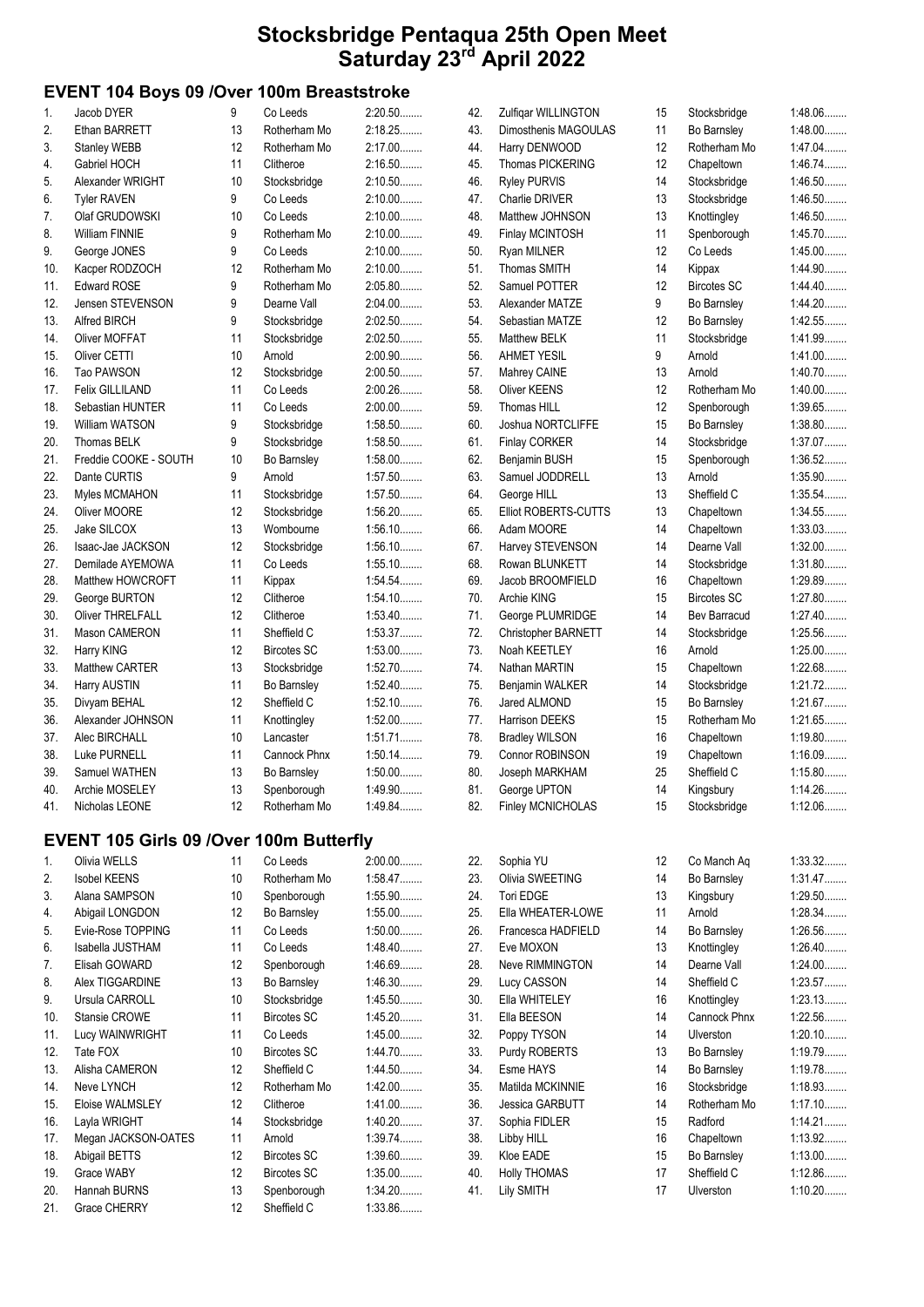# Stocksbridge Pentaqua 25th Open Meet
## Saturday 23rd April 2022

### EVENT 104 Boys 09 /Over 100m Breaststroke

| # | Name | Age | Club | Time |
|---|---|---|---|---|
| 1. | Jacob DYER | 9 | Co Leeds | 2:20.50........ |
| 2. | Ethan BARRETT | 13 | Rotherham Mo | 2:18.25........ |
| 3. | Stanley WEBB | 12 | Rotherham Mo | 2:17.00........ |
| 4. | Gabriel HOCH | 11 | Clitheroe | 2:16.50........ |
| 5. | Alexander WRIGHT | 10 | Stocksbridge | 2:10.50........ |
| 6. | Tyler RAVEN | 9 | Co Leeds | 2:10.00........ |
| 7. | Olaf GRUDOWSKI | 10 | Co Leeds | 2:10.00........ |
| 8. | William FINNIE | 9 | Rotherham Mo | 2:10.00........ |
| 9. | George JONES | 9 | Co Leeds | 2:10.00........ |
| 10. | Kacper RODZOCH | 12 | Rotherham Mo | 2:10.00........ |
| 11. | Edward ROSE | 9 | Rotherham Mo | 2:05.80........ |
| 12. | Jensen STEVENSON | 9 | Dearne Vall | 2:04.00........ |
| 13. | Alfred BIRCH | 9 | Stocksbridge | 2:02.50........ |
| 14. | Oliver MOFFAT | 11 | Stocksbridge | 2:02.50........ |
| 15. | Oliver CETTI | 10 | Arnold | 2:00.90........ |
| 16. | Tao PAWSON | 12 | Stocksbridge | 2:00.50........ |
| 17. | Felix GILLILAND | 11 | Co Leeds | 2:00.26........ |
| 18. | Sebastian HUNTER | 11 | Co Leeds | 2:00.00........ |
| 19. | William WATSON | 9 | Stocksbridge | 1:58.50........ |
| 20. | Thomas BELK | 9 | Stocksbridge | 1:58.50........ |
| 21. | Freddie COOKE - SOUTH | 10 | Bo Barnsley | 1:58.00........ |
| 22. | Dante CURTIS | 9 | Arnold | 1:57.50........ |
| 23. | Myles MCMAHON | 11 | Stocksbridge | 1:57.50........ |
| 24. | Oliver MOORE | 12 | Stocksbridge | 1:56.20........ |
| 25. | Jake SILCOX | 13 | Wombourne | 1:56.10........ |
| 26. | Isaac-Jae JACKSON | 12 | Stocksbridge | 1:56.10........ |
| 27. | Demilade AYEMOWA | 11 | Co Leeds | 1:55.10........ |
| 28. | Matthew HOWCROFT | 11 | Kippax | 1:54.54........ |
| 29. | George BURTON | 12 | Clitheroe | 1:54.10........ |
| 30. | Oliver THRELFALL | 12 | Clitheroe | 1:53.40........ |
| 31. | Mason CAMERON | 11 | Sheffield C | 1:53.37........ |
| 32. | Harry KING | 12 | Bircotes SC | 1:53.00........ |
| 33. | Matthew CARTER | 13 | Stocksbridge | 1:52.70........ |
| 34. | Harry AUSTIN | 11 | Bo Barnsley | 1:52.40........ |
| 35. | Divyam BEHAL | 12 | Sheffield C | 1:52.10........ |
| 36. | Alexander JOHNSON | 11 | Knottingley | 1:52.00........ |
| 37. | Alec BIRCHALL | 10 | Lancaster | 1:51.71........ |
| 38. | Luke PURNELL | 11 | Cannock Phnx | 1:50.14........ |
| 39. | Samuel WATHEN | 13 | Bo Barnsley | 1:50.00........ |
| 40. | Archie MOSELEY | 13 | Spenborough | 1:49.90........ |
| 41. | Nicholas LEONE | 12 | Rotherham Mo | 1:49.84........ |
| 42. | Zulfiqar WILLINGTON | 15 | Stocksbridge | 1:48.06........ |
| 43. | Dimosthenis MAGOULAS | 11 | Bo Barnsley | 1:48.00........ |
| 44. | Harry DENWOOD | 12 | Rotherham Mo | 1:47.04........ |
| 45. | Thomas PICKERING | 12 | Chapeltown | 1:46.74........ |
| 46. | Ryley PURVIS | 14 | Stocksbridge | 1:46.50........ |
| 47. | Charlie DRIVER | 13 | Stocksbridge | 1:46.50........ |
| 48. | Matthew JOHNSON | 13 | Knottingley | 1:46.50........ |
| 49. | Finlay MCINTOSH | 11 | Spenborough | 1:45.70........ |
| 50. | Ryan MILNER | 12 | Co Leeds | 1:45.00........ |
| 51. | Thomas SMITH | 14 | Kippax | 1:44.90........ |
| 52. | Samuel POTTER | 12 | Bircotes SC | 1:44.40........ |
| 53. | Alexander MATZE | 9 | Bo Barnsley | 1:44.20........ |
| 54. | Sebastian MATZE | 12 | Bo Barnsley | 1:42.55........ |
| 55. | Matthew BELK | 11 | Stocksbridge | 1:41.99........ |
| 56. | AHMET YESIL | 9 | Arnold | 1:41.00........ |
| 57. | Mahrey CAINE | 13 | Arnold | 1:40.70........ |
| 58. | Oliver KEENS | 12 | Rotherham Mo | 1:40.00........ |
| 59. | Thomas HILL | 12 | Spenborough | 1:39.65........ |
| 60. | Joshua NORTCLIFFE | 15 | Bo Barnsley | 1:38.80........ |
| 61. | Finlay CORKER | 14 | Stocksbridge | 1:37.07........ |
| 62. | Benjamin BUSH | 15 | Spenborough | 1:36.52........ |
| 63. | Samuel JODDRELL | 13 | Arnold | 1:35.90........ |
| 64. | George HILL | 13 | Sheffield C | 1:35.54........ |
| 65. | Elliot ROBERTS-CUTTS | 13 | Chapeltown | 1:34.55........ |
| 66. | Adam MOORE | 14 | Chapeltown | 1:33.03........ |
| 67. | Harvey STEVENSON | 14 | Dearne Vall | 1:32.00........ |
| 68. | Rowan BLUNKETT | 14 | Stocksbridge | 1:31.80........ |
| 69. | Jacob BROOMFIELD | 16 | Chapeltown | 1:29.89........ |
| 70. | Archie KING | 15 | Bircotes SC | 1:27.80........ |
| 71. | George PLUMRIDGE | 14 | Bev Barracud | 1:27.40........ |
| 72. | Christopher BARNETT | 14 | Stocksbridge | 1:25.56........ |
| 73. | Noah KEETLEY | 16 | Arnold | 1:25.00........ |
| 74. | Nathan MARTIN | 15 | Chapeltown | 1:22.68........ |
| 75. | Benjamin WALKER | 14 | Stocksbridge | 1:21.72........ |
| 76. | Jared ALMOND | 15 | Bo Barnsley | 1:21.67........ |
| 77. | Harrison DEEKS | 15 | Rotherham Mo | 1:21.65........ |
| 78. | Bradley WILSON | 16 | Chapeltown | 1:19.80........ |
| 79. | Connor ROBINSON | 19 | Chapeltown | 1:16.09........ |
| 80. | Joseph MARKHAM | 25 | Sheffield C | 1:15.80........ |
| 81. | George UPTON | 14 | Kingsbury | 1:14.26........ |
| 82. | Finley MCNICHOLAS | 15 | Stocksbridge | 1:12.06........ |

### EVENT 105 Girls 09 /Over 100m Butterfly

| # | Name | Age | Club | Time |
|---|---|---|---|---|
| 1. | Olivia WELLS | 11 | Co Leeds | 2:00.00........ |
| 2. | Isobel KEENS | 10 | Rotherham Mo | 1:58.47........ |
| 3. | Alana SAMPSON | 10 | Spenborough | 1:55.90........ |
| 4. | Abigail LONGDON | 12 | Bo Barnsley | 1:55.00........ |
| 5. | Evie-Rose TOPPING | 11 | Co Leeds | 1:50.00........ |
| 6. | Isabella JUSTHAM | 11 | Co Leeds | 1:48.40........ |
| 7. | Elisah GOWARD | 12 | Spenborough | 1:46.69........ |
| 8. | Alex TIGGARDINE | 13 | Bo Barnsley | 1:46.30........ |
| 9. | Ursula CARROLL | 10 | Stocksbridge | 1:45.50........ |
| 10. | Stansie CROWE | 11 | Bircotes SC | 1:45.20........ |
| 11. | Lucy WAINWRIGHT | 11 | Co Leeds | 1:45.00........ |
| 12. | Tate FOX | 10 | Bircotes SC | 1:44.70........ |
| 13. | Alisha CAMERON | 12 | Sheffield C | 1:44.50........ |
| 14. | Neve LYNCH | 12 | Rotherham Mo | 1:42.00........ |
| 15. | Eloise WALMSLEY | 12 | Clitheroe | 1:41.00........ |
| 16. | Layla WRIGHT | 14 | Stocksbridge | 1:40.20........ |
| 17. | Megan JACKSON-OATES | 11 | Arnold | 1:39.74........ |
| 18. | Abigail BETTS | 12 | Bircotes SC | 1:39.60........ |
| 19. | Grace WABY | 12 | Bircotes SC | 1:35.00........ |
| 20. | Hannah BURNS | 13 | Spenborough | 1:34.20........ |
| 21. | Grace CHERRY | 12 | Sheffield C | 1:33.86........ |
| 22. | Sophia YU | 12 | Co Manch Aq | 1:33.32........ |
| 23. | Olivia SWEETING | 14 | Bo Barnsley | 1:31.47........ |
| 24. | Tori EDGE | 13 | Kingsbury | 1:29.50........ |
| 25. | Ella WHEATER-LOWE | 11 | Arnold | 1:28.34........ |
| 26. | Francesca HADFIELD | 14 | Bo Barnsley | 1:26.56........ |
| 27. | Eve MOXON | 13 | Knottingley | 1:26.40........ |
| 28. | Neve RIMMINGTON | 14 | Dearne Vall | 1:24.00........ |
| 29. | Lucy CASSON | 14 | Sheffield C | 1:23.57........ |
| 30. | Ella WHITELEY | 16 | Knottingley | 1:23.13........ |
| 31. | Ella BEESON | 14 | Cannock Phnx | 1:22.56........ |
| 32. | Poppy TYSON | 14 | Ulverston | 1:20.10........ |
| 33. | Purdy ROBERTS | 13 | Bo Barnsley | 1:19.79........ |
| 34. | Esme HAYS | 14 | Bo Barnsley | 1:19.78........ |
| 35. | Matilda MCKINNIE | 16 | Stocksbridge | 1:18.93........ |
| 36. | Jessica GARBUTT | 14 | Rotherham Mo | 1:17.10........ |
| 37. | Sophia FIDLER | 15 | Radford | 1:14.21........ |
| 38. | Libby HILL | 16 | Chapeltown | 1:13.92........ |
| 39. | Kloe EADE | 15 | Bo Barnsley | 1:13.00........ |
| 40. | Holly THOMAS | 17 | Sheffield C | 1:12.86........ |
| 41. | Lily SMITH | 17 | Ulverston | 1:10.20........ |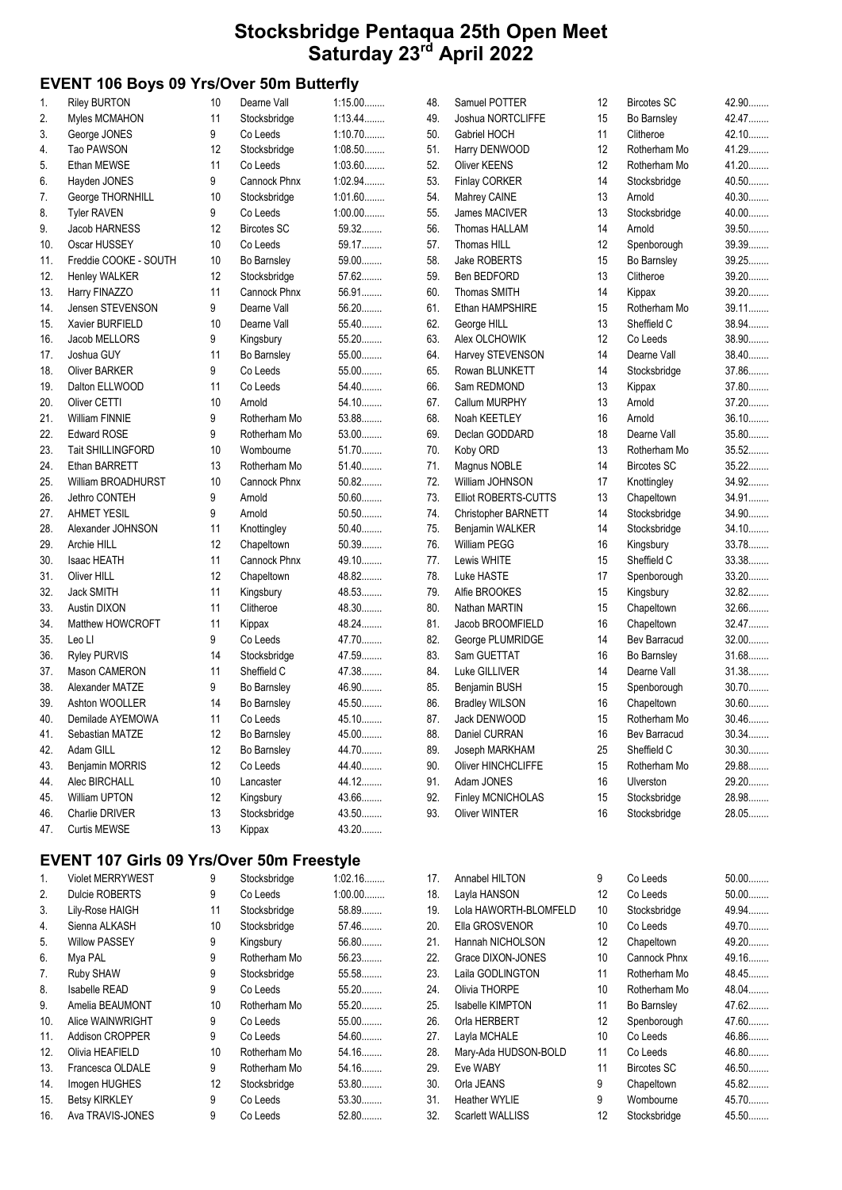# Stocksbridge Pentaqua 25th Open Meet
## Saturday 23rd April 2022

### EVENT 106 Boys 09 Yrs/Over 50m Butterfly

| | Name | Age | Club | Time |
|---|---|---|---|---|
| 1. | Riley BURTON | 10 | Dearne Vall | 1:15.00........ |
| 2. | Myles MCMAHON | 11 | Stocksbridge | 1:13.44........ |
| 3. | George JONES | 9 | Co Leeds | 1:10.70........ |
| 4. | Tao PAWSON | 12 | Stocksbridge | 1:08.50........ |
| 5. | Ethan MEWSE | 11 | Co Leeds | 1:03.60........ |
| 6. | Hayden JONES | 9 | Cannock Phnx | 1:02.94........ |
| 7. | George THORNHILL | 10 | Stocksbridge | 1:01.60........ |
| 8. | Tyler RAVEN | 9 | Co Leeds | 1:00.00........ |
| 9. | Jacob HARNESS | 12 | Bircotes SC | 59.32........ |
| 10. | Oscar HUSSEY | 10 | Co Leeds | 59.17........ |
| 11. | Freddie COOKE - SOUTH | 10 | Bo Barnsley | 59.00........ |
| 12. | Henley WALKER | 12 | Stocksbridge | 57.62........ |
| 13. | Harry FINAZZO | 11 | Cannock Phnx | 56.91........ |
| 14. | Jensen STEVENSON | 9 | Dearne Vall | 56.20........ |
| 15. | Xavier BURFIELD | 10 | Dearne Vall | 55.40........ |
| 16. | Jacob MELLORS | 9 | Kingsbury | 55.20........ |
| 17. | Joshua GUY | 11 | Bo Barnsley | 55.00........ |
| 18. | Oliver BARKER | 9 | Co Leeds | 55.00........ |
| 19. | Dalton ELLWOOD | 11 | Co Leeds | 54.40........ |
| 20. | Oliver CETTI | 10 | Arnold | 54.10........ |
| 21. | William FINNIE | 9 | Rotherham Mo | 53.88........ |
| 22. | Edward ROSE | 9 | Rotherham Mo | 53.00........ |
| 23. | Tait SHILLINGFORD | 10 | Wombourne | 51.70........ |
| 24. | Ethan BARRETT | 13 | Rotherham Mo | 51.40........ |
| 25. | William BROADHURST | 10 | Cannock Phnx | 50.82........ |
| 26. | Jethro CONTEH | 9 | Arnold | 50.60........ |
| 27. | AHMET YESIL | 9 | Arnold | 50.50........ |
| 28. | Alexander JOHNSON | 11 | Knottingley | 50.40........ |
| 29. | Archie HILL | 12 | Chapeltown | 50.39........ |
| 30. | Isaac HEATH | 11 | Cannock Phnx | 49.10........ |
| 31. | Oliver HILL | 12 | Chapeltown | 48.82........ |
| 32. | Jack SMITH | 11 | Kingsbury | 48.53........ |
| 33. | Austin DIXON | 11 | Clitheroe | 48.30........ |
| 34. | Matthew HOWCROFT | 11 | Kippax | 48.24........ |
| 35. | Leo LI | 9 | Co Leeds | 47.70........ |
| 36. | Ryley PURVIS | 14 | Stocksbridge | 47.59........ |
| 37. | Mason CAMERON | 11 | Sheffield C | 47.38........ |
| 38. | Alexander MATZE | 9 | Bo Barnsley | 46.90........ |
| 39. | Ashton WOOLLER | 14 | Bo Barnsley | 45.50........ |
| 40. | Demilade AYEMOWA | 11 | Co Leeds | 45.10........ |
| 41. | Sebastian MATZE | 12 | Bo Barnsley | 45.00........ |
| 42. | Adam GILL | 12 | Bo Barnsley | 44.70........ |
| 43. | Benjamin MORRIS | 12 | Co Leeds | 44.40........ |
| 44. | Alec BIRCHALL | 10 | Lancaster | 44.12........ |
| 45. | William UPTON | 12 | Kingsbury | 43.66........ |
| 46. | Charlie DRIVER | 13 | Stocksbridge | 43.50........ |
| 47. | Curtis MEWSE | 13 | Kippax | 43.20........ |
| 48. | Samuel POTTER | 12 | Bircotes SC | 42.90........ |
| 49. | Joshua NORTCLIFFE | 15 | Bo Barnsley | 42.47........ |
| 50. | Gabriel HOCH | 11 | Clitheroe | 42.10........ |
| 51. | Harry DENWOOD | 12 | Rotherham Mo | 41.29........ |
| 52. | Oliver KEENS | 12 | Rotherham Mo | 41.20........ |
| 53. | Finlay CORKER | 14 | Stocksbridge | 40.50........ |
| 54. | Mahrey CAINE | 13 | Arnold | 40.30........ |
| 55. | James MACIVER | 13 | Stocksbridge | 40.00........ |
| 56. | Thomas HALLAM | 14 | Arnold | 39.50........ |
| 57. | Thomas HILL | 12 | Spenborough | 39.39........ |
| 58. | Jake ROBERTS | 15 | Bo Barnsley | 39.25........ |
| 59. | Ben BEDFORD | 13 | Clitheroe | 39.20........ |
| 60. | Thomas SMITH | 14 | Kippax | 39.20........ |
| 61. | Ethan HAMPSHIRE | 15 | Rotherham Mo | 39.11........ |
| 62. | George HILL | 13 | Sheffield C | 38.94........ |
| 63. | Alex OLCHOWIK | 12 | Co Leeds | 38.90........ |
| 64. | Harvey STEVENSON | 14 | Dearne Vall | 38.40........ |
| 65. | Rowan BLUNKETT | 14 | Stocksbridge | 37.86........ |
| 66. | Sam REDMOND | 13 | Kippax | 37.80........ |
| 67. | Callum MURPHY | 13 | Arnold | 37.20........ |
| 68. | Noah KEETLEY | 16 | Arnold | 36.10........ |
| 69. | Declan GODDARD | 18 | Dearne Vall | 35.80........ |
| 70. | Koby ORD | 13 | Rotherham Mo | 35.52........ |
| 71. | Magnus NOBLE | 14 | Bircotes SC | 35.22........ |
| 72. | William JOHNSON | 17 | Knottingley | 34.92........ |
| 73. | Elliot ROBERTS-CUTTS | 13 | Chapeltown | 34.91........ |
| 74. | Christopher BARNETT | 14 | Stocksbridge | 34.90........ |
| 75. | Benjamin WALKER | 14 | Stocksbridge | 34.10........ |
| 76. | William PEGG | 16 | Kingsbury | 33.78........ |
| 77. | Lewis WHITE | 15 | Sheffield C | 33.38........ |
| 78. | Luke HASTE | 17 | Spenborough | 33.20........ |
| 79. | Alfie BROOKES | 15 | Kingsbury | 32.82........ |
| 80. | Nathan MARTIN | 15 | Chapeltown | 32.66........ |
| 81. | Jacob BROOMFIELD | 16 | Chapeltown | 32.47........ |
| 82. | George PLUMRIDGE | 14 | Bev Barracud | 32.00........ |
| 83. | Sam GUETTAT | 16 | Bo Barnsley | 31.68........ |
| 84. | Luke GILLIVER | 14 | Dearne Vall | 31.38........ |
| 85. | Benjamin BUSH | 15 | Spenborough | 30.70........ |
| 86. | Bradley WILSON | 16 | Chapeltown | 30.60........ |
| 87. | Jack DENWOOD | 15 | Rotherham Mo | 30.46........ |
| 88. | Daniel CURRAN | 16 | Bev Barracud | 30.34........ |
| 89. | Joseph MARKHAM | 25 | Sheffield C | 30.30........ |
| 90. | Oliver HINCHCLIFFE | 15 | Rotherham Mo | 29.88........ |
| 91. | Adam JONES | 16 | Ulverston | 29.20........ |
| 92. | Finley MCNICHOLAS | 15 | Stocksbridge | 28.98........ |
| 93. | Oliver WINTER | 16 | Stocksbridge | 28.05........ |

### EVENT 107 Girls 09 Yrs/Over 50m Freestyle

| | Name | Age | Club | Time |
|---|---|---|---|---|
| 1. | Violet MERRYWEST | 9 | Stocksbridge | 1:02.16........ |
| 2. | Dulcie ROBERTS | 9 | Co Leeds | 1:00.00........ |
| 3. | Lily-Rose HAIGH | 11 | Stocksbridge | 58.89........ |
| 4. | Sienna ALKASH | 10 | Stocksbridge | 57.46........ |
| 5. | Willow PASSEY | 9 | Kingsbury | 56.80........ |
| 6. | Mya PAL | 9 | Rotherham Mo | 56.23........ |
| 7. | Ruby SHAW | 9 | Stocksbridge | 55.58........ |
| 8. | Isabelle READ | 9 | Co Leeds | 55.20........ |
| 9. | Amelia BEAUMONT | 10 | Rotherham Mo | 55.20........ |
| 10. | Alice WAINWRIGHT | 9 | Co Leeds | 55.00........ |
| 11. | Addison CROPPER | 9 | Co Leeds | 54.60........ |
| 12. | Olivia HEAFIELD | 10 | Rotherham Mo | 54.16........ |
| 13. | Francesca OLDALE | 9 | Rotherham Mo | 54.16........ |
| 14. | Imogen HUGHES | 12 | Stocksbridge | 53.80........ |
| 15. | Betsy KIRKLEY | 9 | Co Leeds | 53.30........ |
| 16. | Ava TRAVIS-JONES | 9 | Co Leeds | 52.80........ |
| 17. | Annabel HILTON | 9 | Co Leeds | 50.00........ |
| 18. | Layla HANSON | 12 | Co Leeds | 50.00........ |
| 19. | Lola HAWORTH-BLOMFELD | 10 | Stocksbridge | 49.94........ |
| 20. | Ella GROSVENOR | 10 | Co Leeds | 49.70........ |
| 21. | Hannah NICHOLSON | 12 | Chapeltown | 49.20........ |
| 22. | Grace DIXON-JONES | 10 | Cannock Phnx | 49.16........ |
| 23. | Laila GODLINGTON | 11 | Rotherham Mo | 48.45........ |
| 24. | Olivia THORPE | 10 | Rotherham Mo | 48.04........ |
| 25. | Isabelle KIMPTON | 11 | Bo Barnsley | 47.62........ |
| 26. | Orla HERBERT | 12 | Spenborough | 47.60........ |
| 27. | Layla MCHALE | 10 | Co Leeds | 46.86........ |
| 28. | Mary-Ada HUDSON-BOLD | 11 | Co Leeds | 46.80........ |
| 29. | Eve WABY | 11 | Bircotes SC | 46.50........ |
| 30. | Orla JEANS | 9 | Chapeltown | 45.82........ |
| 31. | Heather WYLIE | 9 | Wombourne | 45.70........ |
| 32. | Scarlett WALLISS | 12 | Stocksbridge | 45.50........ |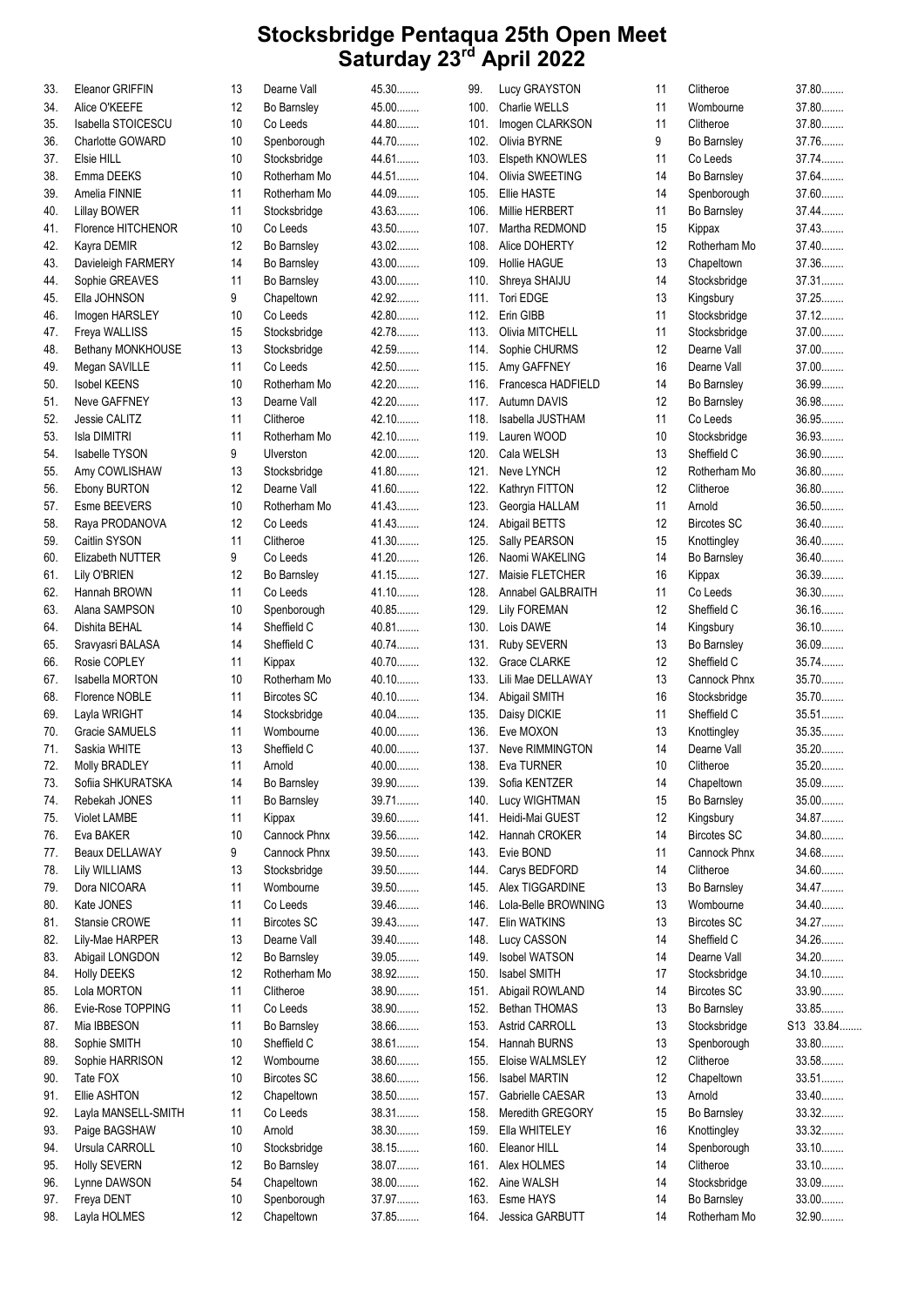# Stocksbridge Pentaqua 25th Open Meet
## Saturday 23rd April 2022

| Pos | Name | Age | Club | Time |
|---|---|---|---|---|
| 33. | Eleanor GRIFFIN | 13 | Dearne Vall | 45.30........ |
| 34. | Alice O'KEEFE | 12 | Bo Barnsley | 45.00........ |
| 35. | Isabella STOICESCU | 10 | Co Leeds | 44.80........ |
| 36. | Charlotte GOWARD | 10 | Spenborough | 44.70........ |
| 37. | Elsie HILL | 10 | Stocksbridge | 44.61........ |
| 38. | Emma DEEKS | 10 | Rotherham Mo | 44.51........ |
| 39. | Amelia FINNIE | 11 | Rotherham Mo | 44.09........ |
| 40. | Lillay BOWER | 11 | Stocksbridge | 43.63........ |
| 41. | Florence HITCHENOR | 10 | Co Leeds | 43.50........ |
| 42. | Kayra DEMIR | 12 | Bo Barnsley | 43.02........ |
| 43. | Davieleigh FARMERY | 14 | Bo Barnsley | 43.00........ |
| 44. | Sophie GREAVES | 11 | Bo Barnsley | 43.00........ |
| 45. | Ella JOHNSON | 9 | Chapeltown | 42.92........ |
| 46. | Imogen HARSLEY | 10 | Co Leeds | 42.80........ |
| 47. | Freya WALLISS | 15 | Stocksbridge | 42.78........ |
| 48. | Bethany MONKHOUSE | 13 | Stocksbridge | 42.59........ |
| 49. | Megan SAVILLE | 11 | Co Leeds | 42.50........ |
| 50. | Isobel KEENS | 10 | Rotherham Mo | 42.20........ |
| 51. | Neve GAFFNEY | 13 | Dearne Vall | 42.20........ |
| 52. | Jessie CALITZ | 11 | Clitheroe | 42.10........ |
| 53. | Isla DIMITRI | 11 | Rotherham Mo | 42.10........ |
| 54. | Isabelle TYSON | 9 | Ulverston | 42.00........ |
| 55. | Amy COWLISHAW | 13 | Stocksbridge | 41.80........ |
| 56. | Ebony BURTON | 12 | Dearne Vall | 41.60........ |
| 57. | Esme BEEVERS | 10 | Rotherham Mo | 41.43........ |
| 58. | Raya PRODANOVA | 12 | Co Leeds | 41.43........ |
| 59. | Caitlin SYSON | 11 | Clitheroe | 41.30........ |
| 60. | Elizabeth NUTTER | 9 | Co Leeds | 41.20........ |
| 61. | Lily O'BRIEN | 12 | Bo Barnsley | 41.15........ |
| 62. | Hannah BROWN | 11 | Co Leeds | 41.10........ |
| 63. | Alana SAMPSON | 10 | Spenborough | 40.85........ |
| 64. | Dishita BEHAL | 14 | Sheffield C | 40.81........ |
| 65. | Sravyasri BALASA | 14 | Sheffield C | 40.74........ |
| 66. | Rosie COPLEY | 11 | Kippax | 40.70........ |
| 67. | Isabella MORTON | 10 | Rotherham Mo | 40.10........ |
| 68. | Florence NOBLE | 11 | Bircotes SC | 40.10........ |
| 69. | Layla WRIGHT | 14 | Stocksbridge | 40.04........ |
| 70. | Gracie SAMUELS | 11 | Wombourne | 40.00........ |
| 71. | Saskia WHITE | 13 | Sheffield C | 40.00........ |
| 72. | Molly BRADLEY | 11 | Arnold | 40.00........ |
| 73. | Sofiia SHKURATSKA | 14 | Bo Barnsley | 39.90........ |
| 74. | Rebekah JONES | 11 | Bo Barnsley | 39.71........ |
| 75. | Violet LAMBE | 11 | Kippax | 39.60........ |
| 76. | Eva BAKER | 10 | Cannock Phnx | 39.56........ |
| 77. | Beaux DELLAWAY | 9 | Cannock Phnx | 39.50........ |
| 78. | Lily WILLIAMS | 13 | Stocksbridge | 39.50........ |
| 79. | Dora NICOARA | 11 | Wombourne | 39.50........ |
| 80. | Kate JONES | 11 | Co Leeds | 39.46........ |
| 81. | Stansie CROWE | 11 | Bircotes SC | 39.43........ |
| 82. | Lily-Mae HARPER | 13 | Dearne Vall | 39.40........ |
| 83. | Abigail LONGDON | 12 | Bo Barnsley | 39.05........ |
| 84. | Holly DEEKS | 12 | Rotherham Mo | 38.92........ |
| 85. | Lola MORTON | 11 | Clitheroe | 38.90........ |
| 86. | Evie-Rose TOPPING | 11 | Co Leeds | 38.90........ |
| 87. | Mia IBBESON | 11 | Bo Barnsley | 38.66........ |
| 88. | Sophie SMITH | 10 | Sheffield C | 38.61........ |
| 89. | Sophie HARRISON | 12 | Wombourne | 38.60........ |
| 90. | Tate FOX | 10 | Bircotes SC | 38.60........ |
| 91. | Ellie ASHTON | 12 | Chapeltown | 38.50........ |
| 92. | Layla MANSELL-SMITH | 11 | Co Leeds | 38.31........ |
| 93. | Paige BAGSHAW | 10 | Arnold | 38.30........ |
| 94. | Ursula CARROLL | 10 | Stocksbridge | 38.15........ |
| 95. | Holly SEVERN | 12 | Bo Barnsley | 38.07........ |
| 96. | Lynne DAWSON | 54 | Chapeltown | 38.00........ |
| 97. | Freya DENT | 10 | Spenborough | 37.97........ |
| 98. | Layla HOLMES | 12 | Chapeltown | 37.85........ |
| 99. | Lucy GRAYSTON | 11 | Clitheroe | 37.80........ |
| 100. | Charlie WELLS | 11 | Wombourne | 37.80........ |
| 101. | Imogen CLARKSON | 11 | Clitheroe | 37.80........ |
| 102. | Olivia BYRNE | 9 | Bo Barnsley | 37.76........ |
| 103. | Elspeth KNOWLES | 11 | Co Leeds | 37.74........ |
| 104. | Olivia SWEETING | 14 | Bo Barnsley | 37.64........ |
| 105. | Ellie HASTE | 14 | Spenborough | 37.60........ |
| 106. | Millie HERBERT | 11 | Bo Barnsley | 37.44........ |
| 107. | Martha REDMOND | 15 | Kippax | 37.43........ |
| 108. | Alice DOHERTY | 12 | Rotherham Mo | 37.40........ |
| 109. | Hollie HAGUE | 13 | Chapeltown | 37.36........ |
| 110. | Shreya SHAIJU | 14 | Stocksbridge | 37.31........ |
| 111. | Tori EDGE | 13 | Kingsbury | 37.25........ |
| 112. | Erin GIBB | 11 | Stocksbridge | 37.12........ |
| 113. | Olivia MITCHELL | 11 | Stocksbridge | 37.00........ |
| 114. | Sophie CHURMS | 12 | Dearne Vall | 37.00........ |
| 115. | Amy GAFFNEY | 16 | Dearne Vall | 37.00........ |
| 116. | Francesca HADFIELD | 14 | Bo Barnsley | 36.99........ |
| 117. | Autumn DAVIS | 12 | Bo Barnsley | 36.98........ |
| 118. | Isabella JUSTHAM | 11 | Co Leeds | 36.95........ |
| 119. | Lauren WOOD | 10 | Stocksbridge | 36.93........ |
| 120. | Cala WELSH | 13 | Sheffield C | 36.90........ |
| 121. | Neve LYNCH | 12 | Rotherham Mo | 36.80........ |
| 122. | Kathryn FITTON | 12 | Clitheroe | 36.80........ |
| 123. | Georgia HALLAM | 11 | Arnold | 36.50........ |
| 124. | Abigail BETTS | 12 | Bircotes SC | 36.40........ |
| 125. | Sally PEARSON | 15 | Knottingley | 36.40........ |
| 126. | Naomi WAKELING | 14 | Bo Barnsley | 36.40........ |
| 127. | Maisie FLETCHER | 16 | Kippax | 36.39........ |
| 128. | Annabel GALBRAITH | 11 | Co Leeds | 36.30........ |
| 129. | Lily FOREMAN | 12 | Sheffield C | 36.16........ |
| 130. | Lois DAWE | 14 | Kingsbury | 36.10........ |
| 131. | Ruby SEVERN | 13 | Bo Barnsley | 36.09........ |
| 132. | Grace CLARKE | 12 | Sheffield C | 35.74........ |
| 133. | Lili Mae DELLAWAY | 13 | Cannock Phnx | 35.70........ |
| 134. | Abigail SMITH | 16 | Stocksbridge | 35.70........ |
| 135. | Daisy DICKIE | 11 | Sheffield C | 35.51........ |
| 136. | Eve MOXON | 13 | Knottingley | 35.35........ |
| 137. | Neve RIMMINGTON | 14 | Dearne Vall | 35.20........ |
| 138. | Eva TURNER | 10 | Clitheroe | 35.20........ |
| 139. | Sofia KENTZER | 14 | Chapeltown | 35.09........ |
| 140. | Lucy WIGHTMAN | 15 | Bo Barnsley | 35.00........ |
| 141. | Heidi-Mai GUEST | 12 | Kingsbury | 34.87........ |
| 142. | Hannah CROKER | 14 | Bircotes SC | 34.80........ |
| 143. | Evie BOND | 11 | Cannock Phnx | 34.68........ |
| 144. | Carys BEDFORD | 14 | Clitheroe | 34.60........ |
| 145. | Alex TIGGARDINE | 13 | Bo Barnsley | 34.47........ |
| 146. | Lola-Belle BROWNING | 13 | Wombourne | 34.40........ |
| 147. | Elin WATKINS | 13 | Bircotes SC | 34.27........ |
| 148. | Lucy CASSON | 14 | Sheffield C | 34.26........ |
| 149. | Isobel WATSON | 14 | Dearne Vall | 34.20........ |
| 150. | Isabel SMITH | 17 | Stocksbridge | 34.10........ |
| 151. | Abigail ROWLAND | 14 | Bircotes SC | 33.90........ |
| 152. | Bethan THOMAS | 13 | Bo Barnsley | 33.85........ |
| 153. | Astrid CARROLL | 13 | Stocksbridge | S13 33.84........ |
| 154. | Hannah BURNS | 13 | Spenborough | 33.80........ |
| 155. | Eloise WALMSLEY | 12 | Clitheroe | 33.58........ |
| 156. | Isabel MARTIN | 12 | Chapeltown | 33.51........ |
| 157. | Gabrielle CAESAR | 13 | Arnold | 33.40........ |
| 158. | Meredith GREGORY | 15 | Bo Barnsley | 33.32........ |
| 159. | Ella WHITELEY | 16 | Knottingley | 33.32........ |
| 160. | Eleanor HILL | 14 | Spenborough | 33.10........ |
| 161. | Alex HOLMES | 14 | Clitheroe | 33.10........ |
| 162. | Aine WALSH | 14 | Stocksbridge | 33.09........ |
| 163. | Esme HAYS | 14 | Bo Barnsley | 33.00........ |
| 164. | Jessica GARBUTT | 14 | Rotherham Mo | 32.90........ |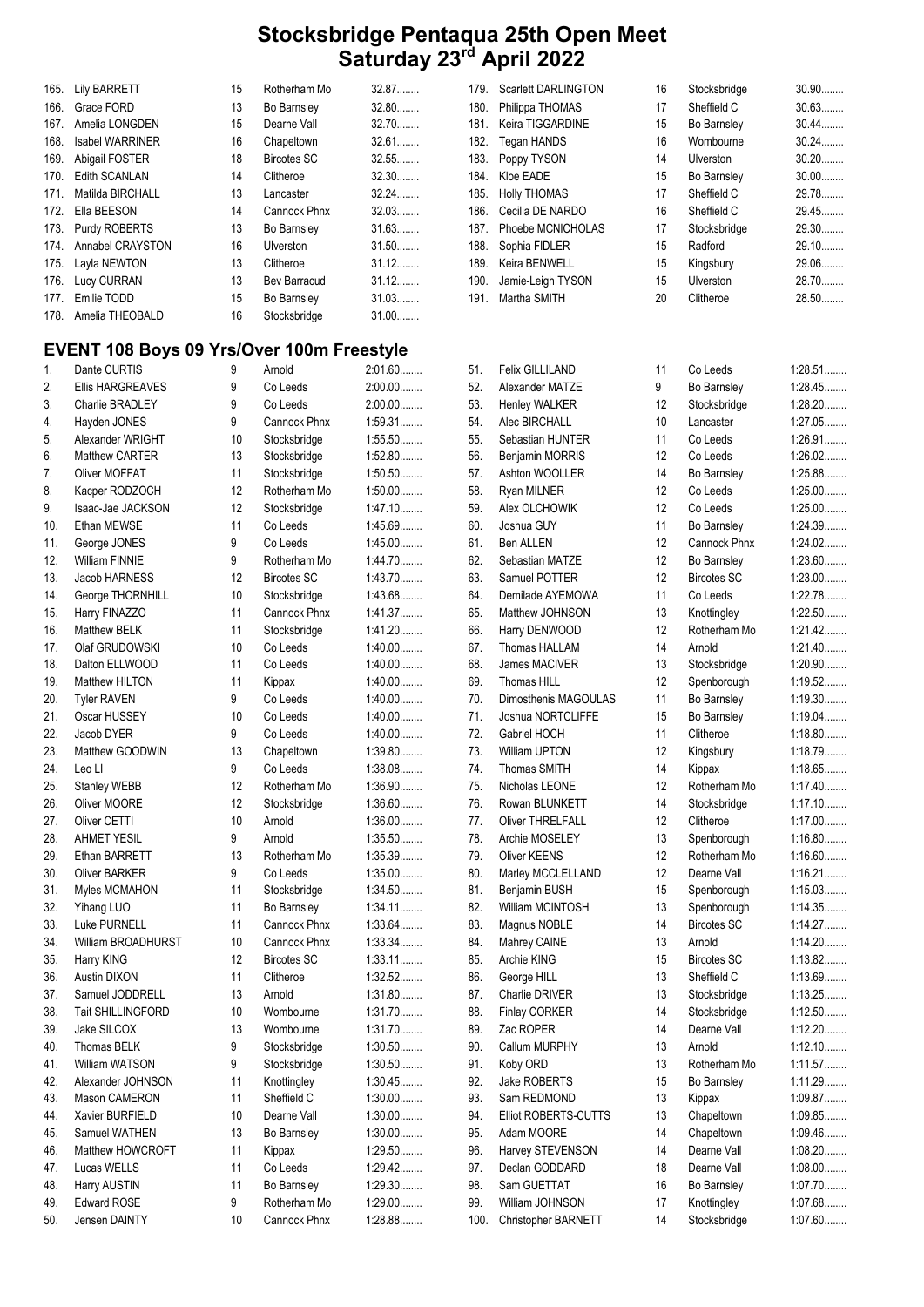# Stocksbridge Pentaqua 25th Open Meet
## Saturday 23rd April 2022

| # | Name | Age | Club | Time |
|---|---|---|---|---|
| 165. | Lily BARRETT | 15 | Rotherham Mo | 32.87........ |
| 166. | Grace FORD | 13 | Bo Barnsley | 32.80........ |
| 167. | Amelia LONGDEN | 15 | Dearne Vall | 32.70........ |
| 168. | Isabel WARRINER | 16 | Chapeltown | 32.61........ |
| 169. | Abigail FOSTER | 18 | Bircotes SC | 32.55........ |
| 170. | Edith SCANLAN | 14 | Clitheroe | 32.30........ |
| 171. | Matilda BIRCHALL | 13 | Lancaster | 32.24........ |
| 172. | Ella BEESON | 14 | Cannock Phnx | 32.03........ |
| 173. | Purdy ROBERTS | 13 | Bo Barnsley | 31.63........ |
| 174. | Annabel CRAYSTON | 16 | Ulverston | 31.50........ |
| 175. | Layla NEWTON | 13 | Clitheroe | 31.12........ |
| 176. | Lucy CURRAN | 13 | Bev Barracud | 31.12........ |
| 177. | Emilie TODD | 15 | Bo Barnsley | 31.03........ |
| 178. | Amelia THEOBALD | 16 | Stocksbridge | 31.00........ |
| 179. | Scarlett DARLINGTON | 16 | Stocksbridge | 30.90........ |
| 180. | Philippa THOMAS | 17 | Sheffield C | 30.63........ |
| 181. | Keira TIGGARDINE | 15 | Bo Barnsley | 30.44........ |
| 182. | Tegan HANDS | 16 | Wombourne | 30.24........ |
| 183. | Poppy TYSON | 14 | Ulverston | 30.20........ |
| 184. | Kloe EADE | 15 | Bo Barnsley | 30.00........ |
| 185. | Holly THOMAS | 17 | Sheffield C | 29.78........ |
| 186. | Cecilia DE NARDO | 16 | Sheffield C | 29.45........ |
| 187. | Phoebe MCNICHOLAS | 17 | Stocksbridge | 29.30........ |
| 188. | Sophia FIDLER | 15 | Radford | 29.10........ |
| 189. | Keira BENWELL | 15 | Kingsbury | 29.06........ |
| 190. | Jamie-Leigh TYSON | 15 | Ulverston | 28.70........ |
| 191. | Martha SMITH | 20 | Clitheroe | 28.50........ |

## EVENT 108 Boys 09 Yrs/Over 100m Freestyle

| # | Name | Age | Club | Time |
|---|---|---|---|---|
| 1. | Dante CURTIS | 9 | Arnold | 2:01.60........ |
| 2. | Ellis HARGREAVES | 9 | Co Leeds | 2:00.00........ |
| 3. | Charlie BRADLEY | 9 | Co Leeds | 2:00.00........ |
| 4. | Hayden JONES | 9 | Cannock Phnx | 1:59.31........ |
| 5. | Alexander WRIGHT | 10 | Stocksbridge | 1:55.50........ |
| 6. | Matthew CARTER | 13 | Stocksbridge | 1:52.80........ |
| 7. | Oliver MOFFAT | 11 | Stocksbridge | 1:50.50........ |
| 8. | Kacper RODZOCH | 12 | Rotherham Mo | 1:50.00........ |
| 9. | Isaac-Jae JACKSON | 12 | Stocksbridge | 1:47.10........ |
| 10. | Ethan MEWSE | 11 | Co Leeds | 1:45.69........ |
| 11. | George JONES | 9 | Co Leeds | 1:45.00........ |
| 12. | William FINNIE | 9 | Rotherham Mo | 1:44.70........ |
| 13. | Jacob HARNESS | 12 | Bircotes SC | 1:43.70........ |
| 14. | George THORNHILL | 10 | Stocksbridge | 1:43.68........ |
| 15. | Harry FINAZZO | 11 | Cannock Phnx | 1:41.37........ |
| 16. | Matthew BELK | 11 | Stocksbridge | 1:41.20........ |
| 17. | Olaf GRUDOWSKI | 10 | Co Leeds | 1:40.00........ |
| 18. | Dalton ELLWOOD | 11 | Co Leeds | 1:40.00........ |
| 19. | Matthew HILTON | 11 | Kippax | 1:40.00........ |
| 20. | Tyler RAVEN | 9 | Co Leeds | 1:40.00........ |
| 21. | Oscar HUSSEY | 10 | Co Leeds | 1:40.00........ |
| 22. | Jacob DYER | 9 | Co Leeds | 1:40.00........ |
| 23. | Matthew GOODWIN | 13 | Chapeltown | 1:39.80........ |
| 24. | Leo LI | 9 | Co Leeds | 1:38.08........ |
| 25. | Stanley WEBB | 12 | Rotherham Mo | 1:36.90........ |
| 26. | Oliver MOORE | 12 | Stocksbridge | 1:36.60........ |
| 27. | Oliver CETTI | 10 | Arnold | 1:36.00........ |
| 28. | AHMET YESIL | 9 | Arnold | 1:35.50........ |
| 29. | Ethan BARRETT | 13 | Rotherham Mo | 1:35.39........ |
| 30. | Oliver BARKER | 9 | Co Leeds | 1:35.00........ |
| 31. | Myles MCMAHON | 11 | Stocksbridge | 1:34.50........ |
| 32. | Yihang LUO | 11 | Bo Barnsley | 1:34.11........ |
| 33. | Luke PURNELL | 11 | Cannock Phnx | 1:33.64........ |
| 34. | William BROADHURST | 10 | Cannock Phnx | 1:33.34........ |
| 35. | Harry KING | 12 | Bircotes SC | 1:33.11........ |
| 36. | Austin DIXON | 11 | Clitheroe | 1:32.52........ |
| 37. | Samuel JODDRELL | 13 | Arnold | 1:31.80........ |
| 38. | Tait SHILLINGFORD | 10 | Wombourne | 1:31.70........ |
| 39. | Jake SILCOX | 13 | Wombourne | 1:31.70........ |
| 40. | Thomas BELK | 9 | Stocksbridge | 1:30.50........ |
| 41. | William WATSON | 9 | Stocksbridge | 1:30.50........ |
| 42. | Alexander JOHNSON | 11 | Knottingley | 1:30.45........ |
| 43. | Mason CAMERON | 11 | Sheffield C | 1:30.00........ |
| 44. | Xavier BURFIELD | 10 | Dearne Vall | 1:30.00........ |
| 45. | Samuel WATHEN | 13 | Bo Barnsley | 1:30.00........ |
| 46. | Matthew HOWCROFT | 11 | Kippax | 1:29.50........ |
| 47. | Lucas WELLS | 11 | Co Leeds | 1:29.42........ |
| 48. | Harry AUSTIN | 11 | Bo Barnsley | 1:29.30........ |
| 49. | Edward ROSE | 9 | Rotherham Mo | 1:29.00........ |
| 50. | Jensen DAINTY | 10 | Cannock Phnx | 1:28.88........ |
| 51. | Felix GILLILAND | 11 | Co Leeds | 1:28.51........ |
| 52. | Alexander MATZE | 9 | Bo Barnsley | 1:28.45........ |
| 53. | Henley WALKER | 12 | Stocksbridge | 1:28.20........ |
| 54. | Alec BIRCHALL | 10 | Lancaster | 1:27.05........ |
| 55. | Sebastian HUNTER | 11 | Co Leeds | 1:26.91........ |
| 56. | Benjamin MORRIS | 12 | Co Leeds | 1:26.02........ |
| 57. | Ashton WOOLLER | 14 | Bo Barnsley | 1:25.88........ |
| 58. | Ryan MILNER | 12 | Co Leeds | 1:25.00........ |
| 59. | Alex OLCHOWIK | 12 | Co Leeds | 1:25.00........ |
| 60. | Joshua GUY | 11 | Bo Barnsley | 1:24.39........ |
| 61. | Ben ALLEN | 12 | Cannock Phnx | 1:24.02........ |
| 62. | Sebastian MATZE | 12 | Bo Barnsley | 1:23.60........ |
| 63. | Samuel POTTER | 12 | Bircotes SC | 1:23.00........ |
| 64. | Demilade AYEMOWA | 11 | Co Leeds | 1:22.78........ |
| 65. | Matthew JOHNSON | 13 | Knottingley | 1:22.50........ |
| 66. | Harry DENWOOD | 12 | Rotherham Mo | 1:21.42........ |
| 67. | Thomas HALLAM | 14 | Arnold | 1:21.40........ |
| 68. | James MACIVER | 13 | Stocksbridge | 1:20.90........ |
| 69. | Thomas HILL | 12 | Spenborough | 1:19.52........ |
| 70. | Dimosthenis MAGOULAS | 11 | Bo Barnsley | 1:19.30........ |
| 71. | Joshua NORTCLIFFE | 15 | Bo Barnsley | 1:19.04........ |
| 72. | Gabriel HOCH | 11 | Clitheroe | 1:18.80........ |
| 73. | William UPTON | 12 | Kingsbury | 1:18.79........ |
| 74. | Thomas SMITH | 14 | Kippax | 1:18.65........ |
| 75. | Nicholas LEONE | 12 | Rotherham Mo | 1:17.40........ |
| 76. | Rowan BLUNKETT | 14 | Stocksbridge | 1:17.10........ |
| 77. | Oliver THRELFALL | 12 | Clitheroe | 1:17.00........ |
| 78. | Archie MOSELEY | 13 | Spenborough | 1:16.80........ |
| 79. | Oliver KEENS | 12 | Rotherham Mo | 1:16.60........ |
| 80. | Marley MCCLELLAND | 12 | Dearne Vall | 1:16.21........ |
| 81. | Benjamin BUSH | 15 | Spenborough | 1:15.03........ |
| 82. | William MCINTOSH | 13 | Spenborough | 1:14.35........ |
| 83. | Magnus NOBLE | 14 | Bircotes SC | 1:14.27........ |
| 84. | Mahrey CAINE | 13 | Arnold | 1:14.20........ |
| 85. | Archie KING | 15 | Bircotes SC | 1:13.82........ |
| 86. | George HILL | 13 | Sheffield C | 1:13.69........ |
| 87. | Charlie DRIVER | 13 | Stocksbridge | 1:13.25........ |
| 88. | Finlay CORKER | 14 | Stocksbridge | 1:12.50........ |
| 89. | Zac ROPER | 14 | Dearne Vall | 1:12.20........ |
| 90. | Callum MURPHY | 13 | Arnold | 1:12.10........ |
| 91. | Koby ORD | 13 | Rotherham Mo | 1:11.57........ |
| 92. | Jake ROBERTS | 15 | Bo Barnsley | 1:11.29........ |
| 93. | Sam REDMOND | 13 | Kippax | 1:09.87........ |
| 94. | Elliot ROBERTS-CUTTS | 13 | Chapeltown | 1:09.85........ |
| 95. | Adam MOORE | 14 | Chapeltown | 1:09.46........ |
| 96. | Harvey STEVENSON | 14 | Dearne Vall | 1:08.20........ |
| 97. | Declan GODDARD | 18 | Dearne Vall | 1:08.00........ |
| 98. | Sam GUETTAT | 16 | Bo Barnsley | 1:07.70........ |
| 99. | William JOHNSON | 17 | Knottingley | 1:07.68........ |
| 100. | Christopher BARNETT | 14 | Stocksbridge | 1:07.60........ |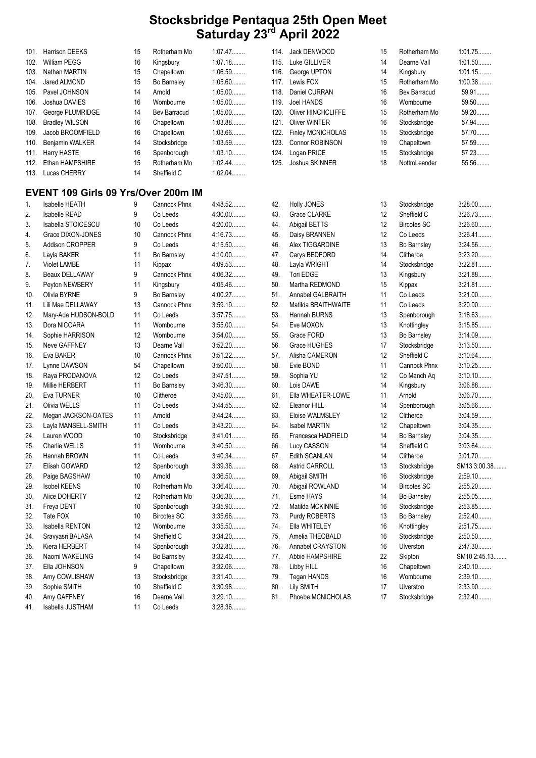# Stocksbridge Pentaqua 25th Open Meet
## Saturday 23rd April 2022

| | Name | Age | Club | Time |
|---|---|---|---|---|
| 101. | Harrison DEEKS | 15 | Rotherham Mo | 1:07.47........ |
| 102. | William PEGG | 16 | Kingsbury | 1:07.18........ |
| 103. | Nathan MARTIN | 15 | Chapeltown | 1:06.59........ |
| 104. | Jared ALMOND | 15 | Bo Barnsley | 1:05.60........ |
| 105. | Pavel JOHNSON | 14 | Arnold | 1:05.00........ |
| 106. | Joshua DAVIES | 16 | Wombourne | 1:05.00........ |
| 107. | George PLUMRIDGE | 14 | Bev Barracud | 1:05.00........ |
| 108. | Bradley WILSON | 16 | Chapeltown | 1:03.88........ |
| 109. | Jacob BROOMFIELD | 16 | Chapeltown | 1:03.66........ |
| 110. | Benjamin WALKER | 14 | Stocksbridge | 1:03.59........ |
| 111. | Harry HASTE | 16 | Spenborough | 1:03.10........ |
| 112. | Ethan HAMPSHIRE | 15 | Rotherham Mo | 1:02.44........ |
| 113. | Lucas CHERRY | 14 | Sheffield C | 1:02.04........ |
| 114. | Jack DENWOOD | 15 | Rotherham Mo | 1:01.75........ |
| 115. | Luke GILLIVER | 14 | Dearne Vall | 1:01.50........ |
| 116. | George UPTON | 14 | Kingsbury | 1:01.15........ |
| 117. | Lewis FOX | 15 | Rotherham Mo | 1:00.38........ |
| 118. | Daniel CURRAN | 16 | Bev Barracud | 59.91........ |
| 119. | Joel HANDS | 16 | Wombourne | 59.50........ |
| 120. | Oliver HINCHCLIFFE | 15 | Rotherham Mo | 59.20........ |
| 121. | Oliver WINTER | 16 | Stocksbridge | 57.94........ |
| 122. | Finley MCNICHOLAS | 15 | Stocksbridge | 57.70........ |
| 123. | Connor ROBINSON | 19 | Chapeltown | 57.59........ |
| 124. | Logan PRICE | 15 | Stocksbridge | 57.23........ |
| 125. | Joshua SKINNER | 18 | NottmLeander | 55.56........ |

## EVENT 109 Girls 09 Yrs/Over 200m IM

| | Name | Age | Club | Time |
|---|---|---|---|---|
| 1. | Isabelle HEATH | 9 | Cannock Phnx | 4:48.52........ |
| 2. | Isabelle READ | 9 | Co Leeds | 4:30.00........ |
| 3. | Isabella STOICESCU | 10 | Co Leeds | 4:20.00........ |
| 4. | Grace DIXON-JONES | 10 | Cannock Phnx | 4:16.73........ |
| 5. | Addison CROPPER | 9 | Co Leeds | 4:15.50........ |
| 6. | Layla BAKER | 11 | Bo Barnsley | 4:10.00........ |
| 7. | Violet LAMBE | 11 | Kippax | 4:09.53........ |
| 8. | Beaux DELLAWAY | 9 | Cannock Phnx | 4:06.32........ |
| 9. | Peyton NEWBERY | 11 | Kingsbury | 4:05.46........ |
| 10. | Olivia BYRNE | 9 | Bo Barnsley | 4:00.27........ |
| 11. | Lili Mae DELLAWAY | 13 | Cannock Phnx | 3:59.19........ |
| 12. | Mary-Ada HUDSON-BOLD | 11 | Co Leeds | 3:57.75........ |
| 13. | Dora NICOARA | 11 | Wombourne | 3:55.00........ |
| 14. | Sophie HARRISON | 12 | Wombourne | 3:54.00........ |
| 15. | Neve GAFFNEY | 13 | Dearne Vall | 3:52.20........ |
| 16. | Eva BAKER | 10 | Cannock Phnx | 3:51.22........ |
| 17. | Lynne DAWSON | 54 | Chapeltown | 3:50.00........ |
| 18. | Raya PRODANOVA | 12 | Co Leeds | 3:47.51........ |
| 19. | Millie HERBERT | 11 | Bo Barnsley | 3:46.30........ |
| 20. | Eva TURNER | 10 | Clitheroe | 3:45.00........ |
| 21. | Olivia WELLS | 11 | Co Leeds | 3:44.55........ |
| 22. | Megan JACKSON-OATES | 11 | Arnold | 3:44.24........ |
| 23. | Layla MANSELL-SMITH | 11 | Co Leeds | 3:43.20........ |
| 24. | Lauren WOOD | 10 | Stocksbridge | 3:41.01........ |
| 25. | Charlie WELLS | 11 | Wombourne | 3:40.50........ |
| 26. | Hannah BROWN | 11 | Co Leeds | 3:40.34........ |
| 27. | Elisah GOWARD | 12 | Spenborough | 3:39.36........ |
| 28. | Paige BAGSHAW | 10 | Arnold | 3:36.50........ |
| 29. | Isobel KEENS | 10 | Rotherham Mo | 3:36.40........ |
| 30. | Alice DOHERTY | 12 | Rotherham Mo | 3:36.30........ |
| 31. | Freya DENT | 10 | Spenborough | 3:35.90........ |
| 32. | Tate FOX | 10 | Bircotes SC | 3:35.66........ |
| 33. | Isabella RENTON | 12 | Wombourne | 3:35.50........ |
| 34. | Sravyasri BALASA | 14 | Sheffield C | 3:34.20........ |
| 35. | Kiera HERBERT | 14 | Spenborough | 3:32.80........ |
| 36. | Naomi WAKELING | 14 | Bo Barnsley | 3:32.40........ |
| 37. | Ella JOHNSON | 9 | Chapeltown | 3:32.06........ |
| 38. | Amy COWLISHAW | 13 | Stocksbridge | 3:31.40........ |
| 39. | Sophie SMITH | 10 | Sheffield C | 3:30.98........ |
| 40. | Amy GAFFNEY | 16 | Dearne Vall | 3:29.10........ |
| 41. | Isabella JUSTHAM | 11 | Co Leeds | 3:28.36........ |
| 42. | Holly JONES | 13 | Stocksbridge | 3:28.00........ |
| 43. | Grace CLARKE | 12 | Sheffield C | 3:26.73........ |
| 44. | Abigail BETTS | 12 | Bircotes SC | 3:26.60........ |
| 45. | Daisy BRANNEN | 12 | Co Leeds | 3:26.41........ |
| 46. | Alex TIGGARDINE | 13 | Bo Barnsley | 3:24.56........ |
| 47. | Carys BEDFORD | 14 | Clitheroe | 3:23.20........ |
| 48. | Layla WRIGHT | 14 | Stocksbridge | 3:22.81........ |
| 49. | Tori EDGE | 13 | Kingsbury | 3:21.88........ |
| 50. | Martha REDMOND | 15 | Kippax | 3:21.81........ |
| 51. | Annabel GALBRAITH | 11 | Co Leeds | 3:21.00........ |
| 52. | Matilda BRAITHWAITE | 11 | Co Leeds | 3:20.90........ |
| 53. | Hannah BURNS | 13 | Spenborough | 3:18.63........ |
| 54. | Eve MOXON | 13 | Knottingley | 3:15.85........ |
| 55. | Grace FORD | 13 | Bo Barnsley | 3:14.09........ |
| 56. | Grace HUGHES | 17 | Stocksbridge | 3:13.50........ |
| 57. | Alisha CAMERON | 12 | Sheffield C | 3:10.64........ |
| 58. | Evie BOND | 11 | Cannock Phnx | 3:10.25........ |
| 59. | Sophia YU | 12 | Co Manch Aq | 3:10.10........ |
| 60. | Lois DAWE | 14 | Kingsbury | 3:06.88........ |
| 61. | Ella WHEATER-LOWE | 11 | Arnold | 3:06.70........ |
| 62. | Eleanor HILL | 14 | Spenborough | 3:05.66........ |
| 63. | Eloise WALMSLEY | 12 | Clitheroe | 3:04.59........ |
| 64. | Isabel MARTIN | 12 | Chapeltown | 3:04.35........ |
| 65. | Francesca HADFIELD | 14 | Bo Barnsley | 3:04.35........ |
| 66. | Lucy CASSON | 14 | Sheffield C | 3:03.64........ |
| 67. | Edith SCANLAN | 14 | Clitheroe | 3:01.70........ |
| 68. | Astrid CARROLL | 13 | Stocksbridge | SM13 3:00.38........ |
| 69. | Abigail SMITH | 16 | Stocksbridge | 2:59.10........ |
| 70. | Abigail ROWLAND | 14 | Bircotes SC | 2:55.20........ |
| 71. | Esme HAYS | 14 | Bo Barnsley | 2:55.05........ |
| 72. | Matilda MCKINNIE | 16 | Stocksbridge | 2:53.85........ |
| 73. | Purdy ROBERTS | 13 | Bo Barnsley | 2:52.40........ |
| 74. | Ella WHITELEY | 16 | Knottingley | 2:51.75........ |
| 75. | Amelia THEOBALD | 16 | Stocksbridge | 2:50.50........ |
| 76. | Annabel CRAYSTON | 16 | Ulverston | 2:47.30........ |
| 77. | Abbie HAMPSHIRE | 22 | Skipton | SM10 2:45.13........ |
| 78. | Libby HILL | 16 | Chapeltown | 2:40.10........ |
| 79. | Tegan HANDS | 16 | Wombourne | 2:39.10........ |
| 80. | Lily SMITH | 17 | Ulverston | 2:33.90........ |
| 81. | Phoebe MCNICHOLAS | 17 | Stocksbridge | 2:32.40........ |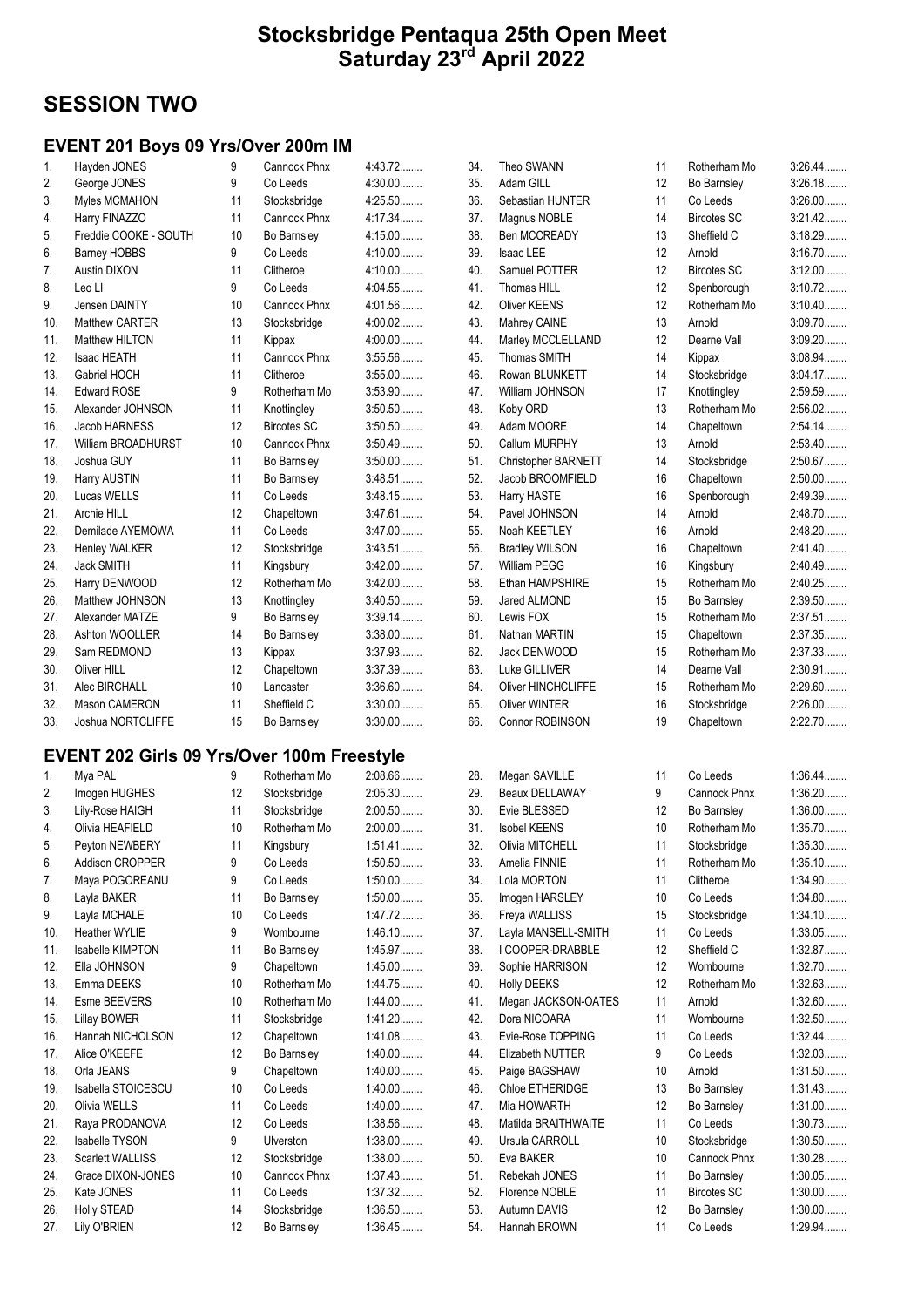# Stocksbridge Pentaqua 25th Open Meet
# Saturday 23rd April 2022

## SESSION TWO

### EVENT 201 Boys 09 Yrs/Over 200m IM

| No. | Name | Age | Club | Time |
|---|---|---|---|---|
| 1. | Hayden JONES | 9 | Cannock Phnx | 4:43.72........ |
| 2. | George JONES | 9 | Co Leeds | 4:30.00........ |
| 3. | Myles MCMAHON | 11 | Stocksbridge | 4:25.50........ |
| 4. | Harry FINAZZO | 11 | Cannock Phnx | 4:17.34........ |
| 5. | Freddie COOKE - SOUTH | 10 | Bo Barnsley | 4:15.00........ |
| 6. | Barney HOBBS | 9 | Co Leeds | 4:10.00........ |
| 7. | Austin DIXON | 11 | Clitheroe | 4:10.00........ |
| 8. | Leo LI | 9 | Co Leeds | 4:04.55........ |
| 9. | Jensen DAINTY | 10 | Cannock Phnx | 4:01.56........ |
| 10. | Matthew CARTER | 13 | Stocksbridge | 4:00.02........ |
| 11. | Matthew HILTON | 11 | Kippax | 4:00.00........ |
| 12. | Isaac HEATH | 11 | Cannock Phnx | 3:55.56........ |
| 13. | Gabriel HOCH | 11 | Clitheroe | 3:55.00........ |
| 14. | Edward ROSE | 9 | Rotherham Mo | 3:53.90........ |
| 15. | Alexander JOHNSON | 11 | Knottingley | 3:50.50........ |
| 16. | Jacob HARNESS | 12 | Bircotes SC | 3:50.50........ |
| 17. | William BROADHURST | 10 | Cannock Phnx | 3:50.49........ |
| 18. | Joshua GUY | 11 | Bo Barnsley | 3:50.00........ |
| 19. | Harry AUSTIN | 11 | Bo Barnsley | 3:48.51........ |
| 20. | Lucas WELLS | 11 | Co Leeds | 3:48.15........ |
| 21. | Archie HILL | 12 | Chapeltown | 3:47.61........ |
| 22. | Demilade AYEMOWA | 11 | Co Leeds | 3:47.00........ |
| 23. | Henley WALKER | 12 | Stocksbridge | 3:43.51........ |
| 24. | Jack SMITH | 11 | Kingsbury | 3:42.00........ |
| 25. | Harry DENWOOD | 12 | Rotherham Mo | 3:42.00........ |
| 26. | Matthew JOHNSON | 13 | Knottingley | 3:40.50........ |
| 27. | Alexander MATZE | 9 | Bo Barnsley | 3:39.14........ |
| 28. | Ashton WOOLLER | 14 | Bo Barnsley | 3:38.00........ |
| 29. | Sam REDMOND | 13 | Kippax | 3:37.93........ |
| 30. | Oliver HILL | 12 | Chapeltown | 3:37.39........ |
| 31. | Alec BIRCHALL | 10 | Lancaster | 3:36.60........ |
| 32. | Mason CAMERON | 11 | Sheffield C | 3:30.00........ |
| 33. | Joshua NORTCLIFFE | 15 | Bo Barnsley | 3:30.00........ |
| 34. | Theo SWANN | 11 | Rotherham Mo | 3:26.44........ |
| 35. | Adam GILL | 12 | Bo Barnsley | 3:26.18........ |
| 36. | Sebastian HUNTER | 11 | Co Leeds | 3:26.00........ |
| 37. | Magnus NOBLE | 14 | Bircotes SC | 3:21.42........ |
| 38. | Ben MCCREADY | 13 | Sheffield C | 3:18.29........ |
| 39. | Isaac LEE | 12 | Arnold | 3:16.70........ |
| 40. | Samuel POTTER | 12 | Bircotes SC | 3:12.00........ |
| 41. | Thomas HILL | 12 | Spenborough | 3:10.72........ |
| 42. | Oliver KEENS | 12 | Rotherham Mo | 3:10.40........ |
| 43. | Mahrey CAINE | 13 | Arnold | 3:09.70........ |
| 44. | Marley MCCLELLAND | 12 | Dearne Vall | 3:09.20........ |
| 45. | Thomas SMITH | 14 | Kippax | 3:08.94........ |
| 46. | Rowan BLUNKETT | 14 | Stocksbridge | 3:04.17........ |
| 47. | William JOHNSON | 17 | Knottingley | 2:59.59........ |
| 48. | Koby ORD | 13 | Rotherham Mo | 2:56.02........ |
| 49. | Adam MOORE | 14 | Chapeltown | 2:54.14........ |
| 50. | Callum MURPHY | 13 | Arnold | 2:53.40........ |
| 51. | Christopher BARNETT | 14 | Stocksbridge | 2:50.67........ |
| 52. | Jacob BROOMFIELD | 16 | Chapeltown | 2:50.00........ |
| 53. | Harry HASTE | 16 | Spenborough | 2:49.39........ |
| 54. | Pavel JOHNSON | 14 | Arnold | 2:48.70........ |
| 55. | Noah KEETLEY | 16 | Arnold | 2:48.20........ |
| 56. | Bradley WILSON | 16 | Chapeltown | 2:41.40........ |
| 57. | William PEGG | 16 | Kingsbury | 2:40.49........ |
| 58. | Ethan HAMPSHIRE | 15 | Rotherham Mo | 2:40.25........ |
| 59. | Jared ALMOND | 15 | Bo Barnsley | 2:39.50........ |
| 60. | Lewis FOX | 15 | Rotherham Mo | 2:37.51........ |
| 61. | Nathan MARTIN | 15 | Chapeltown | 2:37.35........ |
| 62. | Jack DENWOOD | 15 | Rotherham Mo | 2:37.33........ |
| 63. | Luke GILLIVER | 14 | Dearne Vall | 2:30.91........ |
| 64. | Oliver HINCHCLIFFE | 15 | Rotherham Mo | 2:29.60........ |
| 65. | Oliver WINTER | 16 | Stocksbridge | 2:26.00........ |
| 66. | Connor ROBINSON | 19 | Chapeltown | 2:22.70........ |

### EVENT 202 Girls 09 Yrs/Over 100m Freestyle

| No. | Name | Age | Club | Time |
|---|---|---|---|---|
| 1. | Mya PAL | 9 | Rotherham Mo | 2:08.66........ |
| 2. | Imogen HUGHES | 12 | Stocksbridge | 2:05.30........ |
| 3. | Lily-Rose HAIGH | 11 | Stocksbridge | 2:00.50........ |
| 4. | Olivia HEAFIELD | 10 | Rotherham Mo | 2:00.00........ |
| 5. | Peyton NEWBERY | 11 | Kingsbury | 1:51.41........ |
| 6. | Addison CROPPER | 9 | Co Leeds | 1:50.50........ |
| 7. | Maya POGOREANU | 9 | Co Leeds | 1:50.00........ |
| 8. | Layla BAKER | 11 | Bo Barnsley | 1:50.00........ |
| 9. | Layla MCHALE | 10 | Co Leeds | 1:47.72........ |
| 10. | Heather WYLIE | 9 | Wombourne | 1:46.10........ |
| 11. | Isabelle KIMPTON | 11 | Bo Barnsley | 1:45.97........ |
| 12. | Ella JOHNSON | 9 | Chapeltown | 1:45.00........ |
| 13. | Emma DEEKS | 10 | Rotherham Mo | 1:44.75........ |
| 14. | Esme BEEVERS | 10 | Rotherham Mo | 1:44.00........ |
| 15. | Lillay BOWER | 11 | Stocksbridge | 1:41.20........ |
| 16. | Hannah NICHOLSON | 12 | Chapeltown | 1:41.08........ |
| 17. | Alice O'KEEFE | 12 | Bo Barnsley | 1:40.00........ |
| 18. | Orla JEANS | 9 | Chapeltown | 1:40.00........ |
| 19. | Isabella STOICESCU | 10 | Co Leeds | 1:40.00........ |
| 20. | Olivia WELLS | 11 | Co Leeds | 1:40.00........ |
| 21. | Raya PRODANOVA | 12 | Co Leeds | 1:38.56........ |
| 22. | Isabelle TYSON | 9 | Ulverston | 1:38.00........ |
| 23. | Scarlett WALLISS | 12 | Stocksbridge | 1:38.00........ |
| 24. | Grace DIXON-JONES | 10 | Cannock Phnx | 1:37.43........ |
| 25. | Kate JONES | 11 | Co Leeds | 1:37.32........ |
| 26. | Holly STEAD | 14 | Stocksbridge | 1:36.50........ |
| 27. | Lily O'BRIEN | 12 | Bo Barnsley | 1:36.45........ |
| 28. | Megan SAVILLE | 11 | Co Leeds | 1:36.44........ |
| 29. | Beaux DELLAWAY | 9 | Cannock Phnx | 1:36.20........ |
| 30. | Evie BLESSED | 12 | Bo Barnsley | 1:36.00........ |
| 31. | Isobel KEENS | 10 | Rotherham Mo | 1:35.70........ |
| 32. | Olivia MITCHELL | 11 | Stocksbridge | 1:35.30........ |
| 33. | Amelia FINNIE | 11 | Rotherham Mo | 1:35.10........ |
| 34. | Lola MORTON | 11 | Clitheroe | 1:34.90........ |
| 35. | Imogen HARSLEY | 10 | Co Leeds | 1:34.80........ |
| 36. | Freya WALLISS | 15 | Stocksbridge | 1:34.10........ |
| 37. | Layla MANSELL-SMITH | 11 | Co Leeds | 1:33.05........ |
| 38. | I COOPER-DRABBLE | 12 | Sheffield C | 1:32.87........ |
| 39. | Sophie HARRISON | 12 | Wombourne | 1:32.70........ |
| 40. | Holly DEEKS | 12 | Rotherham Mo | 1:32.63........ |
| 41. | Megan JACKSON-OATES | 11 | Arnold | 1:32.60........ |
| 42. | Dora NICOARA | 11 | Wombourne | 1:32.50........ |
| 43. | Evie-Rose TOPPING | 11 | Co Leeds | 1:32.44........ |
| 44. | Elizabeth NUTTER | 9 | Co Leeds | 1:32.03........ |
| 45. | Paige BAGSHAW | 10 | Arnold | 1:31.50........ |
| 46. | Chloe ETHERIDGE | 13 | Bo Barnsley | 1:31.43........ |
| 47. | Mia HOWARTH | 12 | Bo Barnsley | 1:31.00........ |
| 48. | Matilda BRAITHWAITE | 11 | Co Leeds | 1:30.73........ |
| 49. | Ursula CARROLL | 10 | Stocksbridge | 1:30.50........ |
| 50. | Eva BAKER | 10 | Cannock Phnx | 1:30.28........ |
| 51. | Rebekah JONES | 11 | Bo Barnsley | 1:30.05........ |
| 52. | Florence NOBLE | 11 | Bircotes SC | 1:30.00........ |
| 53. | Autumn DAVIS | 12 | Bo Barnsley | 1:30.00........ |
| 54. | Hannah BROWN | 11 | Co Leeds | 1:29.94........ |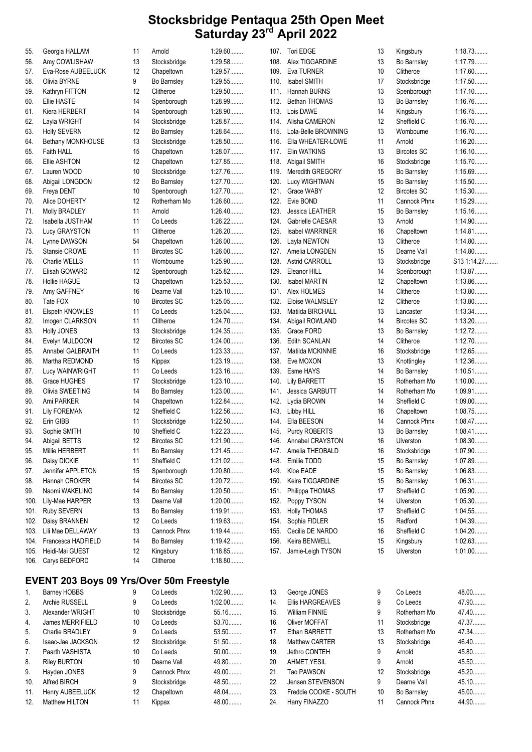# Stocksbridge Pentaqua 25th Open Meet
## Saturday 23rd April 2022

| No. | Name | Age | Club | Time |
|---|---|---|---|---|
| 55. | Georgia HALLAM | 11 | Arnold | 1:29.60........ |
| 56. | Amy COWLISHAW | 13 | Stocksbridge | 1:29.58........ |
| 57. | Eva-Rose AUBEELUCK | 12 | Chapeltown | 1:29.57........ |
| 58. | Olivia BYRNE | 9 | Bo Barnsley | 1:29.55........ |
| 59. | Kathryn FITTON | 12 | Clitheroe | 1:29.50........ |
| 60. | Ellie HASTE | 14 | Spenborough | 1:28.99........ |
| 61. | Kiera HERBERT | 14 | Spenborough | 1:28.90........ |
| 62. | Layla WRIGHT | 14 | Stocksbridge | 1:28.87........ |
| 63. | Holly SEVERN | 12 | Bo Barnsley | 1:28.64........ |
| 64. | Bethany MONKHOUSE | 13 | Stocksbridge | 1:28.50........ |
| 65. | Faith HALL | 15 | Chapeltown | 1:28.07........ |
| 66. | Ellie ASHTON | 12 | Chapeltown | 1:27.85........ |
| 67. | Lauren WOOD | 10 | Stocksbridge | 1:27.76........ |
| 68. | Abigail LONGDON | 12 | Bo Barnsley | 1:27.70........ |
| 69. | Freya DENT | 10 | Spenborough | 1:27.70........ |
| 70. | Alice DOHERTY | 12 | Rotherham Mo | 1:26.60........ |
| 71. | Molly BRADLEY | 11 | Arnold | 1:26.40........ |
| 72. | Isabella JUSTHAM | 11 | Co Leeds | 1:26.22........ |
| 73. | Lucy GRAYSTON | 11 | Clitheroe | 1:26.20........ |
| 74. | Lynne DAWSON | 54 | Chapeltown | 1:26.00........ |
| 75. | Stansie CROWE | 11 | Bircotes SC | 1:26.00........ |
| 76. | Charlie WELLS | 11 | Wombourne | 1:25.90........ |
| 77. | Elisah GOWARD | 12 | Spenborough | 1:25.82........ |
| 78. | Hollie HAGUE | 13 | Chapeltown | 1:25.53........ |
| 79. | Amy GAFFNEY | 16 | Dearne Vall | 1:25.10........ |
| 80. | Tate FOX | 10 | Bircotes SC | 1:25.05........ |
| 81. | Elspeth KNOWLES | 11 | Co Leeds | 1:25.04........ |
| 82. | Imogen CLARKSON | 11 | Clitheroe | 1:24.70........ |
| 83. | Holly JONES | 13 | Stocksbridge | 1:24.35........ |
| 84. | Evelyn MULDOON | 12 | Bircotes SC | 1:24.00........ |
| 85. | Annabel GALBRAITH | 11 | Co Leeds | 1:23.33........ |
| 86. | Martha REDMOND | 15 | Kippax | 1:23.19........ |
| 87. | Lucy WAINWRIGHT | 11 | Co Leeds | 1:23.16........ |
| 88. | Grace HUGHES | 17 | Stocksbridge | 1:23.10........ |
| 89. | Olivia SWEETING | 14 | Bo Barnsley | 1:23.00........ |
| 90. | Ami PARKER | 14 | Chapeltown | 1:22.84........ |
| 91. | Lily FOREMAN | 12 | Sheffield C | 1:22.56........ |
| 92. | Erin GIBB | 11 | Stocksbridge | 1:22.50........ |
| 93. | Sophie SMITH | 10 | Sheffield C | 1:22.23........ |
| 94. | Abigail BETTS | 12 | Bircotes SC | 1:21.90........ |
| 95. | Millie HERBERT | 11 | Bo Barnsley | 1:21.45........ |
| 96. | Daisy DICKIE | 11 | Sheffield C | 1:21.02........ |
| 97. | Jennifer APPLETON | 15 | Spenborough | 1:20.80........ |
| 98. | Hannah CROKER | 14 | Bircotes SC | 1:20.72........ |
| 99. | Naomi WAKELING | 14 | Bo Barnsley | 1:20.50........ |
| 100. | Lily-Mae HARPER | 13 | Dearne Vall | 1:20.00........ |
| 101. | Ruby SEVERN | 13 | Bo Barnsley | 1:19.91........ |
| 102. | Daisy BRANNEN | 12 | Co Leeds | 1:19.63........ |
| 103. | Lili Mae DELLAWAY | 13 | Cannock Phnx | 1:19.44........ |
| 104. | Francesca HADFIELD | 14 | Bo Barnsley | 1:19.42........ |
| 105. | Heidi-Mai GUEST | 12 | Kingsbury | 1:18.85........ |
| 106. | Carys BEDFORD | 14 | Clitheroe | 1:18.80........ |
| 107. | Tori EDGE | 13 | Kingsbury | 1:18.73........ |
| 108. | Alex TIGGARDINE | 13 | Bo Barnsley | 1:17.79........ |
| 109. | Eva TURNER | 10 | Clitheroe | 1:17.60........ |
| 110. | Isabel SMITH | 17 | Stocksbridge | 1:17.50........ |
| 111. | Hannah BURNS | 13 | Spenborough | 1:17.10........ |
| 112. | Bethan THOMAS | 13 | Bo Barnsley | 1:16.76........ |
| 113. | Lois DAWE | 14 | Kingsbury | 1:16.75........ |
| 114. | Alisha CAMERON | 12 | Sheffield C | 1:16.70........ |
| 115. | Lola-Belle BROWNING | 13 | Wombourne | 1:16.70........ |
| 116. | Ella WHEATER-LOWE | 11 | Arnold | 1:16.20........ |
| 117. | Elin WATKINS | 13 | Bircotes SC | 1:16.10........ |
| 118. | Abigail SMITH | 16 | Stocksbridge | 1:15.70........ |
| 119. | Meredith GREGORY | 15 | Bo Barnsley | 1:15.69........ |
| 120. | Lucy WIGHTMAN | 15 | Bo Barnsley | 1:15.50........ |
| 121. | Grace WABY | 12 | Bircotes SC | 1:15.30........ |
| 122. | Evie BOND | 11 | Cannock Phnx | 1:15.29........ |
| 123. | Jessica LEATHER | 15 | Bo Barnsley | 1:15.16........ |
| 124. | Gabrielle CAESAR | 13 | Arnold | 1:14.90........ |
| 125. | Isabel WARRINER | 16 | Chapeltown | 1:14.81........ |
| 126. | Layla NEWTON | 13 | Clitheroe | 1:14.80........ |
| 127. | Amelia LONGDEN | 15 | Dearne Vall | 1:14.80........ |
| 128. | Astrid CARROLL | 13 | Stocksbridge | S13 1:14.27........ |
| 129. | Eleanor HILL | 14 | Spenborough | 1:13.87........ |
| 130. | Isabel MARTIN | 12 | Chapeltown | 1:13.86........ |
| 131. | Alex HOLMES | 14 | Clitheroe | 1:13.80........ |
| 132. | Eloise WALMSLEY | 12 | Clitheroe | 1:13.80........ |
| 133. | Matilda BIRCHALL | 13 | Lancaster | 1:13.34........ |
| 134. | Abigail ROWLAND | 14 | Bircotes SC | 1:13.20........ |
| 135. | Grace FORD | 13 | Bo Barnsley | 1:12.72........ |
| 136. | Edith SCANLAN | 14 | Clitheroe | 1:12.70........ |
| 137. | Matilda MCKINNIE | 16 | Stocksbridge | 1:12.65........ |
| 138. | Eve MOXON | 13 | Knottingley | 1:12.36........ |
| 139. | Esme HAYS | 14 | Bo Barnsley | 1:10.51........ |
| 140. | Lily BARRETT | 15 | Rotherham Mo | 1:10.00........ |
| 141. | Jessica GARBUTT | 14 | Rotherham Mo | 1:09.91........ |
| 142. | Lydia BROWN | 14 | Sheffield C | 1:09.00........ |
| 143. | Libby HILL | 16 | Chapeltown | 1:08.75........ |
| 144. | Ella BEESON | 14 | Cannock Phnx | 1:08.47........ |
| 145. | Purdy ROBERTS | 13 | Bo Barnsley | 1:08.41........ |
| 146. | Annabel CRAYSTON | 16 | Ulverston | 1:08.30........ |
| 147. | Amelia THEOBALD | 16 | Stocksbridge | 1:07.90........ |
| 148. | Emilie TODD | 15 | Bo Barnsley | 1:07.89........ |
| 149. | Kloe EADE | 15 | Bo Barnsley | 1:06.83........ |
| 150. | Keira TIGGARDINE | 15 | Bo Barnsley | 1:06.31........ |
| 151. | Philippa THOMAS | 17 | Sheffield C | 1:05.90........ |
| 152. | Poppy TYSON | 14 | Ulverston | 1:05.30........ |
| 153. | Holly THOMAS | 17 | Sheffield C | 1:04.55........ |
| 154. | Sophia FIDLER | 15 | Radford | 1:04.39........ |
| 155. | Cecilia DE NARDO | 16 | Sheffield C | 1:04.20........ |
| 156. | Keira BENWELL | 15 | Kingsbury | 1:02.63........ |
| 157. | Jamie-Leigh TYSON | 15 | Ulverston | 1:01.00........ |

## EVENT 203 Boys 09 Yrs/Over 50m Freestyle

| No. | Name | Age | Club | Time |
|---|---|---|---|---|
| 1. | Barney HOBBS | 9 | Co Leeds | 1:02.90........ |
| 2. | Archie RUSSELL | 9 | Co Leeds | 1:02.00........ |
| 3. | Alexander WRIGHT | 10 | Stocksbridge | 55.16........ |
| 4. | James MERRIFIELD | 10 | Co Leeds | 53.70........ |
| 5. | Charlie BRADLEY | 9 | Co Leeds | 53.50........ |
| 6. | Isaac-Jae JACKSON | 12 | Stocksbridge | 51.50........ |
| 7. | Paarth VASHISTA | 10 | Co Leeds | 50.00........ |
| 8. | Riley BURTON | 10 | Dearne Vall | 49.80........ |
| 9. | Hayden JONES | 9 | Cannock Phnx | 49.00........ |
| 10. | Alfred BIRCH | 9 | Stocksbridge | 48.50........ |
| 11. | Henry AUBEELUCK | 12 | Chapeltown | 48.04........ |
| 12. | Matthew HILTON | 11 | Kippax | 48.00........ |
| 13. | George JONES | 9 | Co Leeds | 48.00........ |
| 14. | Ellis HARGREAVES | 9 | Co Leeds | 47.90........ |
| 15. | William FINNIE | 9 | Rotherham Mo | 47.40........ |
| 16. | Oliver MOFFAT | 11 | Stocksbridge | 47.37........ |
| 17. | Ethan BARRETT | 13 | Rotherham Mo | 47.34........ |
| 18. | Matthew CARTER | 13 | Stocksbridge | 46.40........ |
| 19. | Jethro CONTEH | 9 | Arnold | 45.80........ |
| 20. | AHMET YESIL | 9 | Arnold | 45.50........ |
| 21. | Tao PAWSON | 12 | Stocksbridge | 45.20........ |
| 22. | Jensen STEVENSON | 9 | Dearne Vall | 45.10........ |
| 23. | Freddie COOKE - SOUTH | 10 | Bo Barnsley | 45.00........ |
| 24. | Harry FINAZZO | 11 | Cannock Phnx | 44.90........ |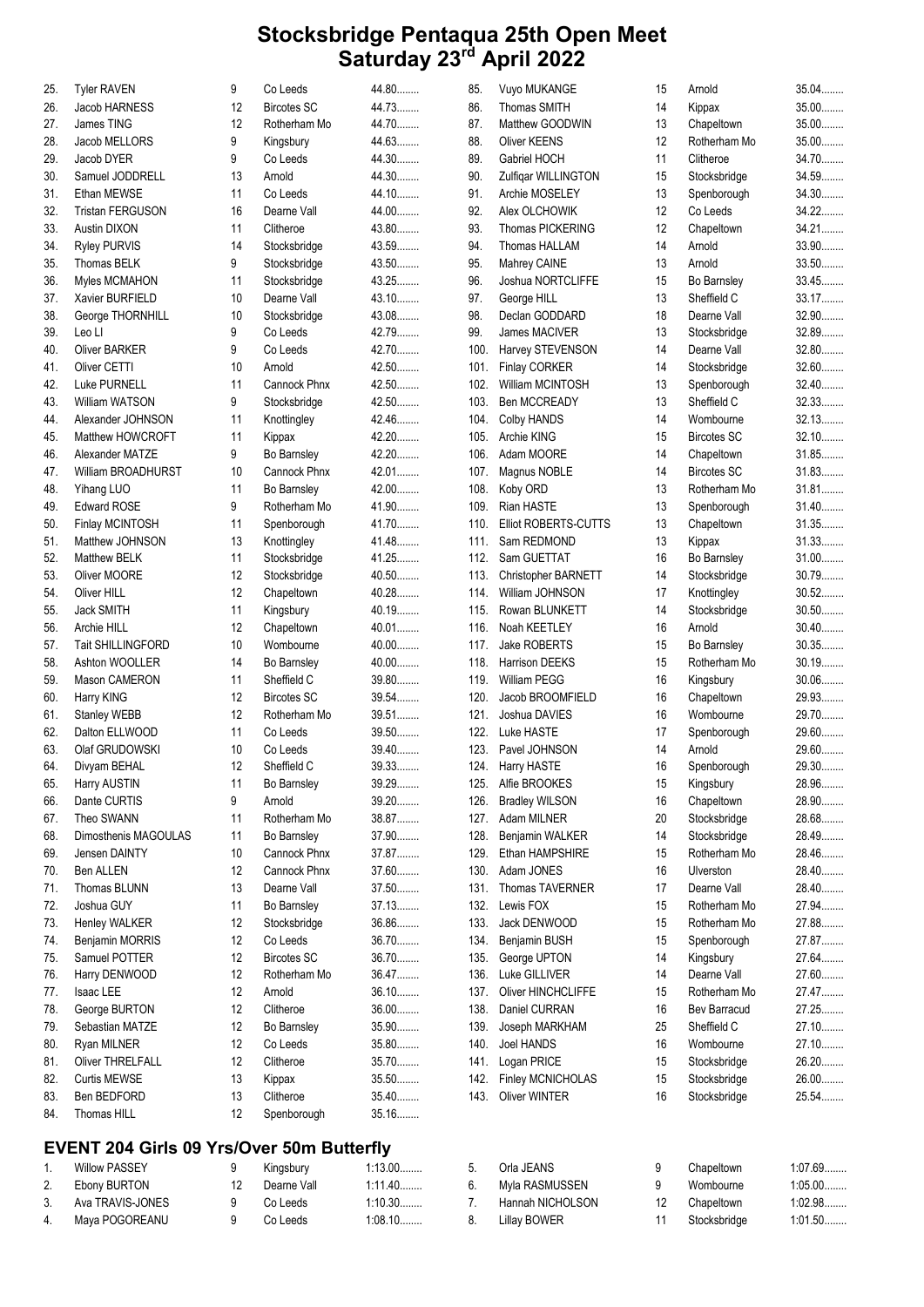# Stocksbridge Pentaqua 25th Open Meet
## Saturday 23rd April 2022

| | | | | |
|---|---|---|---|---|
| 25. | Tyler RAVEN | 9 | Co Leeds | 44.80........ |
| 26. | Jacob HARNESS | 12 | Bircotes SC | 44.73........ |
| 27. | James TING | 12 | Rotherham Mo | 44.70........ |
| 28. | Jacob MELLORS | 9 | Kingsbury | 44.63........ |
| 29. | Jacob DYER | 9 | Co Leeds | 44.30........ |
| 30. | Samuel JODDRELL | 13 | Arnold | 44.30........ |
| 31. | Ethan MEWSE | 11 | Co Leeds | 44.10........ |
| 32. | Tristan FERGUSON | 16 | Dearne Vall | 44.00........ |
| 33. | Austin DIXON | 11 | Clitheroe | 43.80........ |
| 34. | Ryley PURVIS | 14 | Stocksbridge | 43.59........ |
| 35. | Thomas BELK | 9 | Stocksbridge | 43.50........ |
| 36. | Myles MCMAHON | 11 | Stocksbridge | 43.25........ |
| 37. | Xavier BURFIELD | 10 | Dearne Vall | 43.10........ |
| 38. | George THORNHILL | 10 | Stocksbridge | 43.08........ |
| 39. | Leo LI | 9 | Co Leeds | 42.79........ |
| 40. | Oliver BARKER | 9 | Co Leeds | 42.70........ |
| 41. | Oliver CETTI | 10 | Arnold | 42.50........ |
| 42. | Luke PURNELL | 11 | Cannock Phnx | 42.50........ |
| 43. | William WATSON | 9 | Stocksbridge | 42.50........ |
| 44. | Alexander JOHNSON | 11 | Knottingley | 42.46........ |
| 45. | Matthew HOWCROFT | 11 | Kippax | 42.20........ |
| 46. | Alexander MATZE | 9 | Bo Barnsley | 42.20........ |
| 47. | William BROADHURST | 10 | Cannock Phnx | 42.01........ |
| 48. | Yihang LUO | 11 | Bo Barnsley | 42.00........ |
| 49. | Edward ROSE | 9 | Rotherham Mo | 41.90........ |
| 50. | Finlay MCINTOSH | 11 | Spenborough | 41.70........ |
| 51. | Matthew JOHNSON | 13 | Knottingley | 41.48........ |
| 52. | Matthew BELK | 11 | Stocksbridge | 41.25........ |
| 53. | Oliver MOORE | 12 | Stocksbridge | 40.50........ |
| 54. | Oliver HILL | 12 | Chapeltown | 40.28........ |
| 55. | Jack SMITH | 11 | Kingsbury | 40.19........ |
| 56. | Archie HILL | 12 | Chapeltown | 40.01........ |
| 57. | Tait SHILLINGFORD | 10 | Wombourne | 40.00........ |
| 58. | Ashton WOOLLER | 14 | Bo Barnsley | 40.00........ |
| 59. | Mason CAMERON | 11 | Sheffield C | 39.80........ |
| 60. | Harry KING | 12 | Bircotes SC | 39.54........ |
| 61. | Stanley WEBB | 12 | Rotherham Mo | 39.51........ |
| 62. | Dalton ELLWOOD | 11 | Co Leeds | 39.50........ |
| 63. | Olaf GRUDOWSKI | 10 | Co Leeds | 39.40........ |
| 64. | Divyam BEHAL | 12 | Sheffield C | 39.33........ |
| 65. | Harry AUSTIN | 11 | Bo Barnsley | 39.29........ |
| 66. | Dante CURTIS | 9 | Arnold | 39.20........ |
| 67. | Theo SWANN | 11 | Rotherham Mo | 38.87........ |
| 68. | Dimosthenis MAGOULAS | 11 | Bo Barnsley | 37.90........ |
| 69. | Jensen DAINTY | 10 | Cannock Phnx | 37.87........ |
| 70. | Ben ALLEN | 12 | Cannock Phnx | 37.60........ |
| 71. | Thomas BLUNN | 13 | Dearne Vall | 37.50........ |
| 72. | Joshua GUY | 11 | Bo Barnsley | 37.13........ |
| 73. | Henley WALKER | 12 | Stocksbridge | 36.86........ |
| 74. | Benjamin MORRIS | 12 | Co Leeds | 36.70........ |
| 75. | Samuel POTTER | 12 | Bircotes SC | 36.70........ |
| 76. | Harry DENWOOD | 12 | Rotherham Mo | 36.47........ |
| 77. | Isaac LEE | 12 | Arnold | 36.10........ |
| 78. | George BURTON | 12 | Clitheroe | 36.00........ |
| 79. | Sebastian MATZE | 12 | Bo Barnsley | 35.90........ |
| 80. | Ryan MILNER | 12 | Co Leeds | 35.80........ |
| 81. | Oliver THRELFALL | 12 | Clitheroe | 35.70........ |
| 82. | Curtis MEWSE | 13 | Kippax | 35.50........ |
| 83. | Ben BEDFORD | 13 | Clitheroe | 35.40........ |
| 84. | Thomas HILL | 12 | Spenborough | 35.16........ |
| 85. | Vuyo MUKANGE | 15 | Arnold | 35.04........ |
| 86. | Thomas SMITH | 14 | Kippax | 35.00........ |
| 87. | Matthew GOODWIN | 13 | Chapeltown | 35.00........ |
| 88. | Oliver KEENS | 12 | Rotherham Mo | 35.00........ |
| 89. | Gabriel HOCH | 11 | Clitheroe | 34.70........ |
| 90. | Zulfiqar WILLINGTON | 15 | Stocksbridge | 34.59........ |
| 91. | Archie MOSELEY | 13 | Spenborough | 34.30........ |
| 92. | Alex OLCHOWIK | 12 | Co Leeds | 34.22........ |
| 93. | Thomas PICKERING | 12 | Chapeltown | 34.21........ |
| 94. | Thomas HALLAM | 14 | Arnold | 33.90........ |
| 95. | Mahrey CAINE | 13 | Arnold | 33.50........ |
| 96. | Joshua NORTCLIFFE | 15 | Bo Barnsley | 33.45........ |
| 97. | George HILL | 13 | Sheffield C | 33.17........ |
| 98. | Declan GODDARD | 18 | Dearne Vall | 32.90........ |
| 99. | James MACIVER | 13 | Stocksbridge | 32.89........ |
| 100. | Harvey STEVENSON | 14 | Dearne Vall | 32.80........ |
| 101. | Finlay CORKER | 14 | Stocksbridge | 32.60........ |
| 102. | William MCINTOSH | 13 | Spenborough | 32.40........ |
| 103. | Ben MCCREADY | 13 | Sheffield C | 32.33........ |
| 104. | Colby HANDS | 14 | Wombourne | 32.13........ |
| 105. | Archie KING | 15 | Bircotes SC | 32.10........ |
| 106. | Adam MOORE | 14 | Chapeltown | 31.85........ |
| 107. | Magnus NOBLE | 14 | Bircotes SC | 31.83........ |
| 108. | Koby ORD | 13 | Rotherham Mo | 31.81........ |
| 109. | Rian HASTE | 13 | Spenborough | 31.40........ |
| 110. | Elliot ROBERTS-CUTTS | 13 | Chapeltown | 31.35........ |
| 111. | Sam REDMOND | 13 | Kippax | 31.33........ |
| 112. | Sam GUETTAT | 16 | Bo Barnsley | 31.00........ |
| 113. | Christopher BARNETT | 14 | Stocksbridge | 30.79........ |
| 114. | William JOHNSON | 17 | Knottingley | 30.52........ |
| 115. | Rowan BLUNKETT | 14 | Stocksbridge | 30.50........ |
| 116. | Noah KEETLEY | 16 | Arnold | 30.40........ |
| 117. | Jake ROBERTS | 15 | Bo Barnsley | 30.35........ |
| 118. | Harrison DEEKS | 15 | Rotherham Mo | 30.19........ |
| 119. | William PEGG | 16 | Kingsbury | 30.06........ |
| 120. | Jacob BROOMFIELD | 16 | Chapeltown | 29.93........ |
| 121. | Joshua DAVIES | 16 | Wombourne | 29.70........ |
| 122. | Luke HASTE | 17 | Spenborough | 29.60........ |
| 123. | Pavel JOHNSON | 14 | Arnold | 29.60........ |
| 124. | Harry HASTE | 16 | Spenborough | 29.30........ |
| 125. | Alfie BROOKES | 15 | Kingsbury | 28.96........ |
| 126. | Bradley WILSON | 16 | Chapeltown | 28.90........ |
| 127. | Adam MILNER | 20 | Stocksbridge | 28.68........ |
| 128. | Benjamin WALKER | 14 | Stocksbridge | 28.49........ |
| 129. | Ethan HAMPSHIRE | 15 | Rotherham Mo | 28.46........ |
| 130. | Adam JONES | 16 | Ulverston | 28.40........ |
| 131. | Thomas TAVERNER | 17 | Dearne Vall | 28.40........ |
| 132. | Lewis FOX | 15 | Rotherham Mo | 27.94........ |
| 133. | Jack DENWOOD | 15 | Rotherham Mo | 27.88........ |
| 134. | Benjamin BUSH | 15 | Spenborough | 27.87........ |
| 135. | George UPTON | 14 | Kingsbury | 27.64........ |
| 136. | Luke GILLIVER | 14 | Dearne Vall | 27.60........ |
| 137. | Oliver HINCHCLIFFE | 15 | Rotherham Mo | 27.47........ |
| 138. | Daniel CURRAN | 16 | Bev Barracud | 27.25........ |
| 139. | Joseph MARKHAM | 25 | Sheffield C | 27.10........ |
| 140. | Joel HANDS | 16 | Wombourne | 27.10........ |
| 141. | Logan PRICE | 15 | Stocksbridge | 26.20........ |
| 142. | Finley MCNICHOLAS | 15 | Stocksbridge | 26.00........ |
| 143. | Oliver WINTER | 16 | Stocksbridge | 25.54........ |

## EVENT 204 Girls 09 Yrs/Over 50m Butterfly

| | | | | |
|---|---|---|---|---|
| 1. | Willow PASSEY | 9 | Kingsbury | 1:13.00........ |
| 2. | Ebony BURTON | 12 | Dearne Vall | 1:11.40........ |
| 3. | Ava TRAVIS-JONES | 9 | Co Leeds | 1:10.30........ |
| 4. | Maya POGOREANU | 9 | Co Leeds | 1:08.10........ |
| 5. | Orla JEANS | 9 | Chapeltown | 1:07.69........ |
| 6. | Myla RASMUSSEN | 9 | Wombourne | 1:05.00........ |
| 7. | Hannah NICHOLSON | 12 | Chapeltown | 1:02.98........ |
| 8. | Lillay BOWER | 11 | Stocksbridge | 1:01.50........ |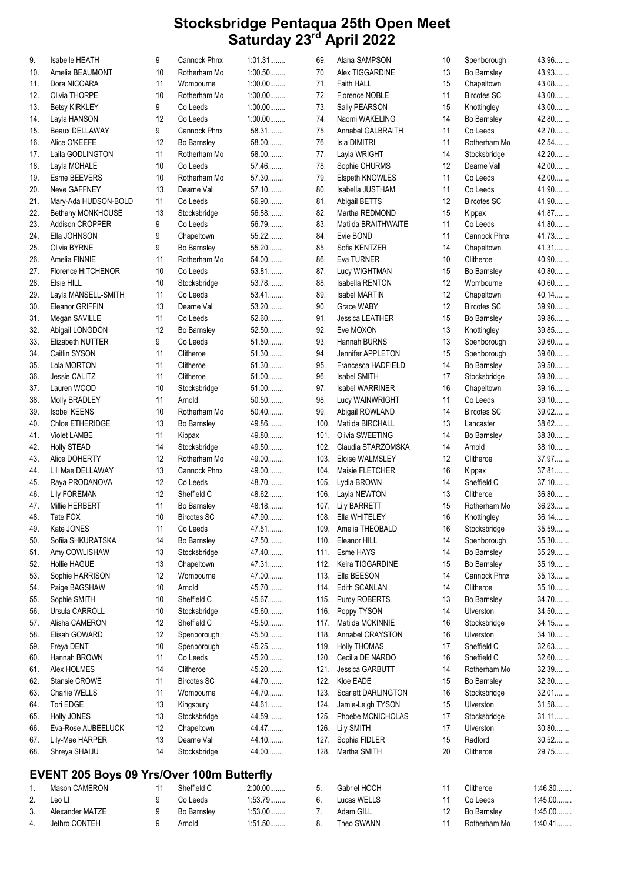# Stocksbridge Pentaqua 25th Open Meet
## Saturday 23rd April 2022

| | Name | Age | Club | Time |
|---|---|---|---|---|
| 9. | Isabelle HEATH | 9 | Cannock Phnx | 1:01.31........ |
| 10. | Amelia BEAUMONT | 10 | Rotherham Mo | 1:00.50........ |
| 11. | Dora NICOARA | 11 | Wombourne | 1:00.00........ |
| 12. | Olivia THORPE | 10 | Rotherham Mo | 1:00.00........ |
| 13. | Betsy KIRKLEY | 9 | Co Leeds | 1:00.00........ |
| 14. | Layla HANSON | 12 | Co Leeds | 1:00.00........ |
| 15. | Beaux DELLAWAY | 9 | Cannock Phnx | 58.31........ |
| 16. | Alice O'KEEFE | 12 | Bo Barnsley | 58.00........ |
| 17. | Laila GODLINGTON | 11 | Rotherham Mo | 58.00........ |
| 18. | Layla MCHALE | 10 | Co Leeds | 57.46........ |
| 19. | Esme BEEVERS | 10 | Rotherham Mo | 57.30........ |
| 20. | Neve GAFFNEY | 13 | Dearne Vall | 57.10........ |
| 21. | Mary-Ada HUDSON-BOLD | 11 | Co Leeds | 56.90........ |
| 22. | Bethany MONKHOUSE | 13 | Stocksbridge | 56.88........ |
| 23. | Addison CROPPER | 9 | Co Leeds | 56.79........ |
| 24. | Ella JOHNSON | 9 | Chapeltown | 55.22........ |
| 25. | Olivia BYRNE | 9 | Bo Barnsley | 55.20........ |
| 26. | Amelia FINNIE | 11 | Rotherham Mo | 54.00........ |
| 27. | Florence HITCHENOR | 10 | Co Leeds | 53.81........ |
| 28. | Elsie HILL | 10 | Stocksbridge | 53.78........ |
| 29. | Layla MANSELL-SMITH | 11 | Co Leeds | 53.41........ |
| 30. | Eleanor GRIFFIN | 13 | Dearne Vall | 53.20........ |
| 31. | Megan SAVILLE | 11 | Co Leeds | 52.60........ |
| 32. | Abigail LONGDON | 12 | Bo Barnsley | 52.50........ |
| 33. | Elizabeth NUTTER | 9 | Co Leeds | 51.50........ |
| 34. | Caitlin SYSON | 11 | Clitheroe | 51.30........ |
| 35. | Lola MORTON | 11 | Clitheroe | 51.30........ |
| 36. | Jessie CALITZ | 11 | Clitheroe | 51.00........ |
| 37. | Lauren WOOD | 10 | Stocksbridge | 51.00........ |
| 38. | Molly BRADLEY | 11 | Arnold | 50.50........ |
| 39. | Isobel KEENS | 10 | Rotherham Mo | 50.40........ |
| 40. | Chloe ETHERIDGE | 13 | Bo Barnsley | 49.86........ |
| 41. | Violet LAMBE | 11 | Kippax | 49.80........ |
| 42. | Holly STEAD | 14 | Stocksbridge | 49.50........ |
| 43. | Alice DOHERTY | 12 | Rotherham Mo | 49.00........ |
| 44. | Lili Mae DELLAWAY | 13 | Cannock Phnx | 49.00........ |
| 45. | Raya PRODANOVA | 12 | Co Leeds | 48.70........ |
| 46. | Lily FOREMAN | 12 | Sheffield C | 48.62........ |
| 47. | Millie HERBERT | 11 | Bo Barnsley | 48.18........ |
| 48. | Tate FOX | 10 | Bircotes SC | 47.90........ |
| 49. | Kate JONES | 11 | Co Leeds | 47.51........ |
| 50. | Sofiia SHKURATSKA | 14 | Bo Barnsley | 47.50........ |
| 51. | Amy COWLISHAW | 13 | Stocksbridge | 47.40........ |
| 52. | Hollie HAGUE | 13 | Chapeltown | 47.31........ |
| 53. | Sophie HARRISON | 12 | Wombourne | 47.00........ |
| 54. | Paige BAGSHAW | 10 | Arnold | 45.70........ |
| 55. | Sophie SMITH | 10 | Sheffield C | 45.67........ |
| 56. | Ursula CARROLL | 10 | Stocksbridge | 45.60........ |
| 57. | Alisha CAMERON | 12 | Sheffield C | 45.50........ |
| 58. | Elisah GOWARD | 12 | Spenborough | 45.50........ |
| 59. | Freya DENT | 10 | Spenborough | 45.25........ |
| 60. | Hannah BROWN | 11 | Co Leeds | 45.20........ |
| 61. | Alex HOLMES | 14 | Clitheroe | 45.20........ |
| 62. | Stansie CROWE | 11 | Bircotes SC | 44.70........ |
| 63. | Charlie WELLS | 11 | Wombourne | 44.70........ |
| 64. | Tori EDGE | 13 | Kingsbury | 44.61........ |
| 65. | Holly JONES | 13 | Stocksbridge | 44.59........ |
| 66. | Eva-Rose AUBEELUCK | 12 | Chapeltown | 44.47........ |
| 67. | Lily-Mae HARPER | 13 | Dearne Vall | 44.10........ |
| 68. | Shreya SHAIJU | 14 | Stocksbridge | 44.00........ |
| 69. | Alana SAMPSON | 10 | Spenborough | 43.96........ |
| 70. | Alex TIGGARDINE | 13 | Bo Barnsley | 43.93........ |
| 71. | Faith HALL | 15 | Chapeltown | 43.08........ |
| 72. | Florence NOBLE | 11 | Bircotes SC | 43.00........ |
| 73. | Sally PEARSON | 15 | Knottingley | 43.00........ |
| 74. | Naomi WAKELING | 14 | Bo Barnsley | 42.80........ |
| 75. | Annabel GALBRAITH | 11 | Co Leeds | 42.70........ |
| 76. | Isla DIMITRI | 11 | Rotherham Mo | 42.54........ |
| 77. | Layla WRIGHT | 14 | Stocksbridge | 42.20........ |
| 78. | Sophie CHURMS | 12 | Dearne Vall | 42.00........ |
| 79. | Elspeth KNOWLES | 11 | Co Leeds | 42.00........ |
| 80. | Isabella JUSTHAM | 11 | Co Leeds | 41.90........ |
| 81. | Abigail BETTS | 12 | Bircotes SC | 41.90........ |
| 82. | Martha REDMOND | 15 | Kippax | 41.87........ |
| 83. | Matilda BRAITHWAITE | 11 | Co Leeds | 41.80........ |
| 84. | Evie BOND | 11 | Cannock Phnx | 41.73........ |
| 85. | Sofia KENTZER | 14 | Chapeltown | 41.31........ |
| 86. | Eva TURNER | 10 | Clitheroe | 40.90........ |
| 87. | Lucy WIGHTMAN | 15 | Bo Barnsley | 40.80........ |
| 88. | Isabella RENTON | 12 | Wombourne | 40.60........ |
| 89. | Isabel MARTIN | 12 | Chapeltown | 40.14........ |
| 90. | Grace WABY | 12 | Bircotes SC | 39.90........ |
| 91. | Jessica LEATHER | 15 | Bo Barnsley | 39.86........ |
| 92. | Eve MOXON | 13 | Knottingley | 39.85........ |
| 93. | Hannah BURNS | 13 | Spenborough | 39.60........ |
| 94. | Jennifer APPLETON | 15 | Spenborough | 39.60........ |
| 95. | Francesca HADFIELD | 14 | Bo Barnsley | 39.50........ |
| 96. | Isabel SMITH | 17 | Stocksbridge | 39.30........ |
| 97. | Isabel WARRINER | 16 | Chapeltown | 39.16........ |
| 98. | Lucy WAINWRIGHT | 11 | Co Leeds | 39.10........ |
| 99. | Abigail ROWLAND | 14 | Bircotes SC | 39.02........ |
| 100. | Matilda BIRCHALL | 13 | Lancaster | 38.62........ |
| 101. | Olivia SWEETING | 14 | Bo Barnsley | 38.30........ |
| 102. | Claudia STARZOMSKA | 14 | Arnold | 38.10........ |
| 103. | Eloise WALMSLEY | 12 | Clitheroe | 37.97........ |
| 104. | Maisie FLETCHER | 16 | Kippax | 37.81........ |
| 105. | Lydia BROWN | 14 | Sheffield C | 37.10........ |
| 106. | Layla NEWTON | 13 | Clitheroe | 36.80........ |
| 107. | Lily BARRETT | 15 | Rotherham Mo | 36.23........ |
| 108. | Ella WHITELEY | 16 | Knottingley | 36.14........ |
| 109. | Amelia THEOBALD | 16 | Stocksbridge | 35.59........ |
| 110. | Eleanor HILL | 14 | Spenborough | 35.30........ |
| 111. | Esme HAYS | 14 | Bo Barnsley | 35.29........ |
| 112. | Keira TIGGARDINE | 15 | Bo Barnsley | 35.19........ |
| 113. | Ella BEESON | 14 | Cannock Phnx | 35.13........ |
| 114. | Edith SCANLAN | 14 | Clitheroe | 35.10........ |
| 115. | Purdy ROBERTS | 13 | Bo Barnsley | 34.70........ |
| 116. | Poppy TYSON | 14 | Ulverston | 34.50........ |
| 117. | Matilda MCKINNIE | 16 | Stocksbridge | 34.15........ |
| 118. | Annabel CRAYSTON | 16 | Ulverston | 34.10........ |
| 119. | Holly THOMAS | 17 | Sheffield C | 32.63........ |
| 120. | Cecilia DE NARDO | 16 | Sheffield C | 32.60........ |
| 121. | Jessica GARBUTT | 14 | Rotherham Mo | 32.39........ |
| 122. | Kloe EADE | 15 | Bo Barnsley | 32.30........ |
| 123. | Scarlett DARLINGTON | 16 | Stocksbridge | 32.01........ |
| 124. | Jamie-Leigh TYSON | 15 | Ulverston | 31.58........ |
| 125. | Phoebe MCNICHOLAS | 17 | Stocksbridge | 31.11........ |
| 126. | Lily SMITH | 17 | Ulverston | 30.80........ |
| 127. | Sophia FIDLER | 15 | Radford | 30.52........ |
| 128. | Martha SMITH | 20 | Clitheroe | 29.75........ |

## EVENT 205 Boys 09 Yrs/Over 100m Butterfly

| | Name | Age | Club | Time |
|---|---|---|---|---|
| 1. | Mason CAMERON | 11 | Sheffield C | 2:00.00........ |
| 2. | Leo LI | 9 | Co Leeds | 1:53.79........ |
| 3. | Alexander MATZE | 9 | Bo Barnsley | 1:53.00........ |
| 4. | Jethro CONTEH | 9 | Arnold | 1:51.50........ |
| 5. | Gabriel HOCH | 11 | Clitheroe | 1:46.30........ |
| 6. | Lucas WELLS | 11 | Co Leeds | 1:45.00........ |
| 7. | Adam GILL | 12 | Bo Barnsley | 1:45.00........ |
| 8. | Theo SWANN | 11 | Rotherham Mo | 1:40.41........ |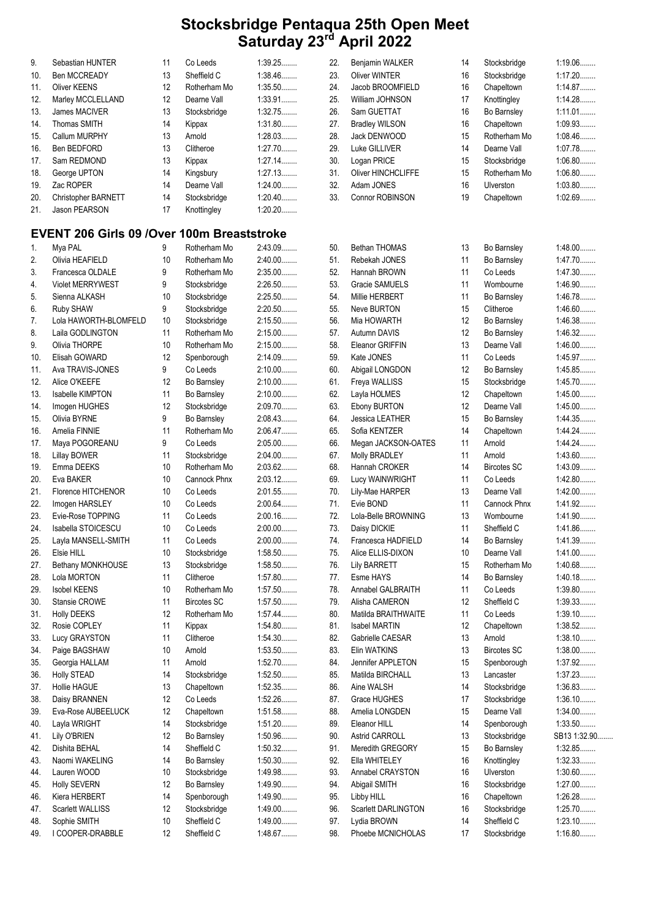# Stocksbridge Pentaqua 25th Open Meet
## Saturday 23rd April 2022

| | | | | |
|---|---|---|---|---|
| 9. | Sebastian HUNTER | 11 | Co Leeds | 1:39.25........ |
| 10. | Ben MCCREADY | 13 | Sheffield C | 1:38.46........ |
| 11. | Oliver KEENS | 12 | Rotherham Mo | 1:35.50........ |
| 12. | Marley MCCLELLAND | 12 | Dearne Vall | 1:33.91........ |
| 13. | James MACIVER | 13 | Stocksbridge | 1:32.75........ |
| 14. | Thomas SMITH | 14 | Kippax | 1:31.80........ |
| 15. | Callum MURPHY | 13 | Arnold | 1:28.03........ |
| 16. | Ben BEDFORD | 13 | Clitheroe | 1:27.70........ |
| 17. | Sam REDMOND | 13 | Kippax | 1:27.14........ |
| 18. | George UPTON | 14 | Kingsbury | 1:27.13........ |
| 19. | Zac ROPER | 14 | Dearne Vall | 1:24.00........ |
| 20. | Christopher BARNETT | 14 | Stocksbridge | 1:20.40........ |
| 21. | Jason PEARSON | 17 | Knottingley | 1:20.20........ |
| 22. | Benjamin WALKER | 14 | Stocksbridge | 1:19.06........ |
| 23. | Oliver WINTER | 16 | Stocksbridge | 1:17.20........ |
| 24. | Jacob BROOMFIELD | 16 | Chapeltown | 1:14.87........ |
| 25. | William JOHNSON | 17 | Knottingley | 1:14.28........ |
| 26. | Sam GUETTAT | 16 | Bo Barnsley | 1:11.01........ |
| 27. | Bradley WILSON | 16 | Chapeltown | 1:09.93........ |
| 28. | Jack DENWOOD | 15 | Rotherham Mo | 1:08.46........ |
| 29. | Luke GILLIVER | 14 | Dearne Vall | 1:07.78........ |
| 30. | Logan PRICE | 15 | Stocksbridge | 1:06.80........ |
| 31. | Oliver HINCHCLIFFE | 15 | Rotherham Mo | 1:06.80........ |
| 32. | Adam JONES | 16 | Ulverston | 1:03.80........ |
| 33. | Connor ROBINSON | 19 | Chapeltown | 1:02.69........ |

### EVENT 206 Girls 09 /Over 100m Breaststroke

| | | | | |
|---|---|---|---|---|
| 1. | Mya PAL | 9 | Rotherham Mo | 2:43.09........ |
| 2. | Olivia HEAFIELD | 10 | Rotherham Mo | 2:40.00........ |
| 3. | Francesca OLDALE | 9 | Rotherham Mo | 2:35.00........ |
| 4. | Violet MERRYWEST | 9 | Stocksbridge | 2:26.50........ |
| 5. | Sienna ALKASH | 10 | Stocksbridge | 2:25.50........ |
| 6. | Ruby SHAW | 9 | Stocksbridge | 2:20.50........ |
| 7. | Lola HAWORTH-BLOMFELD | 10 | Stocksbridge | 2:15.50........ |
| 8. | Laila GODLINGTON | 11 | Rotherham Mo | 2:15.00........ |
| 9. | Olivia THORPE | 10 | Rotherham Mo | 2:15.00........ |
| 10. | Elisah GOWARD | 12 | Spenborough | 2:14.09........ |
| 11. | Ava TRAVIS-JONES | 9 | Co Leeds | 2:10.00........ |
| 12. | Alice O'KEEFE | 12 | Bo Barnsley | 2:10.00........ |
| 13. | Isabelle KIMPTON | 11 | Bo Barnsley | 2:10.00........ |
| 14. | Imogen HUGHES | 12 | Stocksbridge | 2:09.70........ |
| 15. | Olivia BYRNE | 9 | Bo Barnsley | 2:08.43........ |
| 16. | Amelia FINNIE | 11 | Rotherham Mo | 2:06.47........ |
| 17. | Maya POGOREANU | 9 | Co Leeds | 2:05.00........ |
| 18. | Lillay BOWER | 11 | Stocksbridge | 2:04.00........ |
| 19. | Emma DEEKS | 10 | Rotherham Mo | 2:03.62........ |
| 20. | Eva BAKER | 10 | Cannock Phnx | 2:03.12........ |
| 21. | Florence HITCHENOR | 10 | Co Leeds | 2:01.55........ |
| 22. | Imogen HARSLEY | 10 | Co Leeds | 2:00.64........ |
| 23. | Evie-Rose TOPPING | 11 | Co Leeds | 2:00.16........ |
| 24. | Isabella STOICESCU | 10 | Co Leeds | 2:00.00........ |
| 25. | Layla MANSELL-SMITH | 11 | Co Leeds | 2:00.00........ |
| 26. | Elsie HILL | 10 | Stocksbridge | 1:58.50........ |
| 27. | Bethany MONKHOUSE | 13 | Stocksbridge | 1:58.50........ |
| 28. | Lola MORTON | 11 | Clitheroe | 1:57.80........ |
| 29. | Isobel KEENS | 10 | Rotherham Mo | 1:57.50........ |
| 30. | Stansie CROWE | 11 | Bircotes SC | 1:57.50........ |
| 31. | Holly DEEKS | 12 | Rotherham Mo | 1:57.44........ |
| 32. | Rosie COPLEY | 11 | Kippax | 1:54.80........ |
| 33. | Lucy GRAYSTON | 11 | Clitheroe | 1:54.30........ |
| 34. | Paige BAGSHAW | 10 | Arnold | 1:53.50........ |
| 35. | Georgia HALLAM | 11 | Arnold | 1:52.70........ |
| 36. | Holly STEAD | 14 | Stocksbridge | 1:52.50........ |
| 37. | Hollie HAGUE | 13 | Chapeltown | 1:52.35........ |
| 38. | Daisy BRANNEN | 12 | Co Leeds | 1:52.26........ |
| 39. | Eva-Rose AUBEELUCK | 12 | Chapeltown | 1:51.58........ |
| 40. | Layla WRIGHT | 14 | Stocksbridge | 1:51.20........ |
| 41. | Lily O'BRIEN | 12 | Bo Barnsley | 1:50.96........ |
| 42. | Dishita BEHAL | 14 | Sheffield C | 1:50.32........ |
| 43. | Naomi WAKELING | 14 | Bo Barnsley | 1:50.30........ |
| 44. | Lauren WOOD | 10 | Stocksbridge | 1:49.98........ |
| 45. | Holly SEVERN | 12 | Bo Barnsley | 1:49.90........ |
| 46. | Kiera HERBERT | 14 | Spenborough | 1:49.90........ |
| 47. | Scarlett WALLISS | 12 | Stocksbridge | 1:49.00........ |
| 48. | Sophie SMITH | 10 | Sheffield C | 1:49.00........ |
| 49. | I COOPER-DRABBLE | 12 | Sheffield C | 1:48.67........ |
| 50. | Bethan THOMAS | 13 | Bo Barnsley | 1:48.00........ |
| 51. | Rebekah JONES | 11 | Bo Barnsley | 1:47.70........ |
| 52. | Hannah BROWN | 11 | Co Leeds | 1:47.30........ |
| 53. | Gracie SAMUELS | 11 | Wombourne | 1:46.90........ |
| 54. | Millie HERBERT | 11 | Bo Barnsley | 1:46.78........ |
| 55. | Neve BURTON | 15 | Clitheroe | 1:46.60........ |
| 56. | Mia HOWARTH | 12 | Bo Barnsley | 1:46.38........ |
| 57. | Autumn DAVIS | 12 | Bo Barnsley | 1:46.32........ |
| 58. | Eleanor GRIFFIN | 13 | Dearne Vall | 1:46.00........ |
| 59. | Kate JONES | 11 | Co Leeds | 1:45.97........ |
| 60. | Abigail LONGDON | 12 | Bo Barnsley | 1:45.85........ |
| 61. | Freya WALLISS | 15 | Stocksbridge | 1:45.70........ |
| 62. | Layla HOLMES | 12 | Chapeltown | 1:45.00........ |
| 63. | Ebony BURTON | 12 | Dearne Vall | 1:45.00........ |
| 64. | Jessica LEATHER | 15 | Bo Barnsley | 1:44.35........ |
| 65. | Sofia KENTZER | 14 | Chapeltown | 1:44.24........ |
| 66. | Megan JACKSON-OATES | 11 | Arnold | 1:44.24........ |
| 67. | Molly BRADLEY | 11 | Arnold | 1:43.60........ |
| 68. | Hannah CROKER | 14 | Bircotes SC | 1:43.09........ |
| 69. | Lucy WAINWRIGHT | 11 | Co Leeds | 1:42.80........ |
| 70. | Lily-Mae HARPER | 13 | Dearne Vall | 1:42.00........ |
| 71. | Evie BOND | 11 | Cannock Phnx | 1:41.92........ |
| 72. | Lola-Belle BROWNING | 13 | Wombourne | 1:41.90........ |
| 73. | Daisy DICKIE | 11 | Sheffield C | 1:41.86........ |
| 74. | Francesca HADFIELD | 14 | Bo Barnsley | 1:41.39........ |
| 75. | Alice ELLIS-DIXON | 10 | Dearne Vall | 1:41.00........ |
| 76. | Lily BARRETT | 15 | Rotherham Mo | 1:40.68........ |
| 77. | Esme HAYS | 14 | Bo Barnsley | 1:40.18........ |
| 78. | Annabel GALBRAITH | 11 | Co Leeds | 1:39.80........ |
| 79. | Alisha CAMERON | 12 | Sheffield C | 1:39.33........ |
| 80. | Matilda BRAITHWAITE | 11 | Co Leeds | 1:39.10........ |
| 81. | Isabel MARTIN | 12 | Chapeltown | 1:38.52........ |
| 82. | Gabrielle CAESAR | 13 | Arnold | 1:38.10........ |
| 83. | Elin WATKINS | 13 | Bircotes SC | 1:38.00........ |
| 84. | Jennifer APPLETON | 15 | Spenborough | 1:37.92........ |
| 85. | Matilda BIRCHALL | 13 | Lancaster | 1:37.23........ |
| 86. | Aine WALSH | 14 | Stocksbridge | 1:36.83........ |
| 87. | Grace HUGHES | 17 | Stocksbridge | 1:36.10........ |
| 88. | Amelia LONGDEN | 15 | Dearne Vall | 1:34.00........ |
| 89. | Eleanor HILL | 14 | Spenborough | 1:33.50........ |
| 90. | Astrid CARROLL | 13 | Stocksbridge | SB13 1:32.90........ |
| 91. | Meredith GREGORY | 15 | Bo Barnsley | 1:32.85........ |
| 92. | Ella WHITELEY | 16 | Knottingley | 1:32.33........ |
| 93. | Annabel CRAYSTON | 16 | Ulverston | 1:30.60........ |
| 94. | Abigail SMITH | 16 | Stocksbridge | 1:27.00........ |
| 95. | Libby HILL | 16 | Chapeltown | 1:26.28........ |
| 96. | Scarlett DARLINGTON | 16 | Stocksbridge | 1:25.70........ |
| 97. | Lydia BROWN | 14 | Sheffield C | 1:23.10........ |
| 98. | Phoebe MCNICHOLAS | 17 | Stocksbridge | 1:16.80........ |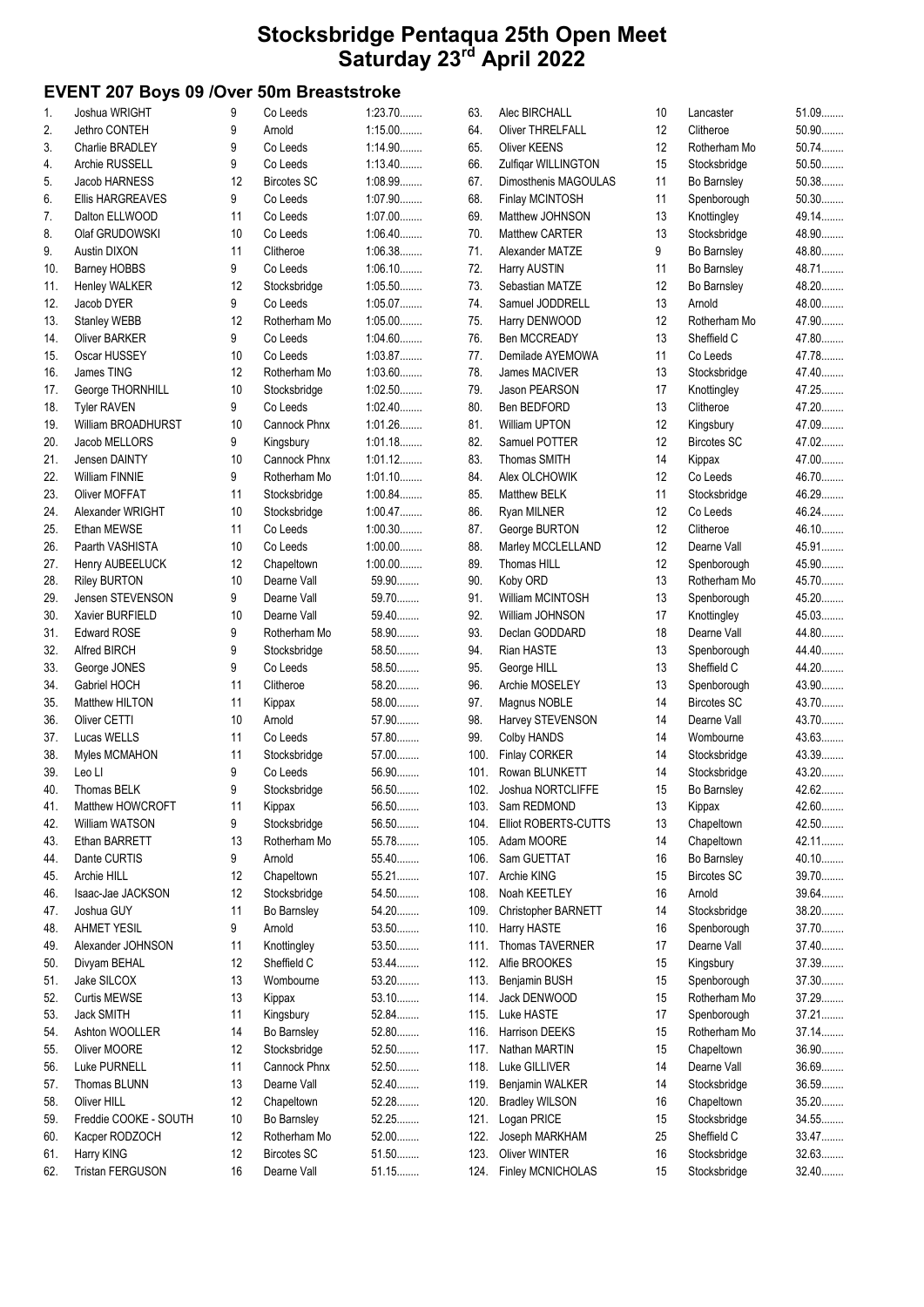# Stocksbridge Pentaqua 25th Open Meet
# Saturday 23rd April 2022

## EVENT 207 Boys 09 /Over 50m Breaststroke

| Pos | Name | Age | Club | Time |
|---|---|---|---|---|
| 1. | Joshua WRIGHT | 9 | Co Leeds | 1:23.70........ |
| 2. | Jethro CONTEH | 9 | Arnold | 1:15.00........ |
| 3. | Charlie BRADLEY | 9 | Co Leeds | 1:14.90........ |
| 4. | Archie RUSSELL | 9 | Co Leeds | 1:13.40........ |
| 5. | Jacob HARNESS | 12 | Bircotes SC | 1:08.99........ |
| 6. | Ellis HARGREAVES | 9 | Co Leeds | 1:07.90........ |
| 7. | Dalton ELLWOOD | 11 | Co Leeds | 1:07.00........ |
| 8. | Olaf GRUDOWSKI | 10 | Co Leeds | 1:06.40........ |
| 9. | Austin DIXON | 11 | Clitheroe | 1:06.38........ |
| 10. | Barney HOBBS | 9 | Co Leeds | 1:06.10........ |
| 11. | Henley WALKER | 12 | Stocksbridge | 1:05.50........ |
| 12. | Jacob DYER | 9 | Co Leeds | 1:05.07........ |
| 13. | Stanley WEBB | 12 | Rotherham Mo | 1:05.00........ |
| 14. | Oliver BARKER | 9 | Co Leeds | 1:04.60........ |
| 15. | Oscar HUSSEY | 10 | Co Leeds | 1:03.87........ |
| 16. | James TING | 12 | Rotherham Mo | 1:03.60........ |
| 17. | George THORNHILL | 10 | Stocksbridge | 1:02.50........ |
| 18. | Tyler RAVEN | 9 | Co Leeds | 1:02.40........ |
| 19. | William BROADHURST | 10 | Cannock Phnx | 1:01.26........ |
| 20. | Jacob MELLORS | 9 | Kingsbury | 1:01.18........ |
| 21. | Jensen DAINTY | 10 | Cannock Phnx | 1:01.12........ |
| 22. | William FINNIE | 9 | Rotherham Mo | 1:01.10........ |
| 23. | Oliver MOFFAT | 11 | Stocksbridge | 1:00.84........ |
| 24. | Alexander WRIGHT | 10 | Stocksbridge | 1:00.47........ |
| 25. | Ethan MEWSE | 11 | Co Leeds | 1:00.30........ |
| 26. | Paarth VASHISTA | 10 | Co Leeds | 1:00.00........ |
| 27. | Henry AUBEELUCK | 12 | Chapeltown | 1:00.00........ |
| 28. | Riley BURTON | 10 | Dearne Vall | 59.90........ |
| 29. | Jensen STEVENSON | 9 | Dearne Vall | 59.70........ |
| 30. | Xavier BURFIELD | 10 | Dearne Vall | 59.40........ |
| 31. | Edward ROSE | 9 | Rotherham Mo | 58.90........ |
| 32. | Alfred BIRCH | 9 | Stocksbridge | 58.50........ |
| 33. | George JONES | 9 | Co Leeds | 58.50........ |
| 34. | Gabriel HOCH | 11 | Clitheroe | 58.20........ |
| 35. | Matthew HILTON | 11 | Kippax | 58.00........ |
| 36. | Oliver CETTI | 10 | Arnold | 57.90........ |
| 37. | Lucas WELLS | 11 | Co Leeds | 57.80........ |
| 38. | Myles MCMAHON | 11 | Stocksbridge | 57.00........ |
| 39. | Leo LI | 9 | Co Leeds | 56.90........ |
| 40. | Thomas BELK | 9 | Stocksbridge | 56.50........ |
| 41. | Matthew HOWCROFT | 11 | Kippax | 56.50........ |
| 42. | William WATSON | 9 | Stocksbridge | 56.50........ |
| 43. | Ethan BARRETT | 13 | Rotherham Mo | 55.78........ |
| 44. | Dante CURTIS | 9 | Arnold | 55.40........ |
| 45. | Archie HILL | 12 | Chapeltown | 55.21........ |
| 46. | Isaac-Jae JACKSON | 12 | Stocksbridge | 54.50........ |
| 47. | Joshua GUY | 11 | Bo Barnsley | 54.20........ |
| 48. | AHMET YESIL | 9 | Arnold | 53.50........ |
| 49. | Alexander JOHNSON | 11 | Knottingley | 53.50........ |
| 50. | Divyam BEHAL | 12 | Sheffield C | 53.44........ |
| 51. | Jake SILCOX | 13 | Wombourne | 53.20........ |
| 52. | Curtis MEWSE | 13 | Kippax | 53.10........ |
| 53. | Jack SMITH | 11 | Kingsbury | 52.84........ |
| 54. | Ashton WOOLLER | 14 | Bo Barnsley | 52.80........ |
| 55. | Oliver MOORE | 12 | Stocksbridge | 52.50........ |
| 56. | Luke PURNELL | 11 | Cannock Phnx | 52.50........ |
| 57. | Thomas BLUNN | 13 | Dearne Vall | 52.40........ |
| 58. | Oliver HILL | 12 | Chapeltown | 52.28........ |
| 59. | Freddie COOKE - SOUTH | 10 | Bo Barnsley | 52.25........ |
| 60. | Kacper RODZOCH | 12 | Rotherham Mo | 52.00........ |
| 61. | Harry KING | 12 | Bircotes SC | 51.50........ |
| 62. | Tristan FERGUSON | 16 | Dearne Vall | 51.15........ |
| 63. | Alec BIRCHALL | 10 | Lancaster | 51.09........ |
| 64. | Oliver THRELFALL | 12 | Clitheroe | 50.90........ |
| 65. | Oliver KEENS | 12 | Rotherham Mo | 50.74........ |
| 66. | Zulfiqar WILLINGTON | 15 | Stocksbridge | 50.50........ |
| 67. | Dimosthenis MAGOULAS | 11 | Bo Barnsley | 50.38........ |
| 68. | Finlay MCINTOSH | 11 | Spenborough | 50.30........ |
| 69. | Matthew JOHNSON | 13 | Knottingley | 49.14........ |
| 70. | Matthew CARTER | 13 | Stocksbridge | 48.90........ |
| 71. | Alexander MATZE | 9 | Bo Barnsley | 48.80........ |
| 72. | Harry AUSTIN | 11 | Bo Barnsley | 48.71........ |
| 73. | Sebastian MATZE | 12 | Bo Barnsley | 48.20........ |
| 74. | Samuel JODDRELL | 13 | Arnold | 48.00........ |
| 75. | Harry DENWOOD | 12 | Rotherham Mo | 47.90........ |
| 76. | Ben MCCREADY | 13 | Sheffield C | 47.80........ |
| 77. | Demilade AYEMOWA | 11 | Co Leeds | 47.78........ |
| 78. | James MACIVER | 13 | Stocksbridge | 47.40........ |
| 79. | Jason PEARSON | 17 | Knottingley | 47.25........ |
| 80. | Ben BEDFORD | 13 | Clitheroe | 47.20........ |
| 81. | William UPTON | 12 | Kingsbury | 47.09........ |
| 82. | Samuel POTTER | 12 | Bircotes SC | 47.02........ |
| 83. | Thomas SMITH | 14 | Kippax | 47.00........ |
| 84. | Alex OLCHOWIK | 12 | Co Leeds | 46.70........ |
| 85. | Matthew BELK | 11 | Stocksbridge | 46.29........ |
| 86. | Ryan MILNER | 12 | Co Leeds | 46.24........ |
| 87. | George BURTON | 12 | Clitheroe | 46.10........ |
| 88. | Marley MCCLELLAND | 12 | Dearne Vall | 45.91........ |
| 89. | Thomas HILL | 12 | Spenborough | 45.90........ |
| 90. | Koby ORD | 13 | Rotherham Mo | 45.70........ |
| 91. | William MCINTOSH | 13 | Spenborough | 45.20........ |
| 92. | William JOHNSON | 17 | Knottingley | 45.03........ |
| 93. | Declan GODDARD | 18 | Dearne Vall | 44.80........ |
| 94. | Rian HASTE | 13 | Spenborough | 44.40........ |
| 95. | George HILL | 13 | Sheffield C | 44.20........ |
| 96. | Archie MOSELEY | 13 | Spenborough | 43.90........ |
| 97. | Magnus NOBLE | 14 | Bircotes SC | 43.70........ |
| 98. | Harvey STEVENSON | 14 | Dearne Vall | 43.70........ |
| 99. | Colby HANDS | 14 | Wombourne | 43.63........ |
| 100. | Finlay CORKER | 14 | Stocksbridge | 43.39........ |
| 101. | Rowan BLUNKETT | 14 | Stocksbridge | 43.20........ |
| 102. | Joshua NORTCLIFFE | 15 | Bo Barnsley | 42.62........ |
| 103. | Sam REDMOND | 13 | Kippax | 42.60........ |
| 104. | Elliot ROBERTS-CUTTS | 13 | Chapeltown | 42.50........ |
| 105. | Adam MOORE | 14 | Chapeltown | 42.11........ |
| 106. | Sam GUETTAT | 16 | Bo Barnsley | 40.10........ |
| 107. | Archie KING | 15 | Bircotes SC | 39.70........ |
| 108. | Noah KEETLEY | 16 | Arnold | 39.64........ |
| 109. | Christopher BARNETT | 14 | Stocksbridge | 38.20........ |
| 110. | Harry HASTE | 16 | Spenborough | 37.70........ |
| 111. | Thomas TAVERNER | 17 | Dearne Vall | 37.40........ |
| 112. | Alfie BROOKES | 15 | Kingsbury | 37.39........ |
| 113. | Benjamin BUSH | 15 | Spenborough | 37.30........ |
| 114. | Jack DENWOOD | 15 | Rotherham Mo | 37.29........ |
| 115. | Luke HASTE | 17 | Spenborough | 37.21........ |
| 116. | Harrison DEEKS | 15 | Rotherham Mo | 37.14........ |
| 117. | Nathan MARTIN | 15 | Chapeltown | 36.90........ |
| 118. | Luke GILLIVER | 14 | Dearne Vall | 36.69........ |
| 119. | Benjamin WALKER | 14 | Stocksbridge | 36.59........ |
| 120. | Bradley WILSON | 16 | Chapeltown | 35.20........ |
| 121. | Logan PRICE | 15 | Stocksbridge | 34.55........ |
| 122. | Joseph MARKHAM | 25 | Sheffield C | 33.47........ |
| 123. | Oliver WINTER | 16 | Stocksbridge | 32.63........ |
| 124. | Finley MCNICHOLAS | 15 | Stocksbridge | 32.40........ |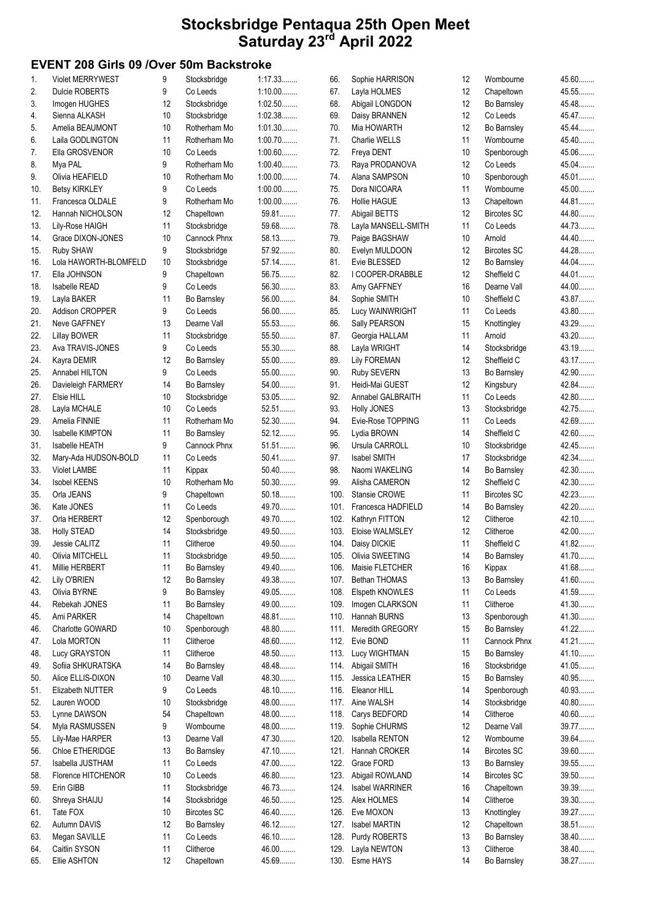# Stocksbridge Pentaqua 25th Open Meet
## Saturday 23rd April 2022

### EVENT 208 Girls 09 /Over 50m Backstroke

| # | Name | Age | Club | Time |
|---|---|---|---|---|
| 1. | Violet MERRYWEST | 9 | Stocksbridge | 1:17.33........ |
| 2. | Dulcie ROBERTS | 9 | Co Leeds | 1:10.00........ |
| 3. | Imogen HUGHES | 12 | Stocksbridge | 1:02.50........ |
| 4. | Sienna ALKASH | 10 | Stocksbridge | 1:02.38........ |
| 5. | Amelia BEAUMONT | 10 | Rotherham Mo | 1:01.30........ |
| 6. | Laila GODLINGTON | 11 | Rotherham Mo | 1:00.70........ |
| 7. | Ella GROSVENOR | 10 | Co Leeds | 1:00.60........ |
| 8. | Mya PAL | 9 | Rotherham Mo | 1:00.40........ |
| 9. | Olivia HEAFIELD | 10 | Rotherham Mo | 1:00.00........ |
| 10. | Betsy KIRKLEY | 9 | Co Leeds | 1:00.00........ |
| 11. | Francesca OLDALE | 9 | Rotherham Mo | 1:00.00........ |
| 12. | Hannah NICHOLSON | 12 | Chapeltown | 59.81........ |
| 13. | Lily-Rose HAIGH | 11 | Stocksbridge | 59.68........ |
| 14. | Grace DIXON-JONES | 10 | Cannock Phnx | 58.13........ |
| 15. | Ruby SHAW | 9 | Stocksbridge | 57.92........ |
| 16. | Lola HAWORTH-BLOMFELD | 10 | Stocksbridge | 57.14........ |
| 17. | Ella JOHNSON | 9 | Chapeltown | 56.75........ |
| 18. | Isabelle READ | 9 | Co Leeds | 56.30........ |
| 19. | Layla BAKER | 11 | Bo Barnsley | 56.00........ |
| 20. | Addison CROPPER | 9 | Co Leeds | 56.00........ |
| 21. | Neve GAFFNEY | 13 | Dearne Vall | 55.53........ |
| 22. | Lillay BOWER | 11 | Stocksbridge | 55.50........ |
| 23. | Ava TRAVIS-JONES | 9 | Co Leeds | 55.30........ |
| 24. | Kayra DEMIR | 12 | Bo Barnsley | 55.00........ |
| 25. | Annabel HILTON | 9 | Co Leeds | 55.00........ |
| 26. | Davieleigh FARMERY | 14 | Bo Barnsley | 54.00........ |
| 27. | Elsie HILL | 10 | Stocksbridge | 53.05........ |
| 28. | Layla MCHALE | 10 | Co Leeds | 52.51........ |
| 29. | Amelia FINNIE | 11 | Rotherham Mo | 52.30........ |
| 30. | Isabelle KIMPTON | 11 | Bo Barnsley | 52.12........ |
| 31. | Isabelle HEATH | 9 | Cannock Phnx | 51.51........ |
| 32. | Mary-Ada HUDSON-BOLD | 11 | Co Leeds | 50.41........ |
| 33. | Violet LAMBE | 11 | Kippax | 50.40........ |
| 34. | Isobel KEENS | 10 | Rotherham Mo | 50.30........ |
| 35. | Orla JEANS | 9 | Chapeltown | 50.18........ |
| 36. | Kate JONES | 11 | Co Leeds | 49.70........ |
| 37. | Orla HERBERT | 12 | Spenborough | 49.70........ |
| 38. | Holly STEAD | 14 | Stocksbridge | 49.50........ |
| 39. | Jessie CALITZ | 11 | Clitheroe | 49.50........ |
| 40. | Olivia MITCHELL | 11 | Stocksbridge | 49.50........ |
| 41. | Millie HERBERT | 11 | Bo Barnsley | 49.40........ |
| 42. | Lily O'BRIEN | 12 | Bo Barnsley | 49.38........ |
| 43. | Olivia BYRNE | 9 | Bo Barnsley | 49.05........ |
| 44. | Rebekah JONES | 11 | Bo Barnsley | 49.00........ |
| 45. | Ami PARKER | 14 | Chapeltown | 48.81........ |
| 46. | Charlotte GOWARD | 10 | Spenborough | 48.80........ |
| 47. | Lola MORTON | 11 | Clitheroe | 48.60........ |
| 48. | Lucy GRAYSTON | 11 | Clitheroe | 48.50........ |
| 49. | Sofiia SHKURATSKA | 14 | Bo Barnsley | 48.48........ |
| 50. | Alice ELLIS-DIXON | 10 | Dearne Vall | 48.30........ |
| 51. | Elizabeth NUTTER | 9 | Co Leeds | 48.10........ |
| 52. | Lauren WOOD | 10 | Stocksbridge | 48.00........ |
| 53. | Lynne DAWSON | 54 | Chapeltown | 48.00........ |
| 54. | Myla RASMUSSEN | 9 | Wombourne | 48.00........ |
| 55. | Lily-Mae HARPER | 13 | Dearne Vall | 47.30........ |
| 56. | Chloe ETHERIDGE | 13 | Bo Barnsley | 47.10........ |
| 57. | Isabella JUSTHAM | 11 | Co Leeds | 47.00........ |
| 58. | Florence HITCHENOR | 10 | Co Leeds | 46.80........ |
| 59. | Erin GIBB | 11 | Stocksbridge | 46.73........ |
| 60. | Shreya SHAIJU | 14 | Stocksbridge | 46.50........ |
| 61. | Tate FOX | 10 | Bircotes SC | 46.40........ |
| 62. | Autumn DAVIS | 12 | Bo Barnsley | 46.12........ |
| 63. | Megan SAVILLE | 11 | Co Leeds | 46.10........ |
| 64. | Caitlin SYSON | 11 | Clitheroe | 46.00........ |
| 65. | Ellie ASHTON | 12 | Chapeltown | 45.69........ |
| 66. | Sophie HARRISON | 12 | Wombourne | 45.60........ |
| 67. | Layla HOLMES | 12 | Chapeltown | 45.55........ |
| 68. | Abigail LONGDON | 12 | Bo Barnsley | 45.48........ |
| 69. | Daisy BRANNEN | 12 | Co Leeds | 45.47........ |
| 70. | Mia HOWARTH | 12 | Bo Barnsley | 45.44........ |
| 71. | Charlie WELLS | 11 | Wombourne | 45.40........ |
| 72. | Freya DENT | 10 | Spenborough | 45.06........ |
| 73. | Raya PRODANOVA | 12 | Co Leeds | 45.04........ |
| 74. | Alana SAMPSON | 10 | Spenborough | 45.01........ |
| 75. | Dora NICOARA | 11 | Wombourne | 45.00........ |
| 76. | Hollie HAGUE | 13 | Chapeltown | 44.81........ |
| 77. | Abigail BETTS | 12 | Bircotes SC | 44.80........ |
| 78. | Layla MANSELL-SMITH | 11 | Co Leeds | 44.73........ |
| 79. | Paige BAGSHAW | 10 | Arnold | 44.40........ |
| 80. | Evelyn MULDOON | 12 | Bircotes SC | 44.28........ |
| 81. | Evie BLESSED | 12 | Bo Barnsley | 44.04........ |
| 82. | I COOPER-DRABBLE | 12 | Sheffield C | 44.01........ |
| 83. | Amy GAFFNEY | 16 | Dearne Vall | 44.00........ |
| 84. | Sophie SMITH | 10 | Sheffield C | 43.87........ |
| 85. | Lucy WAINWRIGHT | 11 | Co Leeds | 43.80........ |
| 86. | Sally PEARSON | 15 | Knottingley | 43.29........ |
| 87. | Georgia HALLAM | 11 | Arnold | 43.20........ |
| 88. | Layla WRIGHT | 14 | Stocksbridge | 43.19........ |
| 89. | Lily FOREMAN | 12 | Sheffield C | 43.17........ |
| 90. | Ruby SEVERN | 13 | Bo Barnsley | 42.90........ |
| 91. | Heidi-Mai GUEST | 12 | Kingsbury | 42.84........ |
| 92. | Annabel GALBRAITH | 11 | Co Leeds | 42.80........ |
| 93. | Holly JONES | 13 | Stocksbridge | 42.75........ |
| 94. | Evie-Rose TOPPING | 11 | Co Leeds | 42.69........ |
| 95. | Lydia BROWN | 14 | Sheffield C | 42.60........ |
| 96. | Ursula CARROLL | 10 | Stocksbridge | 42.45........ |
| 97. | Isabel SMITH | 17 | Stocksbridge | 42.34........ |
| 98. | Naomi WAKELING | 14 | Bo Barnsley | 42.30........ |
| 99. | Alisha CAMERON | 12 | Sheffield C | 42.30........ |
| 100. | Stansie CROWE | 11 | Bircotes SC | 42.23........ |
| 101. | Francesca HADFIELD | 14 | Bo Barnsley | 42.20........ |
| 102. | Kathryn FITTON | 12 | Clitheroe | 42.10........ |
| 103. | Eloise WALMSLEY | 12 | Clitheroe | 42.00........ |
| 104. | Daisy DICKIE | 11 | Sheffield C | 41.82........ |
| 105. | Olivia SWEETING | 14 | Bo Barnsley | 41.70........ |
| 106. | Maisie FLETCHER | 16 | Kippax | 41.68........ |
| 107. | Bethan THOMAS | 13 | Bo Barnsley | 41.60........ |
| 108. | Elspeth KNOWLES | 11 | Co Leeds | 41.59........ |
| 109. | Imogen CLARKSON | 11 | Clitheroe | 41.30........ |
| 110. | Hannah BURNS | 13 | Spenborough | 41.30........ |
| 111. | Meredith GREGORY | 15 | Bo Barnsley | 41.22........ |
| 112. | Evie BOND | 11 | Cannock Phnx | 41.21........ |
| 113. | Lucy WIGHTMAN | 15 | Bo Barnsley | 41.10........ |
| 114. | Abigail SMITH | 16 | Stocksbridge | 41.05........ |
| 115. | Jessica LEATHER | 15 | Bo Barnsley | 40.95........ |
| 116. | Eleanor HILL | 14 | Spenborough | 40.93........ |
| 117. | Aine WALSH | 14 | Stocksbridge | 40.80........ |
| 118. | Carys BEDFORD | 14 | Clitheroe | 40.60........ |
| 119. | Sophie CHURMS | 12 | Dearne Vall | 39.77........ |
| 120. | Isabella RENTON | 12 | Wombourne | 39.64........ |
| 121. | Hannah CROKER | 14 | Bircotes SC | 39.60........ |
| 122. | Grace FORD | 13 | Bo Barnsley | 39.55........ |
| 123. | Abigail ROWLAND | 14 | Bircotes SC | 39.50........ |
| 124. | Isabel WARRINER | 16 | Chapeltown | 39.39........ |
| 125. | Alex HOLMES | 14 | Clitheroe | 39.30........ |
| 126. | Eve MOXON | 13 | Knottingley | 39.27........ |
| 127. | Isabel MARTIN | 12 | Chapeltown | 38.51........ |
| 128. | Purdy ROBERTS | 13 | Bo Barnsley | 38.40........ |
| 129. | Layla NEWTON | 13 | Clitheroe | 38.40........ |
| 130. | Esme HAYS | 14 | Bo Barnsley | 38.27........ |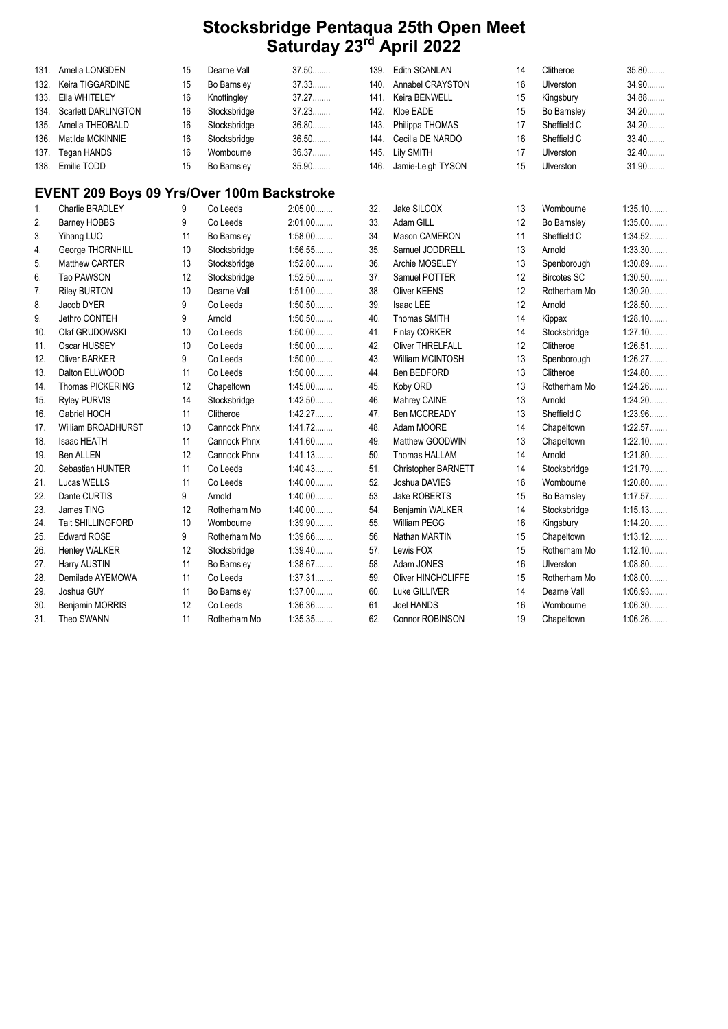# Stocksbridge Pentaqua 25th Open Meet
## Saturday 23rd April 2022

| | | | | |
|---|---|---|---|---|
| 131. | Amelia LONGDEN | 15 | Dearne Vall | 37.50........ |
| 132. | Keira TIGGARDINE | 15 | Bo Barnsley | 37.33........ |
| 133. | Ella WHITELEY | 16 | Knottingley | 37.27........ |
| 134. | Scarlett DARLINGTON | 16 | Stocksbridge | 37.23........ |
| 135. | Amelia THEOBALD | 16 | Stocksbridge | 36.80........ |
| 136. | Matilda MCKINNIE | 16 | Stocksbridge | 36.50........ |
| 137. | Tegan HANDS | 16 | Wombourne | 36.37........ |
| 138. | Emilie TODD | 15 | Bo Barnsley | 35.90........ |
| 139. | Edith SCANLAN | 14 | Clitheroe | 35.80........ |
| 140. | Annabel CRAYSTON | 16 | Ulverston | 34.90........ |
| 141. | Keira BENWELL | 15 | Kingsbury | 34.88........ |
| 142. | Kloe EADE | 15 | Bo Barnsley | 34.20........ |
| 143. | Philippa THOMAS | 17 | Sheffield C | 34.20........ |
| 144. | Cecilia DE NARDO | 16 | Sheffield C | 33.40........ |
| 145. | Lily SMITH | 17 | Ulverston | 32.40........ |
| 146. | Jamie-Leigh TYSON | 15 | Ulverston | 31.90........ |

### EVENT 209 Boys 09 Yrs/Over 100m Backstroke

| | | | | |
|---|---|---|---|---|
| 1. | Charlie BRADLEY | 9 | Co Leeds | 2:05.00........ |
| 2. | Barney HOBBS | 9 | Co Leeds | 2:01.00........ |
| 3. | Yihang LUO | 11 | Bo Barnsley | 1:58.00........ |
| 4. | George THORNHILL | 10 | Stocksbridge | 1:56.55........ |
| 5. | Matthew CARTER | 13 | Stocksbridge | 1:52.80........ |
| 6. | Tao PAWSON | 12 | Stocksbridge | 1:52.50........ |
| 7. | Riley BURTON | 10 | Dearne Vall | 1:51.00........ |
| 8. | Jacob DYER | 9 | Co Leeds | 1:50.50........ |
| 9. | Jethro CONTEH | 9 | Arnold | 1:50.50........ |
| 10. | Olaf GRUDOWSKI | 10 | Co Leeds | 1:50.00........ |
| 11. | Oscar HUSSEY | 10 | Co Leeds | 1:50.00........ |
| 12. | Oliver BARKER | 9 | Co Leeds | 1:50.00........ |
| 13. | Dalton ELLWOOD | 11 | Co Leeds | 1:50.00........ |
| 14. | Thomas PICKERING | 12 | Chapeltown | 1:45.00........ |
| 15. | Ryley PURVIS | 14 | Stocksbridge | 1:42.50........ |
| 16. | Gabriel HOCH | 11 | Clitheroe | 1:42.27........ |
| 17. | William BROADHURST | 10 | Cannock Phnx | 1:41.72........ |
| 18. | Isaac HEATH | 11 | Cannock Phnx | 1:41.60........ |
| 19. | Ben ALLEN | 12 | Cannock Phnx | 1:41.13........ |
| 20. | Sebastian HUNTER | 11 | Co Leeds | 1:40.43........ |
| 21. | Lucas WELLS | 11 | Co Leeds | 1:40.00........ |
| 22. | Dante CURTIS | 9 | Arnold | 1:40.00........ |
| 23. | James TING | 12 | Rotherham Mo | 1:40.00........ |
| 24. | Tait SHILLINGFORD | 10 | Wombourne | 1:39.90........ |
| 25. | Edward ROSE | 9 | Rotherham Mo | 1:39.66........ |
| 26. | Henley WALKER | 12 | Stocksbridge | 1:39.40........ |
| 27. | Harry AUSTIN | 11 | Bo Barnsley | 1:38.67........ |
| 28. | Demilade AYEMOWA | 11 | Co Leeds | 1:37.31........ |
| 29. | Joshua GUY | 11 | Bo Barnsley | 1:37.00........ |
| 30. | Benjamin MORRIS | 12 | Co Leeds | 1:36.36........ |
| 31. | Theo SWANN | 11 | Rotherham Mo | 1:35.35........ |
| 32. | Jake SILCOX | 13 | Wombourne | 1:35.10........ |
| 33. | Adam GILL | 12 | Bo Barnsley | 1:35.00........ |
| 34. | Mason CAMERON | 11 | Sheffield C | 1:34.52........ |
| 35. | Samuel JODDRELL | 13 | Arnold | 1:33.30........ |
| 36. | Archie MOSELEY | 13 | Spenborough | 1:30.89........ |
| 37. | Samuel POTTER | 12 | Bircotes SC | 1:30.50........ |
| 38. | Oliver KEENS | 12 | Rotherham Mo | 1:30.20........ |
| 39. | Isaac LEE | 12 | Arnold | 1:28.50........ |
| 40. | Thomas SMITH | 14 | Kippax | 1:28.10........ |
| 41. | Finlay CORKER | 14 | Stocksbridge | 1:27.10........ |
| 42. | Oliver THRELFALL | 12 | Clitheroe | 1:26.51........ |
| 43. | William MCINTOSH | 13 | Spenborough | 1:26.27........ |
| 44. | Ben BEDFORD | 13 | Clitheroe | 1:24.80........ |
| 45. | Koby ORD | 13 | Rotherham Mo | 1:24.26........ |
| 46. | Mahrey CAINE | 13 | Arnold | 1:24.20........ |
| 47. | Ben MCCREADY | 13 | Sheffield C | 1:23.96........ |
| 48. | Adam MOORE | 14 | Chapeltown | 1:22.57........ |
| 49. | Matthew GOODWIN | 13 | Chapeltown | 1:22.10........ |
| 50. | Thomas HALLAM | 14 | Arnold | 1:21.80........ |
| 51. | Christopher BARNETT | 14 | Stocksbridge | 1:21.79........ |
| 52. | Joshua DAVIES | 16 | Wombourne | 1:20.80........ |
| 53. | Jake ROBERTS | 15 | Bo Barnsley | 1:17.57........ |
| 54. | Benjamin WALKER | 14 | Stocksbridge | 1:15.13........ |
| 55. | William PEGG | 16 | Kingsbury | 1:14.20........ |
| 56. | Nathan MARTIN | 15 | Chapeltown | 1:13.12........ |
| 57. | Lewis FOX | 15 | Rotherham Mo | 1:12.10........ |
| 58. | Adam JONES | 16 | Ulverston | 1:08.80........ |
| 59. | Oliver HINCHCLIFFE | 15 | Rotherham Mo | 1:08.00........ |
| 60. | Luke GILLIVER | 14 | Dearne Vall | 1:06.93........ |
| 61. | Joel HANDS | 16 | Wombourne | 1:06.30........ |
| 62. | Connor ROBINSON | 19 | Chapeltown | 1:06.26........ |